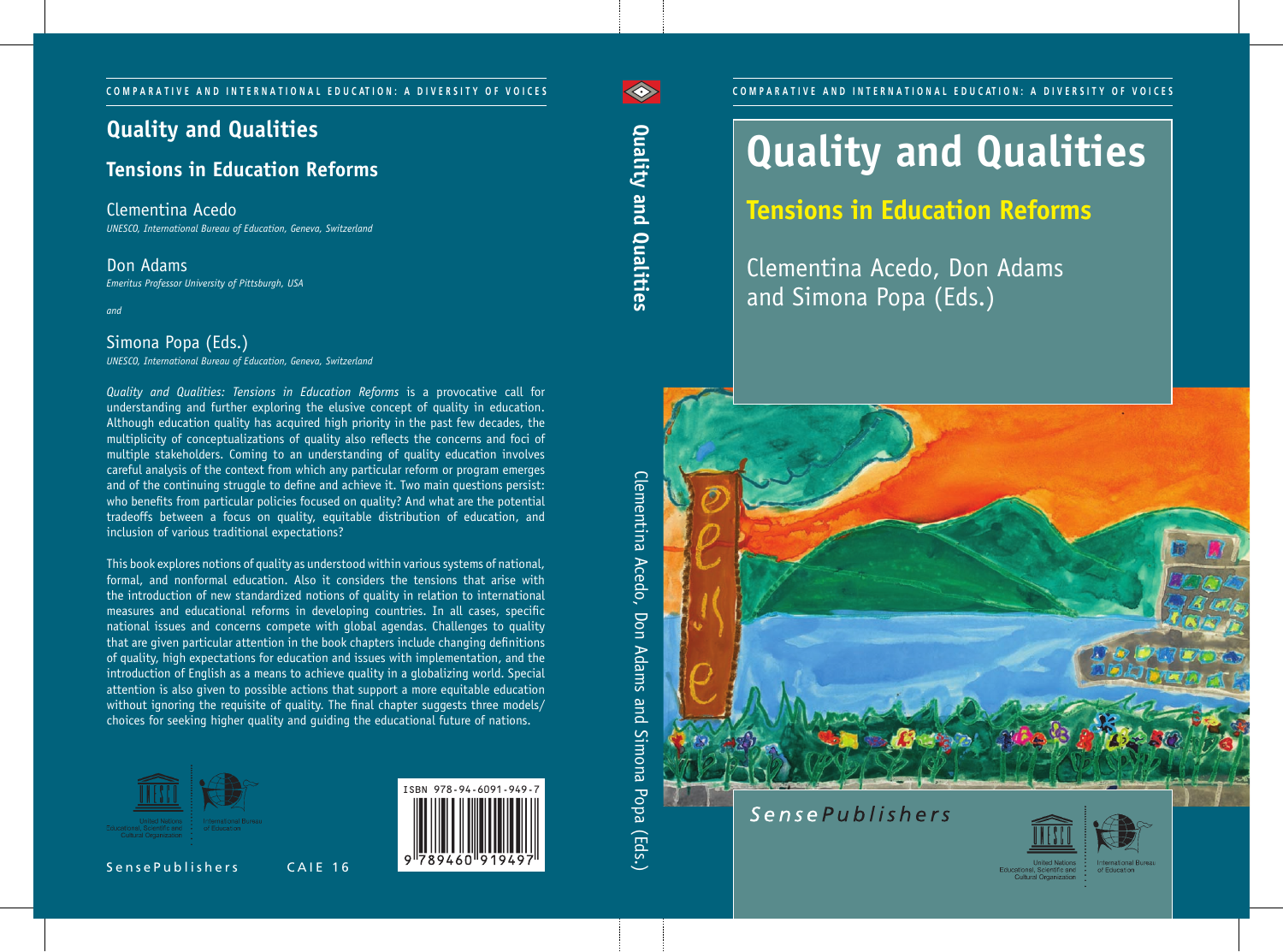COMPARATIVE AND INTERNATIONAL EDUCATION: A DIVERSITY OF VOICES

# Quality and Qualities

## Tensions in Education Reforms

Clementina Acedo
*UNESCO, International Bureau of Education, Geneva, Switzerland*

Don Adams
*Emeritus Professor University of Pittsburgh, USA*

*and*

Simona Popa (Eds.)
*UNESCO, International Bureau of Education, Geneva, Switzerland*

*Quality and Qualities: Tensions in Education Reforms* is a provocative call for understanding and further exploring the elusive concept of quality in education. Although education quality has acquired high priority in the past few decades, the multiplicity of conceptualizations of quality also reflects the concerns and foci of multiple stakeholders. Coming to an understanding of quality education involves careful analysis of the context from which any particular reform or program emerges and of the continuing struggle to define and achieve it. Two main questions persist: who benefits from particular policies focused on quality? And what are the potential tradeoffs between a focus on quality, equitable distribution of education, and inclusion of various traditional expectations?

This book explores notions of quality as understood within various systems of national, formal, and nonformal education. Also it considers the tensions that arise with the introduction of new standardized notions of quality in relation to international measures and educational reforms in developing countries. In all cases, specific national issues and concerns compete with global agendas. Challenges to quality that are given particular attention in the book chapters include changing definitions of quality, high expectations for education and issues with implementation, and the introduction of English as a means to achieve quality in a globalizing world. Special attention is also given to possible actions that support a more equitable education without ignoring the requisite of quality. The final chapter suggests three models/choices for seeking higher quality and guiding the educational future of nations.

United Nations Educational, Scientific and Cultural Organization | International Bureau of Education

ISBN 978-94-6091-949-7

SensePublishers CAIE 16

**Quality and Qualities**

Clementina Acedo, Don Adams and Simona Popa (Eds.)

COMPARATIVE AND INTERNATIONAL EDUCATION: A DIVERSITY OF VOICES

# Quality and Qualities

## Tensions in Education Reforms

Clementina Acedo, Don Adams and Simona Popa (Eds.)

SensePublishers

United Nations Educational, Scientific and Cultural Organization | International Bureau of Education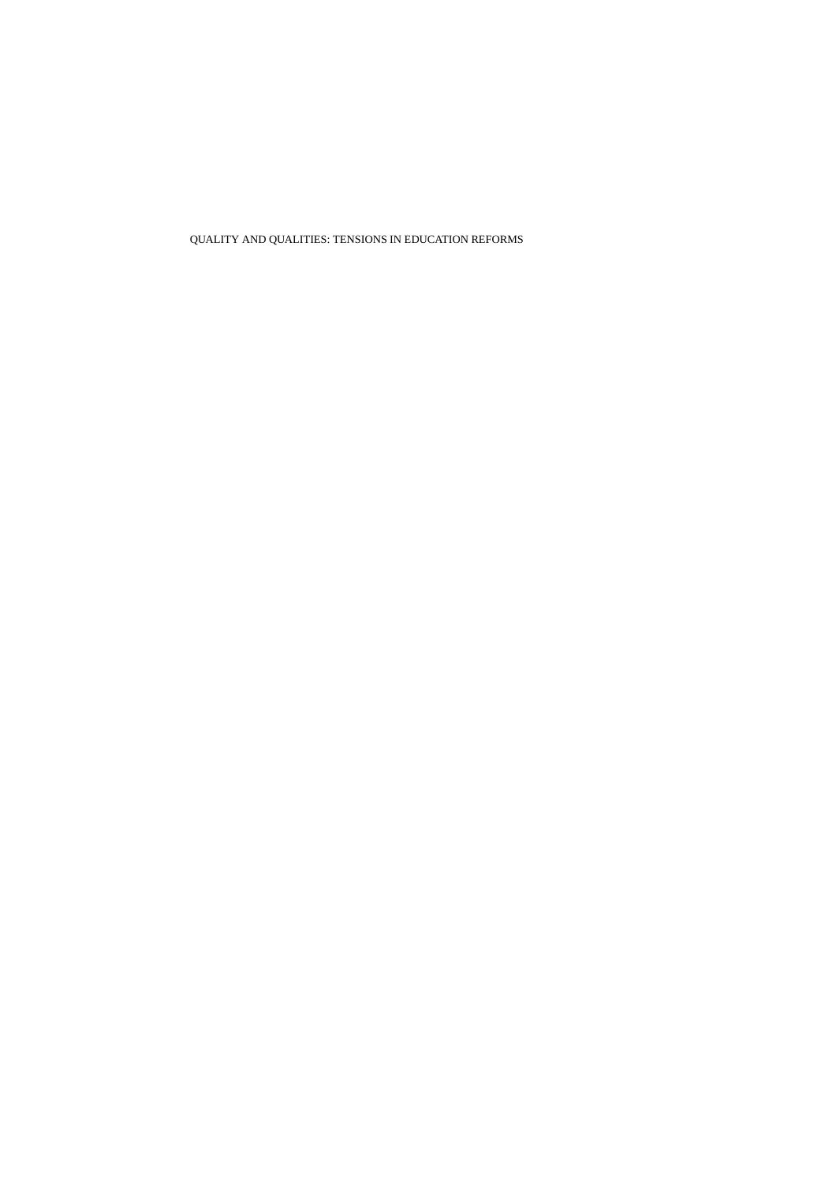QUALITY AND QUALITIES: TENSIONS IN EDUCATION REFORMS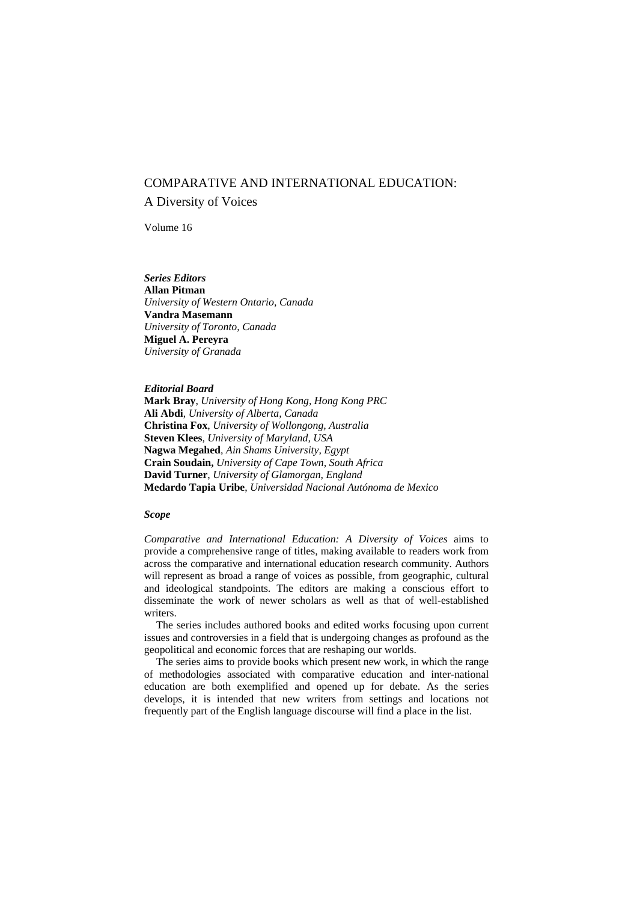# COMPARATIVE AND INTERNATIONAL EDUCATION:
## A Diversity of Voices

Volume 16

***Series Editors***

**Allan Pitman**
*University of Western Ontario, Canada*
**Vandra Masemann**
*University of Toronto, Canada*
**Miguel A. Pereyra**
*University of Granada*

***Editorial Board***

**Mark Bray**, *University of Hong Kong, Hong Kong PRC*
**Ali Abdi**, *University of Alberta, Canada*
**Christina Fox**, *University of Wollongong, Australia*
**Steven Klees**, *University of Maryland, USA*
**Nagwa Megahed**, *Ain Shams University, Egypt*
**Crain Soudain,** *University of Cape Town, South Africa*
**David Turner**, *University of Glamorgan, England*
**Medardo Tapia Uribe**, *Universidad Nacional Autónoma de Mexico*

***Scope***

*Comparative and International Education: A Diversity of Voices* aims to provide a comprehensive range of titles, making available to readers work from across the comparative and international education research community. Authors will represent as broad a range of voices as possible, from geographic, cultural and ideological standpoints. The editors are making a conscious effort to disseminate the work of newer scholars as well as that of well-established writers.

The series includes authored books and edited works focusing upon current issues and controversies in a field that is undergoing changes as profound as the geopolitical and economic forces that are reshaping our worlds.

The series aims to provide books which present new work, in which the range of methodologies associated with comparative education and inter-national education are both exemplified and opened up for debate. As the series develops, it is intended that new writers from settings and locations not frequently part of the English language discourse will find a place in the list.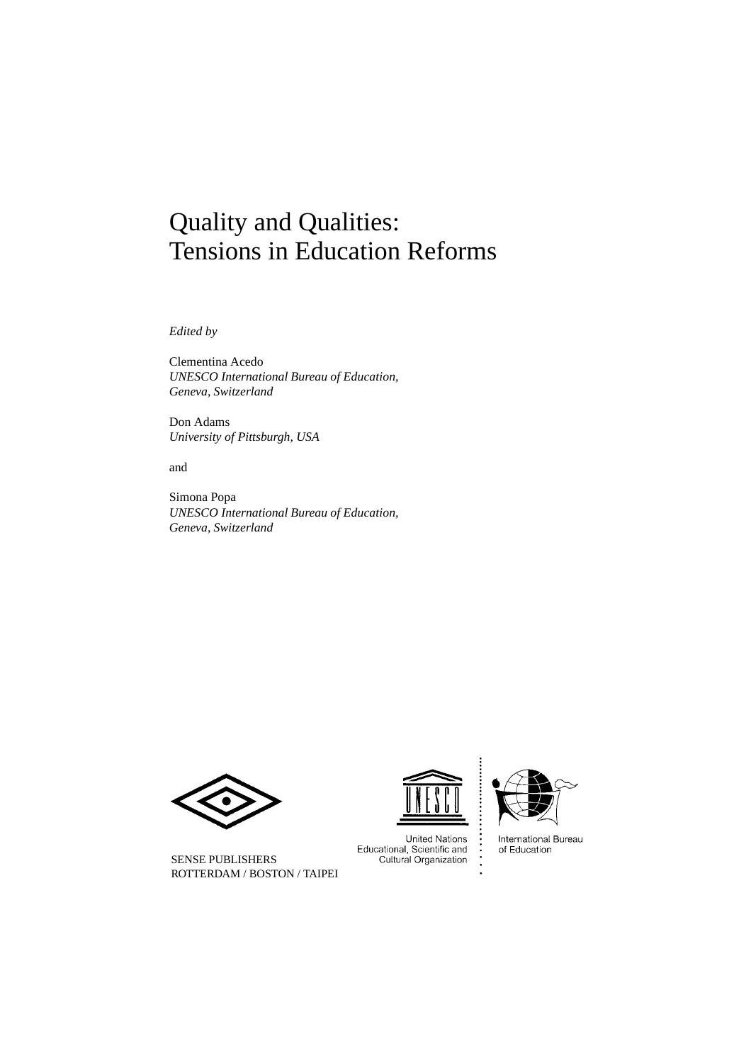# Quality and Qualities: Tensions in Education Reforms

*Edited by*

Clementina Acedo
*UNESCO International Bureau of Education, Geneva, Switzerland*

Don Adams
*University of Pittsburgh, USA*

and

Simona Popa
*UNESCO International Bureau of Education, Geneva, Switzerland*

United Nations Educational, Scientific and Cultural Organization

International Bureau of Education

SENSE PUBLISHERS
ROTTERDAM / BOSTON / TAIPEI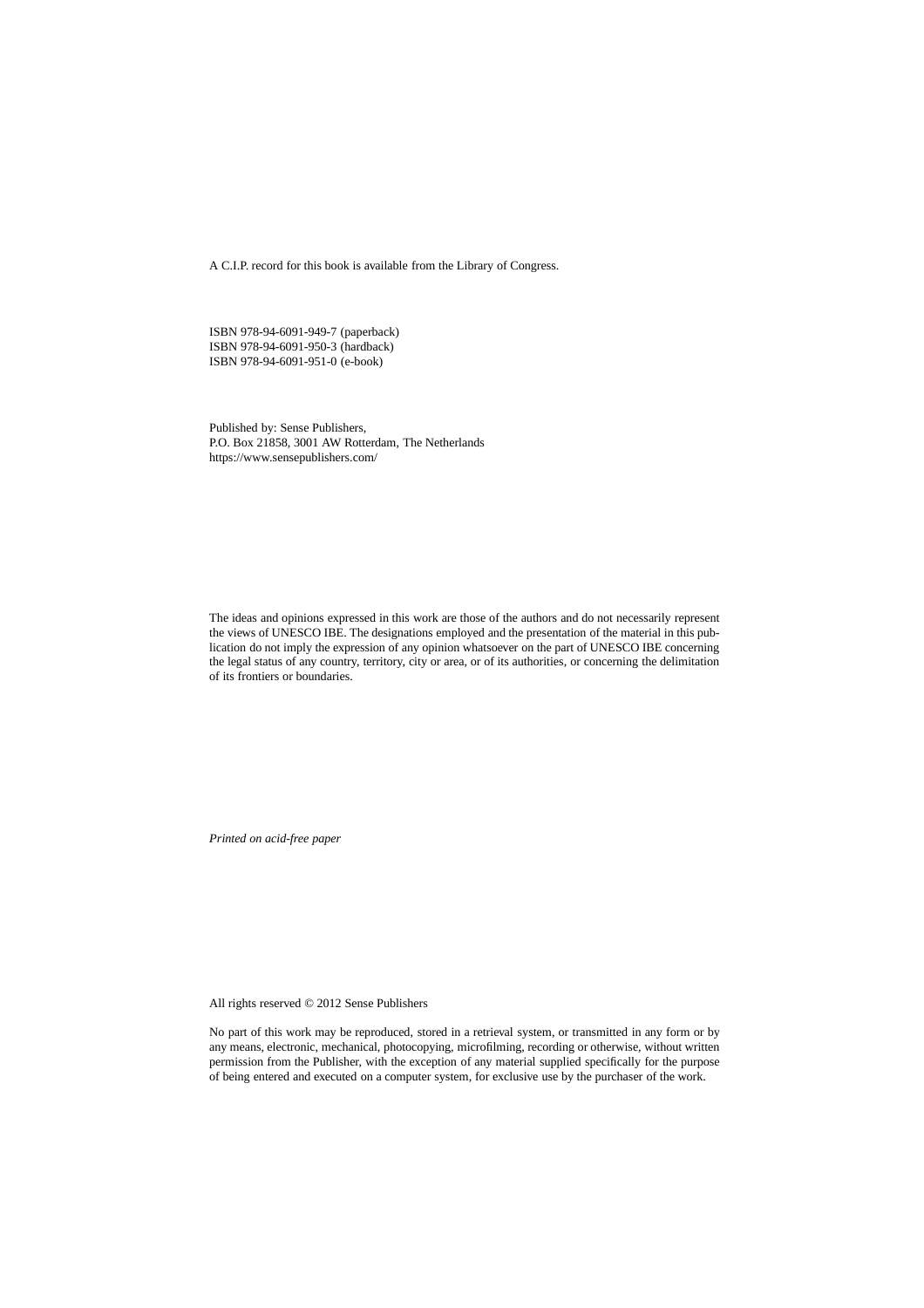A C.I.P. record for this book is available from the Library of Congress.

ISBN 978-94-6091-949-7 (paperback)
ISBN 978-94-6091-950-3 (hardback)
ISBN 978-94-6091-951-0 (e-book)

Published by: Sense Publishers,
P.O. Box 21858, 3001 AW Rotterdam, The Netherlands
https://www.sensepublishers.com/

The ideas and opinions expressed in this work are those of the authors and do not necessarily represent the views of UNESCO IBE. The designations employed and the presentation of the material in this publication do not imply the expression of any opinion whatsoever on the part of UNESCO IBE concerning the legal status of any country, territory, city or area, or of its authorities, or concerning the delimitation of its frontiers or boundaries.

*Printed on acid-free paper*

All rights reserved © 2012 Sense Publishers

No part of this work may be reproduced, stored in a retrieval system, or transmitted in any form or by any means, electronic, mechanical, photocopying, microfilming, recording or otherwise, without written permission from the Publisher, with the exception of any material supplied specifically for the purpose of being entered and executed on a computer system, for exclusive use by the purchaser of the work.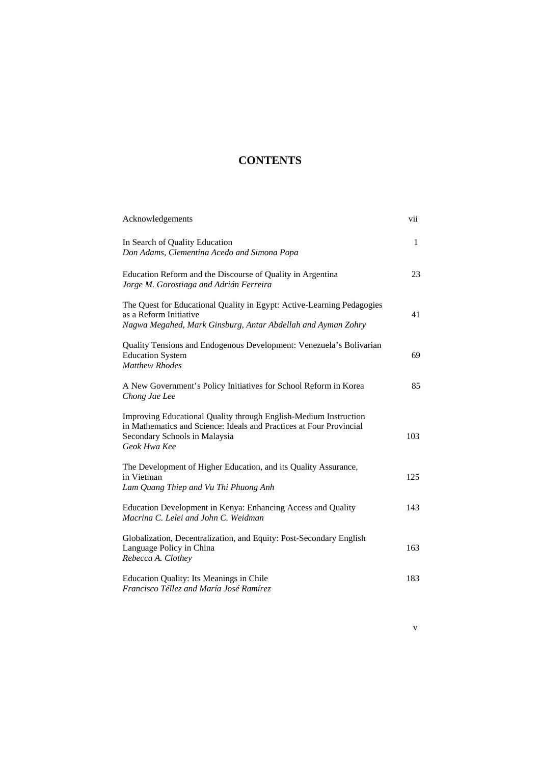# CONTENTS

| | |
|---|---|
| Acknowledgements | vii |
| In Search of Quality Education<br>*Don Adams, Clementina Acedo and Simona Popa* | 1 |
| Education Reform and the Discourse of Quality in Argentina<br>*Jorge M. Gorostiaga and Adrián Ferreira* | 23 |
| The Quest for Educational Quality in Egypt: Active-Learning Pedagogies as a Reform Initiative<br>*Nagwa Megahed, Mark Ginsburg, Antar Abdellah and Ayman Zohry* | 41 |
| Quality Tensions and Endogenous Development: Venezuela's Bolivarian Education System<br>*Matthew Rhodes* | 69 |
| A New Government's Policy Initiatives for School Reform in Korea<br>*Chong Jae Lee* | 85 |
| Improving Educational Quality through English-Medium Instruction in Mathematics and Science: Ideals and Practices at Four Provincial Secondary Schools in Malaysia<br>*Geok Hwa Kee* | 103 |
| The Development of Higher Education, and its Quality Assurance, in Vietman<br>*Lam Quang Thiep and Vu Thi Phuong Anh* | 125 |
| Education Development in Kenya: Enhancing Access and Quality<br>*Macrina C. Lelei and John C. Weidman* | 143 |
| Globalization, Decentralization, and Equity: Post-Secondary English Language Policy in China<br>*Rebecca A. Clothey* | 163 |
| Education Quality: Its Meanings in Chile<br>*Francisco Téllez and María José Ramírez* | 183 |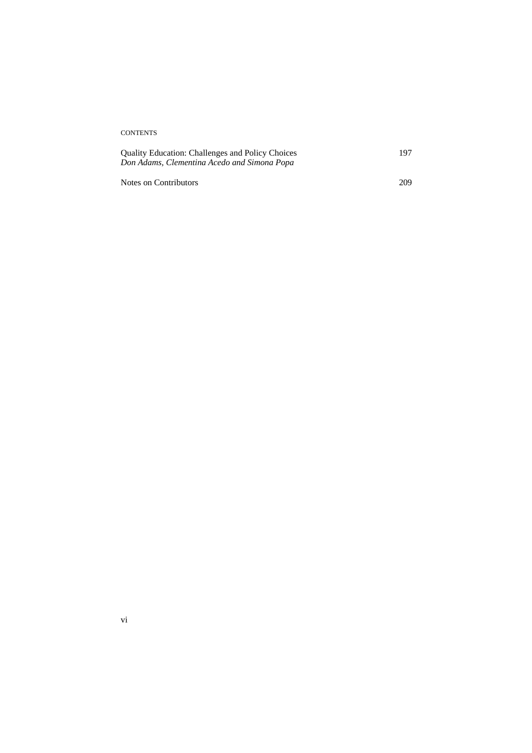Quality Education: Challenges and Policy Choices 197
*Don Adams, Clementina Acedo and Simona Popa*

Notes on Contributors 209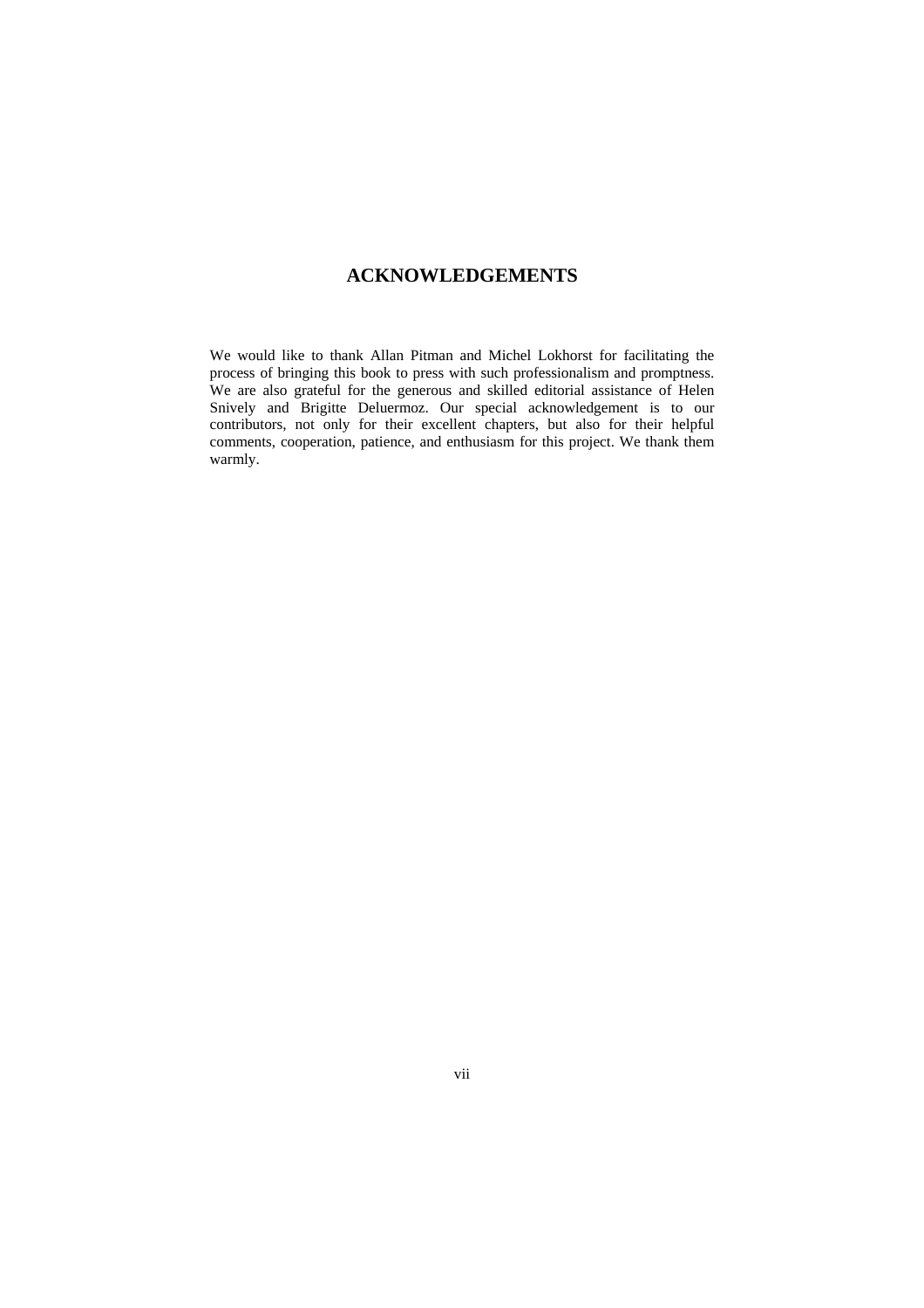# ACKNOWLEDGEMENTS

We would like to thank Allan Pitman and Michel Lokhorst for facilitating the process of bringing this book to press with such professionalism and promptness. We are also grateful for the generous and skilled editorial assistance of Helen Snively and Brigitte Deluermoz. Our special acknowledgement is to our contributors, not only for their excellent chapters, but also for their helpful comments, cooperation, patience, and enthusiasm for this project. We thank them warmly.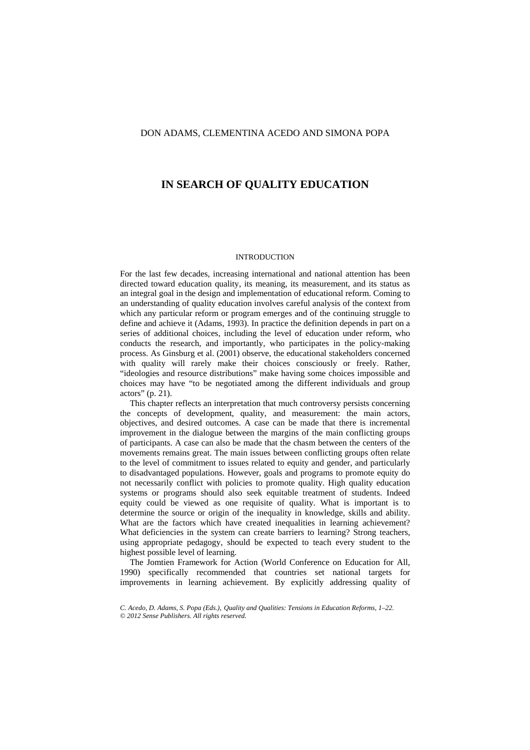DON ADAMS, CLEMENTINA ACEDO AND SIMONA POPA

# IN SEARCH OF QUALITY EDUCATION

## INTRODUCTION

For the last few decades, increasing international and national attention has been directed toward education quality, its meaning, its measurement, and its status as an integral goal in the design and implementation of educational reform. Coming to an understanding of quality education involves careful analysis of the context from which any particular reform or program emerges and of the continuing struggle to define and achieve it (Adams, 1993). In practice the definition depends in part on a series of additional choices, including the level of education under reform, who conducts the research, and importantly, who participates in the policy-making process. As Ginsburg et al. (2001) observe, the educational stakeholders concerned with quality will rarely make their choices consciously or freely. Rather, "ideologies and resource distributions" make having some choices impossible and choices may have "to be negotiated among the different individuals and group actors" (p. 21).

This chapter reflects an interpretation that much controversy persists concerning the concepts of development, quality, and measurement: the main actors, objectives, and desired outcomes. A case can be made that there is incremental improvement in the dialogue between the margins of the main conflicting groups of participants. A case can also be made that the chasm between the centers of the movements remains great. The main issues between conflicting groups often relate to the level of commitment to issues related to equity and gender, and particularly to disadvantaged populations. However, goals and programs to promote equity do not necessarily conflict with policies to promote quality. High quality education systems or programs should also seek equitable treatment of students. Indeed equity could be viewed as one requisite of quality. What is important is to determine the source or origin of the inequality in knowledge, skills and ability. What are the factors which have created inequalities in learning achievement? What deficiencies in the system can create barriers to learning? Strong teachers, using appropriate pedagogy, should be expected to teach every student to the highest possible level of learning.

The Jomtien Framework for Action (World Conference on Education for All, 1990) specifically recommended that countries set national targets for improvements in learning achievement. By explicitly addressing quality of

*C. Acedo, D. Adams, S. Popa (Eds.), Quality and Qualities: Tensions in Education Reforms, 1–22.*
*© 2012 Sense Publishers. All rights reserved.*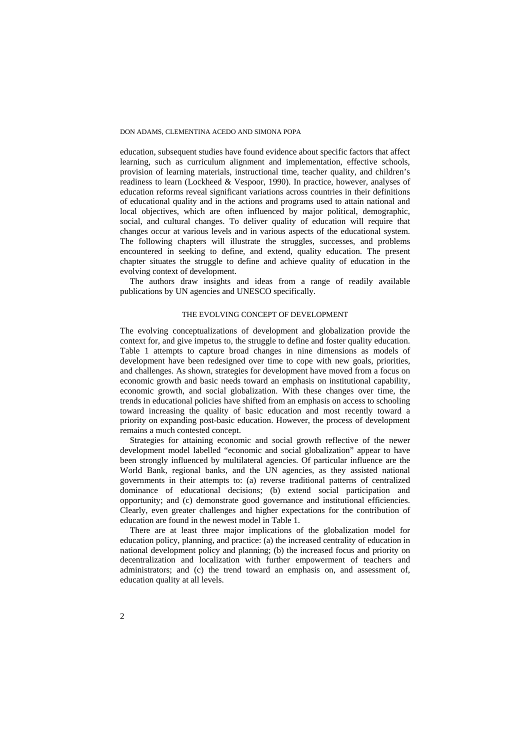education, subsequent studies have found evidence about specific factors that affect learning, such as curriculum alignment and implementation, effective schools, provision of learning materials, instructional time, teacher quality, and children's readiness to learn (Lockheed & Vespoor, 1990). In practice, however, analyses of education reforms reveal significant variations across countries in their definitions of educational quality and in the actions and programs used to attain national and local objectives, which are often influenced by major political, demographic, social, and cultural changes. To deliver quality of education will require that changes occur at various levels and in various aspects of the educational system. The following chapters will illustrate the struggles, successes, and problems encountered in seeking to define, and extend, quality education. The present chapter situates the struggle to define and achieve quality of education in the evolving context of development.

The authors draw insights and ideas from a range of readily available publications by UN agencies and UNESCO specifically.

## THE EVOLVING CONCEPT OF DEVELOPMENT

The evolving conceptualizations of development and globalization provide the context for, and give impetus to, the struggle to define and foster quality education. Table 1 attempts to capture broad changes in nine dimensions as models of development have been redesigned over time to cope with new goals, priorities, and challenges. As shown, strategies for development have moved from a focus on economic growth and basic needs toward an emphasis on institutional capability, economic growth, and social globalization. With these changes over time, the trends in educational policies have shifted from an emphasis on access to schooling toward increasing the quality of basic education and most recently toward a priority on expanding post-basic education. However, the process of development remains a much contested concept.

Strategies for attaining economic and social growth reflective of the newer development model labelled "economic and social globalization" appear to have been strongly influenced by multilateral agencies. Of particular influence are the World Bank, regional banks, and the UN agencies, as they assisted national governments in their attempts to: (a) reverse traditional patterns of centralized dominance of educational decisions; (b) extend social participation and opportunity; and (c) demonstrate good governance and institutional efficiencies. Clearly, even greater challenges and higher expectations for the contribution of education are found in the newest model in Table 1.

There are at least three major implications of the globalization model for education policy, planning, and practice: (a) the increased centrality of education in national development policy and planning; (b) the increased focus and priority on decentralization and localization with further empowerment of teachers and administrators; and (c) the trend toward an emphasis on, and assessment of, education quality at all levels.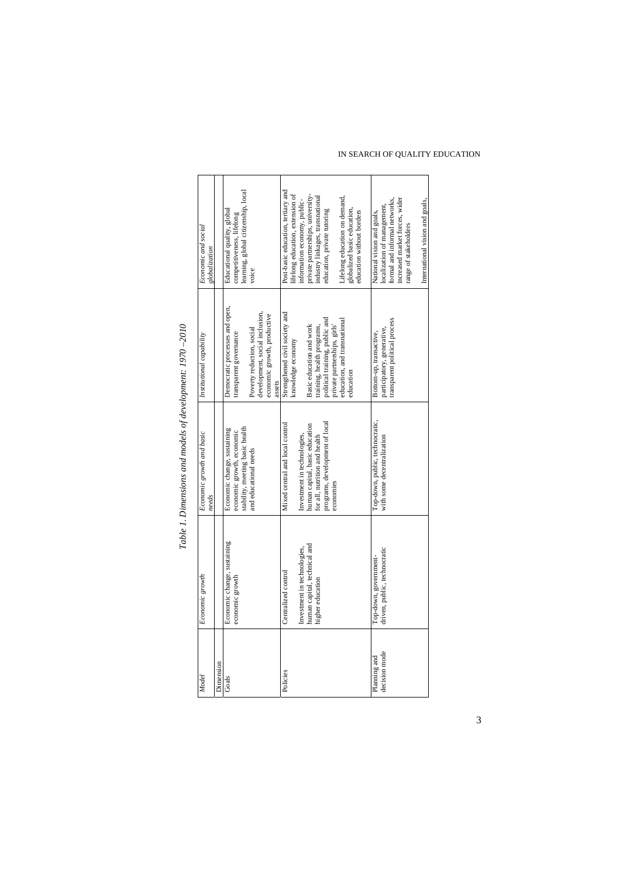*Table 1. Dimensions and models of development: 1970 –2010*

| *Model* | *Economic growth* | *Economic growth and basic needs* | *Institutional capability* | *Economic and social globalization* |
|---|---|---|---|---|
| Dimension | | | | |
| Goals | Economic change, sustaining economic growth | Economic change, sustaining economic growth, economic stability, meeting basic health and educational needs | Democratic processes and open, transparent governance<br><br>Poverty reduction, social development, social inclusion, economic growth, productive assets | Educational quality, global competitiveness, lifelong learning, global citizenship, local voice |
| Policies | Centralized control<br><br>Investment in technologies, human capital, technical and higher education | Mixed central and local control<br><br>Investment in technologies, human capital, basic education for all, nutrition and health programs, development of local economies | Strengthened civil society and knowledge economy<br><br>Basic education and work training, health programs, political training, public and private partnerships, girls' education, and transnational education | Post-basic education, tertiary and lifelong education, extension of information economy, public-private partnerships, university-industry linkages, transnational education, private tutoring<br><br>Lifelong education on demand, globalized basic education, education without borders |
| Planning and decision mode | Top-down, government-driven, public, technocratic | Top-down, public, technocratic, with some decentralization | Bottom-up, transactive, participatory, generative, transparent political process | National vision and goals, localization of management, formal and informal networks, increased market forces, wider range of stakeholders<br><br>International vision and goals, |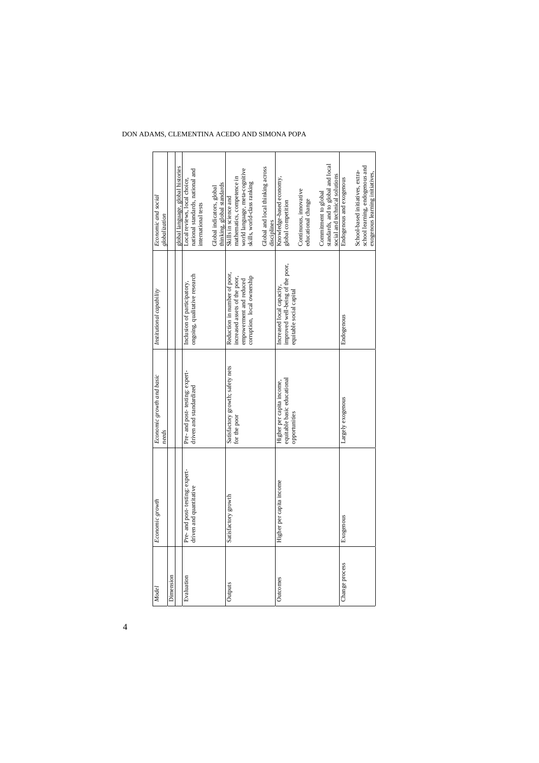| *Model* | *Economic growth* | *Economic growth and basic needs* | *Institutional capability* | *Economic and social globalization* |
|---|---|---|---|---|
| Dimension | | | | |
| | | | | global language, global histories |
| Evaluation | Pre- and post- testing; expert-driven and quantitative | Pre- and post- testing; expert-driven and standardized | Inclusion of participatory, ongoing, qualitative research | Local reviews, local choice, national standards, national and international tests<br><br>Global indicators, global thinking, global standards |
| Outputs | Satisfactory growth | Satisfactory growth; safety nets for the poor | Reduction in number of poor, increased assets of the poor, empowerment and reduced corruption, local ownership | Skills in science and mathematics, competence in world language, meta-cognitive skills, world-class ranking<br><br>Global and local thinking across disciplines |
| Outcomes | Higher per capita income | Higher per capita income, equitable basic educational opportunities | Increased local capacity, improved well-being of the poor, equitable social capital | Knowledge-based economy, global competition<br><br>Continuous, innovative educational change<br><br>Commitment to global standards, and to global and local social and technical solutions |
| Change process | Exogenous | Largely exogenous | Endogenous | Endogenous and exogenous<br><br>School-based initiatives, extra-school learning, endogenous and exogenous learning initiatives, |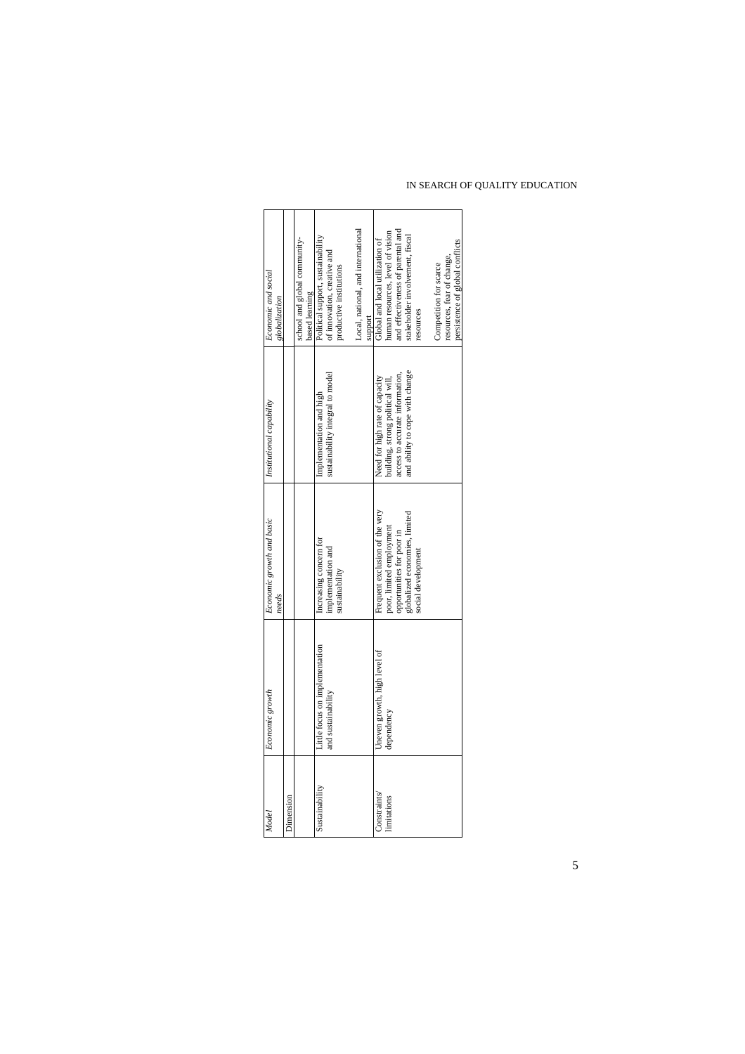| *Model* | *Economic growth* | *Economic growth and basic needs* | *Institutional capability* | *Economic and social globalization* |
|---|---|---|---|---|
| Dimension | | | | |
| | | | | school and global community-based learning |
| Sustainability | Little focus on implementation and sustainability | Increasing concern for implementation and sustainability | Implementation and high sustainability integral to model | Political support, sustainability of innovation, creative and productive institutions<br><br>Local, national, and international support |
| Constraints/ limitations | Uneven growth, high level of dependency | Frequent exclusion of the very poor, limited employment opportunities for poor in globalized economies, limited social development | Need for high rate of capacity building, strong political will, access to accurate information, and ability to cope with change | Global and local utilization of human resources, level of vision and effectiveness of parental and stakeholder involvement, fiscal resources<br><br>Competition for scarce resources, fear of change, persistence of global conflicts |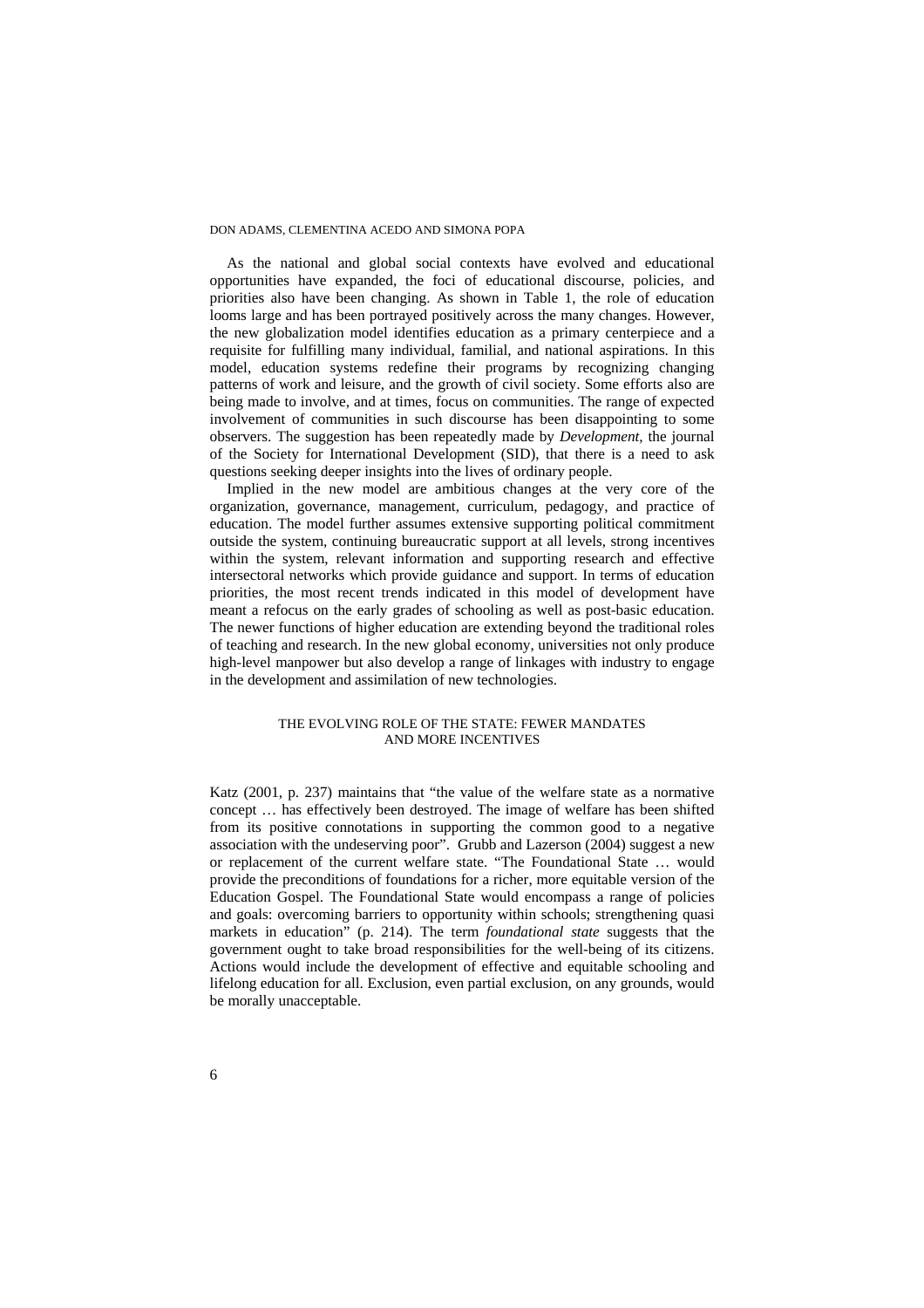As the national and global social contexts have evolved and educational opportunities have expanded, the foci of educational discourse, policies, and priorities also have been changing. As shown in Table 1, the role of education looms large and has been portrayed positively across the many changes. However, the new globalization model identifies education as a primary centerpiece and a requisite for fulfilling many individual, familial, and national aspirations. In this model, education systems redefine their programs by recognizing changing patterns of work and leisure, and the growth of civil society. Some efforts also are being made to involve, and at times, focus on communities. The range of expected involvement of communities in such discourse has been disappointing to some observers. The suggestion has been repeatedly made by *Development,* the journal of the Society for International Development (SID), that there is a need to ask questions seeking deeper insights into the lives of ordinary people.

Implied in the new model are ambitious changes at the very core of the organization, governance, management, curriculum, pedagogy, and practice of education. The model further assumes extensive supporting political commitment outside the system, continuing bureaucratic support at all levels, strong incentives within the system, relevant information and supporting research and effective intersectoral networks which provide guidance and support. In terms of education priorities, the most recent trends indicated in this model of development have meant a refocus on the early grades of schooling as well as post-basic education. The newer functions of higher education are extending beyond the traditional roles of teaching and research. In the new global economy, universities not only produce high-level manpower but also develop a range of linkages with industry to engage in the development and assimilation of new technologies.

## THE EVOLVING ROLE OF THE STATE: FEWER MANDATES AND MORE INCENTIVES

Katz (2001, p. 237) maintains that "the value of the welfare state as a normative concept … has effectively been destroyed. The image of welfare has been shifted from its positive connotations in supporting the common good to a negative association with the undeserving poor". Grubb and Lazerson (2004) suggest a new or replacement of the current welfare state. "The Foundational State … would provide the preconditions of foundations for a richer, more equitable version of the Education Gospel. The Foundational State would encompass a range of policies and goals: overcoming barriers to opportunity within schools; strengthening quasi markets in education" (p. 214). The term *foundational state* suggests that the government ought to take broad responsibilities for the well-being of its citizens. Actions would include the development of effective and equitable schooling and lifelong education for all. Exclusion, even partial exclusion, on any grounds, would be morally unacceptable.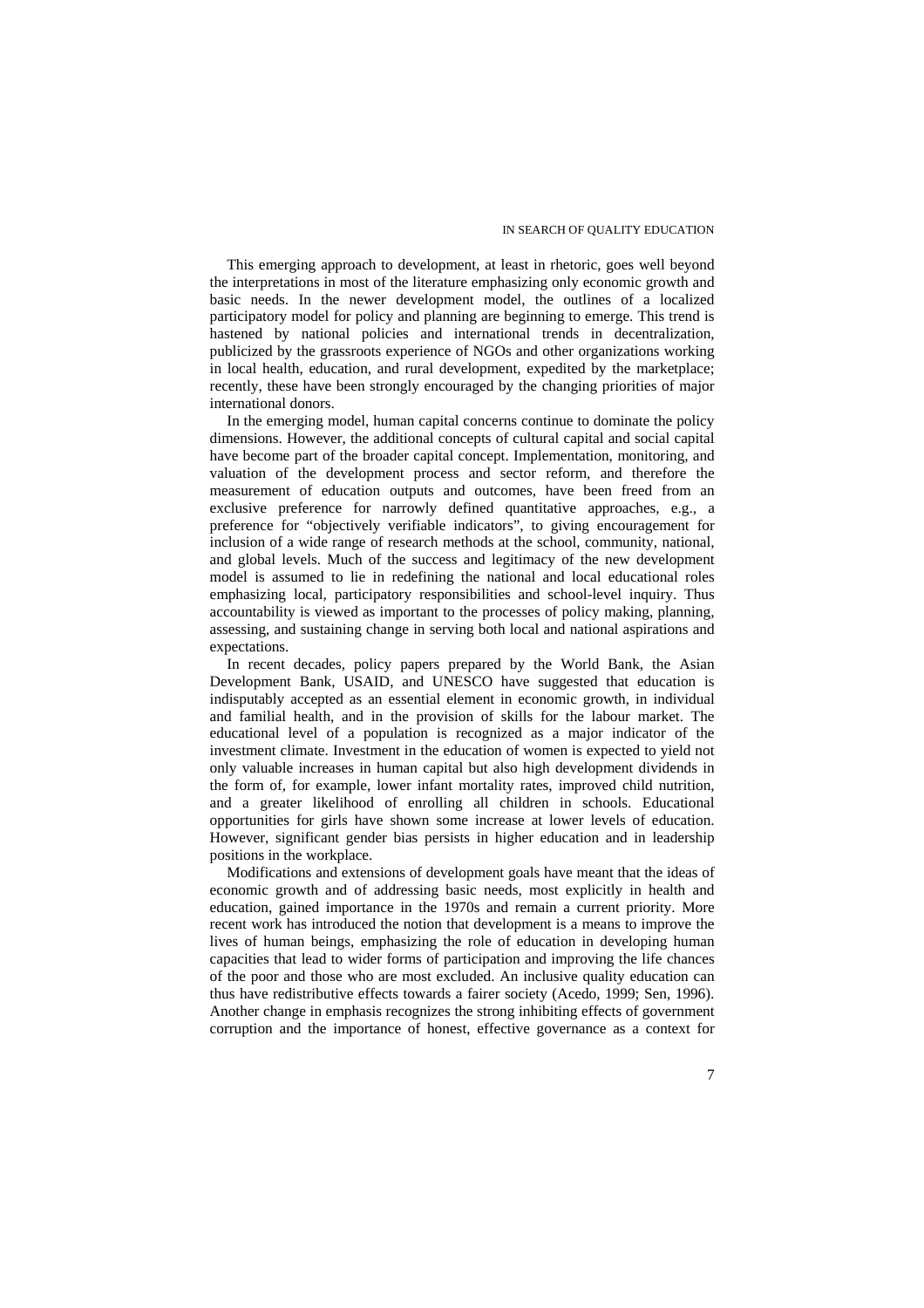This emerging approach to development, at least in rhetoric, goes well beyond the interpretations in most of the literature emphasizing only economic growth and basic needs. In the newer development model, the outlines of a localized participatory model for policy and planning are beginning to emerge. This trend is hastened by national policies and international trends in decentralization, publicized by the grassroots experience of NGOs and other organizations working in local health, education, and rural development, expedited by the marketplace; recently, these have been strongly encouraged by the changing priorities of major international donors.

In the emerging model, human capital concerns continue to dominate the policy dimensions. However, the additional concepts of cultural capital and social capital have become part of the broader capital concept. Implementation, monitoring, and valuation of the development process and sector reform, and therefore the measurement of education outputs and outcomes, have been freed from an exclusive preference for narrowly defined quantitative approaches, e.g., a preference for "objectively verifiable indicators", to giving encouragement for inclusion of a wide range of research methods at the school, community, national, and global levels. Much of the success and legitimacy of the new development model is assumed to lie in redefining the national and local educational roles emphasizing local, participatory responsibilities and school-level inquiry. Thus accountability is viewed as important to the processes of policy making, planning, assessing, and sustaining change in serving both local and national aspirations and expectations.

In recent decades, policy papers prepared by the World Bank, the Asian Development Bank, USAID, and UNESCO have suggested that education is indisputably accepted as an essential element in economic growth, in individual and familial health, and in the provision of skills for the labour market. The educational level of a population is recognized as a major indicator of the investment climate. Investment in the education of women is expected to yield not only valuable increases in human capital but also high development dividends in the form of, for example, lower infant mortality rates, improved child nutrition, and a greater likelihood of enrolling all children in schools. Educational opportunities for girls have shown some increase at lower levels of education. However, significant gender bias persists in higher education and in leadership positions in the workplace.

Modifications and extensions of development goals have meant that the ideas of economic growth and of addressing basic needs, most explicitly in health and education, gained importance in the 1970s and remain a current priority. More recent work has introduced the notion that development is a means to improve the lives of human beings, emphasizing the role of education in developing human capacities that lead to wider forms of participation and improving the life chances of the poor and those who are most excluded. An inclusive quality education can thus have redistributive effects towards a fairer society (Acedo, 1999; Sen, 1996). Another change in emphasis recognizes the strong inhibiting effects of government corruption and the importance of honest, effective governance as a context for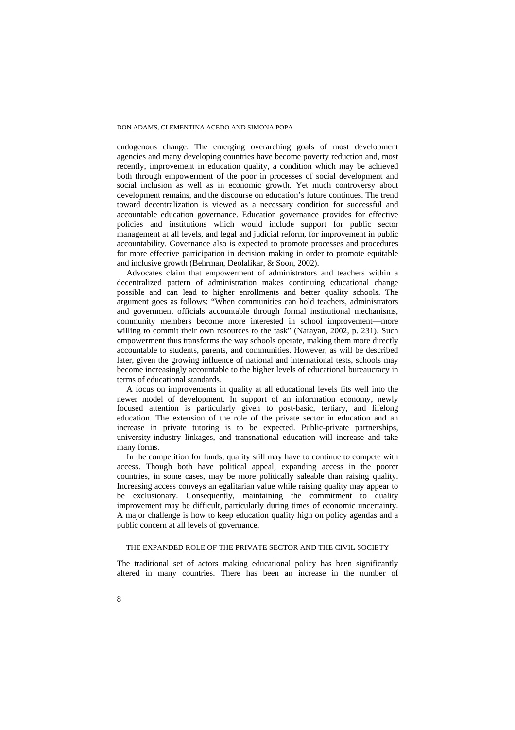endogenous change. The emerging overarching goals of most development agencies and many developing countries have become poverty reduction and, most recently, improvement in education quality, a condition which may be achieved both through empowerment of the poor in processes of social development and social inclusion as well as in economic growth. Yet much controversy about development remains, and the discourse on education's future continues. The trend toward decentralization is viewed as a necessary condition for successful and accountable education governance. Education governance provides for effective policies and institutions which would include support for public sector management at all levels, and legal and judicial reform, for improvement in public accountability. Governance also is expected to promote processes and procedures for more effective participation in decision making in order to promote equitable and inclusive growth (Behrman, Deolalikar, & Soon, 2002).

Advocates claim that empowerment of administrators and teachers within a decentralized pattern of administration makes continuing educational change possible and can lead to higher enrollments and better quality schools. The argument goes as follows: "When communities can hold teachers, administrators and government officials accountable through formal institutional mechanisms, community members become more interested in school improvement—more willing to commit their own resources to the task" (Narayan, 2002, p. 231). Such empowerment thus transforms the way schools operate, making them more directly accountable to students, parents, and communities. However, as will be described later, given the growing influence of national and international tests, schools may become increasingly accountable to the higher levels of educational bureaucracy in terms of educational standards.

A focus on improvements in quality at all educational levels fits well into the newer model of development. In support of an information economy, newly focused attention is particularly given to post-basic, tertiary, and lifelong education. The extension of the role of the private sector in education and an increase in private tutoring is to be expected. Public-private partnerships, university-industry linkages, and transnational education will increase and take many forms.

In the competition for funds, quality still may have to continue to compete with access. Though both have political appeal, expanding access in the poorer countries, in some cases, may be more politically saleable than raising quality. Increasing access conveys an egalitarian value while raising quality may appear to be exclusionary. Consequently, maintaining the commitment to quality improvement may be difficult, particularly during times of economic uncertainty. A major challenge is how to keep education quality high on policy agendas and a public concern at all levels of governance.

## THE EXPANDED ROLE OF THE PRIVATE SECTOR AND THE CIVIL SOCIETY

The traditional set of actors making educational policy has been significantly altered in many countries. There has been an increase in the number of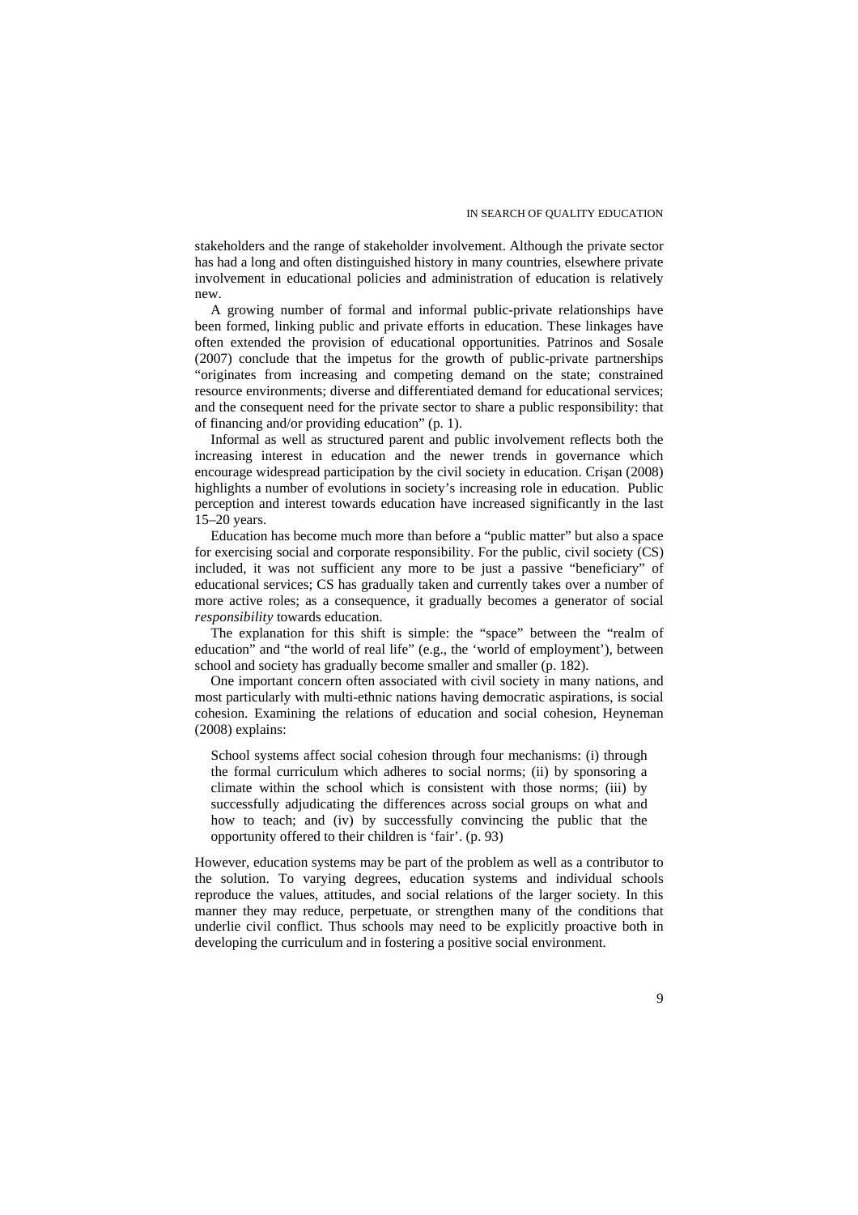stakeholders and the range of stakeholder involvement. Although the private sector has had a long and often distinguished history in many countries, elsewhere private involvement in educational policies and administration of education is relatively new.

A growing number of formal and informal public-private relationships have been formed, linking public and private efforts in education. These linkages have often extended the provision of educational opportunities. Patrinos and Sosale (2007) conclude that the impetus for the growth of public-private partnerships "originates from increasing and competing demand on the state; constrained resource environments; diverse and differentiated demand for educational services; and the consequent need for the private sector to share a public responsibility: that of financing and/or providing education" (p. 1).

Informal as well as structured parent and public involvement reflects both the increasing interest in education and the newer trends in governance which encourage widespread participation by the civil society in education. Crişan (2008) highlights a number of evolutions in society's increasing role in education.  Public perception and interest towards education have increased significantly in the last 15–20 years.

Education has become much more than before a "public matter" but also a space for exercising social and corporate responsibility. For the public, civil society (CS) included, it was not sufficient any more to be just a passive "beneficiary" of educational services; CS has gradually taken and currently takes over a number of more active roles; as a consequence, it gradually becomes a generator of social *responsibility* towards education.

The explanation for this shift is simple: the "space" between the "realm of education" and "the world of real life" (e.g., the 'world of employment'), between school and society has gradually become smaller and smaller (p. 182).

One important concern often associated with civil society in many nations, and most particularly with multi-ethnic nations having democratic aspirations, is social cohesion. Examining the relations of education and social cohesion, Heyneman (2008) explains:

> School systems affect social cohesion through four mechanisms: (i) through the formal curriculum which adheres to social norms; (ii) by sponsoring a climate within the school which is consistent with those norms; (iii) by successfully adjudicating the differences across social groups on what and how to teach; and (iv) by successfully convincing the public that the opportunity offered to their children is 'fair'. (p. 93)

However, education systems may be part of the problem as well as a contributor to the solution. To varying degrees, education systems and individual schools reproduce the values, attitudes, and social relations of the larger society. In this manner they may reduce, perpetuate, or strengthen many of the conditions that underlie civil conflict. Thus schools may need to be explicitly proactive both in developing the curriculum and in fostering a positive social environment.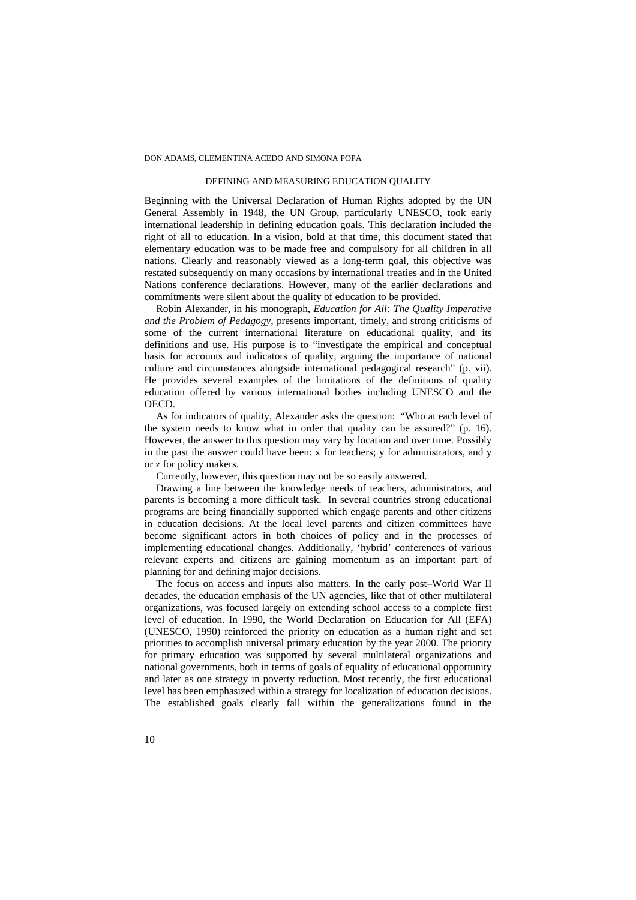DON ADAMS, CLEMENTINA ACEDO AND SIMONA POPA

## DEFINING AND MEASURING EDUCATION QUALITY

Beginning with the Universal Declaration of Human Rights adopted by the UN General Assembly in 1948, the UN Group, particularly UNESCO, took early international leadership in defining education goals. This declaration included the right of all to education. In a vision, bold at that time, this document stated that elementary education was to be made free and compulsory for all children in all nations. Clearly and reasonably viewed as a long-term goal, this objective was restated subsequently on many occasions by international treaties and in the United Nations conference declarations. However, many of the earlier declarations and commitments were silent about the quality of education to be provided.

Robin Alexander, in his monograph, *Education for All: The Quality Imperative and the Problem of Pedagogy*, presents important, timely, and strong criticisms of some of the current international literature on educational quality, and its definitions and use. His purpose is to "investigate the empirical and conceptual basis for accounts and indicators of quality, arguing the importance of national culture and circumstances alongside international pedagogical research" (p. vii). He provides several examples of the limitations of the definitions of quality education offered by various international bodies including UNESCO and the OECD.

As for indicators of quality, Alexander asks the question: "Who at each level of the system needs to know what in order that quality can be assured?" (p. 16). However, the answer to this question may vary by location and over time. Possibly in the past the answer could have been: x for teachers; y for administrators, and y or z for policy makers.

Currently, however, this question may not be so easily answered.

Drawing a line between the knowledge needs of teachers, administrators, and parents is becoming a more difficult task. In several countries strong educational programs are being financially supported which engage parents and other citizens in education decisions. At the local level parents and citizen committees have become significant actors in both choices of policy and in the processes of implementing educational changes. Additionally, 'hybrid' conferences of various relevant experts and citizens are gaining momentum as an important part of planning for and defining major decisions.

The focus on access and inputs also matters. In the early post–World War II decades, the education emphasis of the UN agencies, like that of other multilateral organizations, was focused largely on extending school access to a complete first level of education. In 1990, the World Declaration on Education for All (EFA) (UNESCO, 1990) reinforced the priority on education as a human right and set priorities to accomplish universal primary education by the year 2000. The priority for primary education was supported by several multilateral organizations and national governments, both in terms of goals of equality of educational opportunity and later as one strategy in poverty reduction. Most recently, the first educational level has been emphasized within a strategy for localization of education decisions. The established goals clearly fall within the generalizations found in the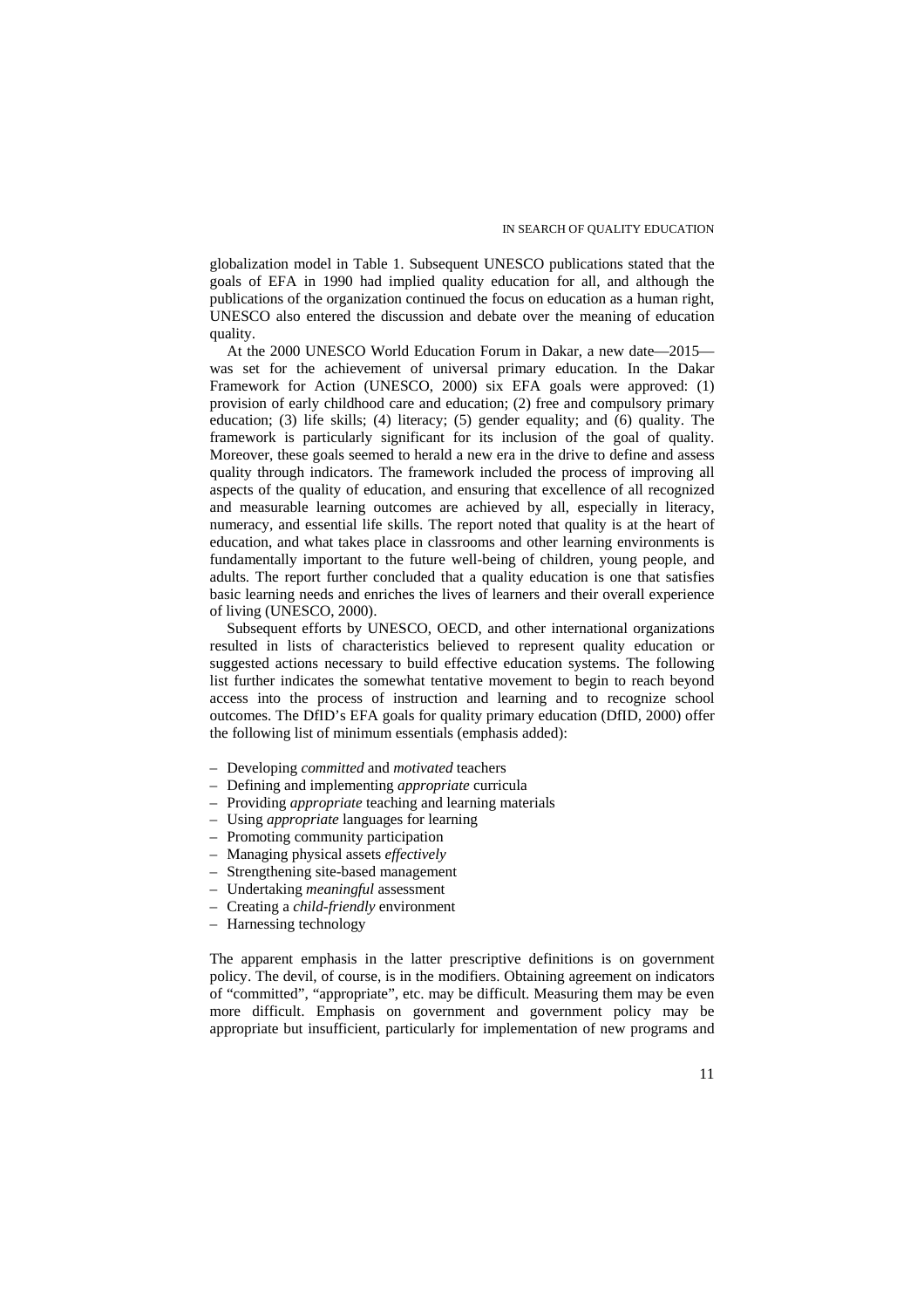globalization model in Table 1. Subsequent UNESCO publications stated that the goals of EFA in 1990 had implied quality education for all, and although the publications of the organization continued the focus on education as a human right, UNESCO also entered the discussion and debate over the meaning of education quality.

At the 2000 UNESCO World Education Forum in Dakar, a new date—2015—was set for the achievement of universal primary education. In the Dakar Framework for Action (UNESCO, 2000) six EFA goals were approved: (1) provision of early childhood care and education; (2) free and compulsory primary education; (3) life skills; (4) literacy; (5) gender equality; and (6) quality. The framework is particularly significant for its inclusion of the goal of quality. Moreover, these goals seemed to herald a new era in the drive to define and assess quality through indicators. The framework included the process of improving all aspects of the quality of education, and ensuring that excellence of all recognized and measurable learning outcomes are achieved by all, especially in literacy, numeracy, and essential life skills. The report noted that quality is at the heart of education, and what takes place in classrooms and other learning environments is fundamentally important to the future well-being of children, young people, and adults. The report further concluded that a quality education is one that satisfies basic learning needs and enriches the lives of learners and their overall experience of living (UNESCO, 2000).

Subsequent efforts by UNESCO, OECD, and other international organizations resulted in lists of characteristics believed to represent quality education or suggested actions necessary to build effective education systems. The following list further indicates the somewhat tentative movement to begin to reach beyond access into the process of instruction and learning and to recognize school outcomes. The DfID's EFA goals for quality primary education (DfID, 2000) offer the following list of minimum essentials (emphasis added):

– Developing *committed* and *motivated* teachers
– Defining and implementing *appropriate* curricula
– Providing *appropriate* teaching and learning materials
– Using *appropriate* languages for learning
– Promoting community participation
– Managing physical assets *effectively*
– Strengthening site-based management
– Undertaking *meaningful* assessment
– Creating a *child-friendly* environment
– Harnessing technology

The apparent emphasis in the latter prescriptive definitions is on government policy. The devil, of course, is in the modifiers. Obtaining agreement on indicators of "committed", "appropriate", etc. may be difficult. Measuring them may be even more difficult. Emphasis on government and government policy may be appropriate but insufficient, particularly for implementation of new programs and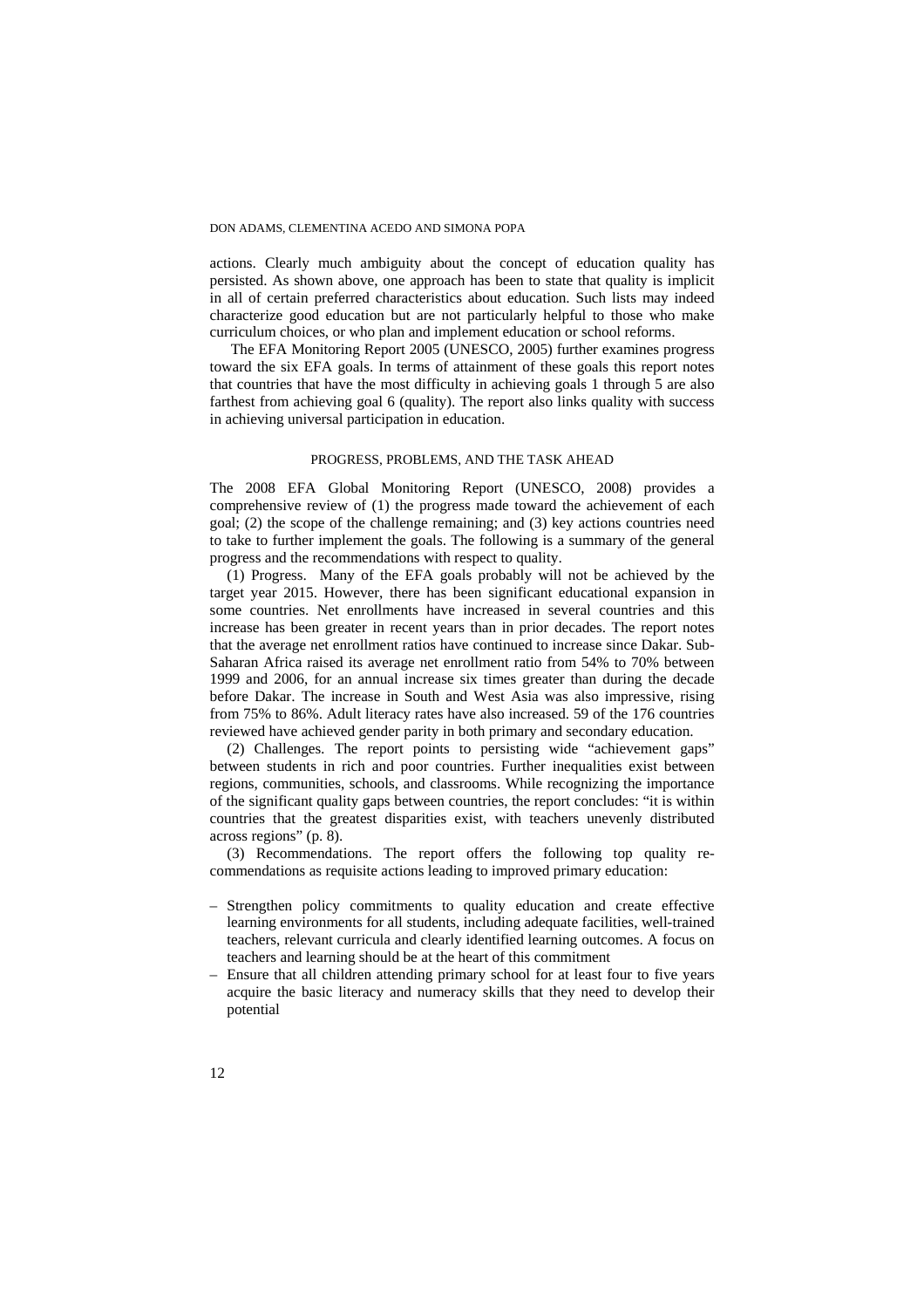actions. Clearly much ambiguity about the concept of education quality has persisted. As shown above, one approach has been to state that quality is implicit in all of certain preferred characteristics about education. Such lists may indeed characterize good education but are not particularly helpful to those who make curriculum choices, or who plan and implement education or school reforms.

The EFA Monitoring Report 2005 (UNESCO, 2005) further examines progress toward the six EFA goals. In terms of attainment of these goals this report notes that countries that have the most difficulty in achieving goals 1 through 5 are also farthest from achieving goal 6 (quality). The report also links quality with success in achieving universal participation in education.

## PROGRESS, PROBLEMS, AND THE TASK AHEAD

The 2008 EFA Global Monitoring Report (UNESCO, 2008) provides a comprehensive review of (1) the progress made toward the achievement of each goal; (2) the scope of the challenge remaining; and (3) key actions countries need to take to further implement the goals. The following is a summary of the general progress and the recommendations with respect to quality.

(1) Progress. Many of the EFA goals probably will not be achieved by the target year 2015. However, there has been significant educational expansion in some countries. Net enrollments have increased in several countries and this increase has been greater in recent years than in prior decades. The report notes that the average net enrollment ratios have continued to increase since Dakar. Sub-Saharan Africa raised its average net enrollment ratio from 54% to 70% between 1999 and 2006, for an annual increase six times greater than during the decade before Dakar. The increase in South and West Asia was also impressive, rising from 75% to 86%. Adult literacy rates have also increased. 59 of the 176 countries reviewed have achieved gender parity in both primary and secondary education.

(2) Challenges. The report points to persisting wide "achievement gaps" between students in rich and poor countries. Further inequalities exist between regions, communities, schools, and classrooms. While recognizing the importance of the significant quality gaps between countries, the report concludes: "it is within countries that the greatest disparities exist, with teachers unevenly distributed across regions" (p. 8).

(3) Recommendations. The report offers the following top quality recommendations as requisite actions leading to improved primary education:

– Strengthen policy commitments to quality education and create effective learning environments for all students, including adequate facilities, well-trained teachers, relevant curricula and clearly identified learning outcomes. A focus on teachers and learning should be at the heart of this commitment
– Ensure that all children attending primary school for at least four to five years acquire the basic literacy and numeracy skills that they need to develop their potential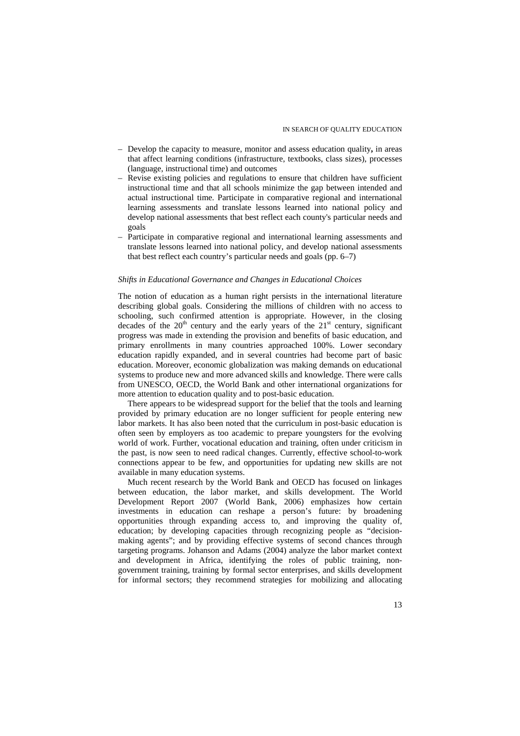- Develop the capacity to measure, monitor and assess education quality**,** in areas that affect learning conditions (infrastructure, textbooks, class sizes), processes (language, instructional time) and outcomes
- Revise existing policies and regulations to ensure that children have sufficient instructional time and that all schools minimize the gap between intended and actual instructional time. Participate in comparative regional and international learning assessments and translate lessons learned into national policy and develop national assessments that best reflect each county's particular needs and goals
- Participate in comparative regional and international learning assessments and translate lessons learned into national policy, and develop national assessments that best reflect each country's particular needs and goals (pp. 6–7)

### *Shifts in Educational Governance and Changes in Educational Choices*

The notion of education as a human right persists in the international literature describing global goals. Considering the millions of children with no access to schooling, such confirmed attention is appropriate. However, in the closing decades of the 20th century and the early years of the 21st century, significant progress was made in extending the provision and benefits of basic education, and primary enrollments in many countries approached 100%. Lower secondary education rapidly expanded, and in several countries had become part of basic education. Moreover, economic globalization was making demands on educational systems to produce new and more advanced skills and knowledge. There were calls from UNESCO, OECD, the World Bank and other international organizations for more attention to education quality and to post-basic education.

There appears to be widespread support for the belief that the tools and learning provided by primary education are no longer sufficient for people entering new labor markets. It has also been noted that the curriculum in post-basic education is often seen by employers as too academic to prepare youngsters for the evolving world of work. Further, vocational education and training, often under criticism in the past, is now seen to need radical changes. Currently, effective school-to-work connections appear to be few, and opportunities for updating new skills are not available in many education systems.

Much recent research by the World Bank and OECD has focused on linkages between education, the labor market, and skills development. The World Development Report 2007 (World Bank, 2006) emphasizes how certain investments in education can reshape a person's future: by broadening opportunities through expanding access to, and improving the quality of, education; by developing capacities through recognizing people as "decision-making agents"; and by providing effective systems of second chances through targeting programs. Johanson and Adams (2004) analyze the labor market context and development in Africa, identifying the roles of public training, non-government training, training by formal sector enterprises, and skills development for informal sectors; they recommend strategies for mobilizing and allocating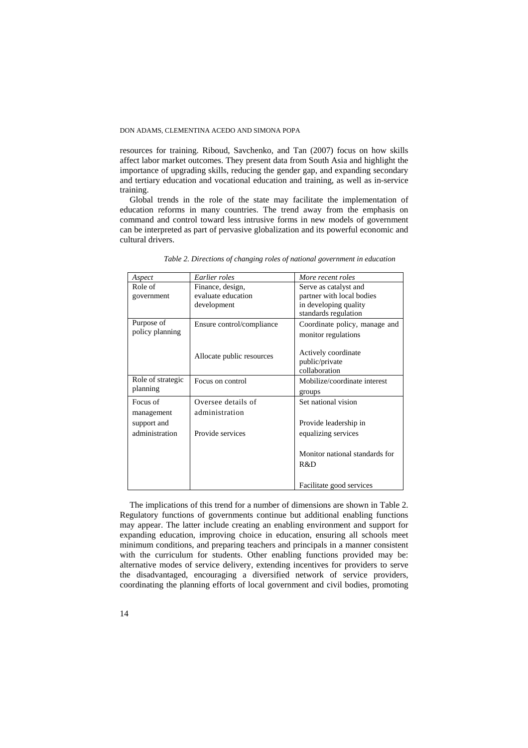resources for training. Riboud, Savchenko, and Tan (2007) focus on how skills affect labor market outcomes. They present data from South Asia and highlight the importance of upgrading skills, reducing the gender gap, and expanding secondary and tertiary education and vocational education and training, as well as in-service training.

Global trends in the role of the state may facilitate the implementation of education reforms in many countries. The trend away from the emphasis on command and control toward less intrusive forms in new models of government can be interpreted as part of pervasive globalization and its powerful economic and cultural drivers.

*Table 2. Directions of changing roles of national government in education*

| *Aspect* | *Earlier roles* | *More recent roles* |
|---|---|---|
| Role of government | Finance, design, evaluate education development | Serve as catalyst and partner with local bodies in developing quality standards regulation |
| Purpose of policy planning | Ensure control/compliance<br><br>Allocate public resources | Coordinate policy, manage and monitor regulations<br><br>Actively coordinate public/private collaboration |
| Role of strategic planning | Focus on control | Mobilize/coordinate interest groups |
| Focus of management support and administration | Oversee details of administration<br><br>Provide services | Set national vision<br><br>Provide leadership in equalizing services<br><br>Monitor national standards for R&D<br><br>Facilitate good services |

The implications of this trend for a number of dimensions are shown in Table 2. Regulatory functions of governments continue but additional enabling functions may appear. The latter include creating an enabling environment and support for expanding education, improving choice in education, ensuring all schools meet minimum conditions, and preparing teachers and principals in a manner consistent with the curriculum for students. Other enabling functions provided may be: alternative modes of service delivery, extending incentives for providers to serve the disadvantaged, encouraging a diversified network of service providers, coordinating the planning efforts of local government and civil bodies, promoting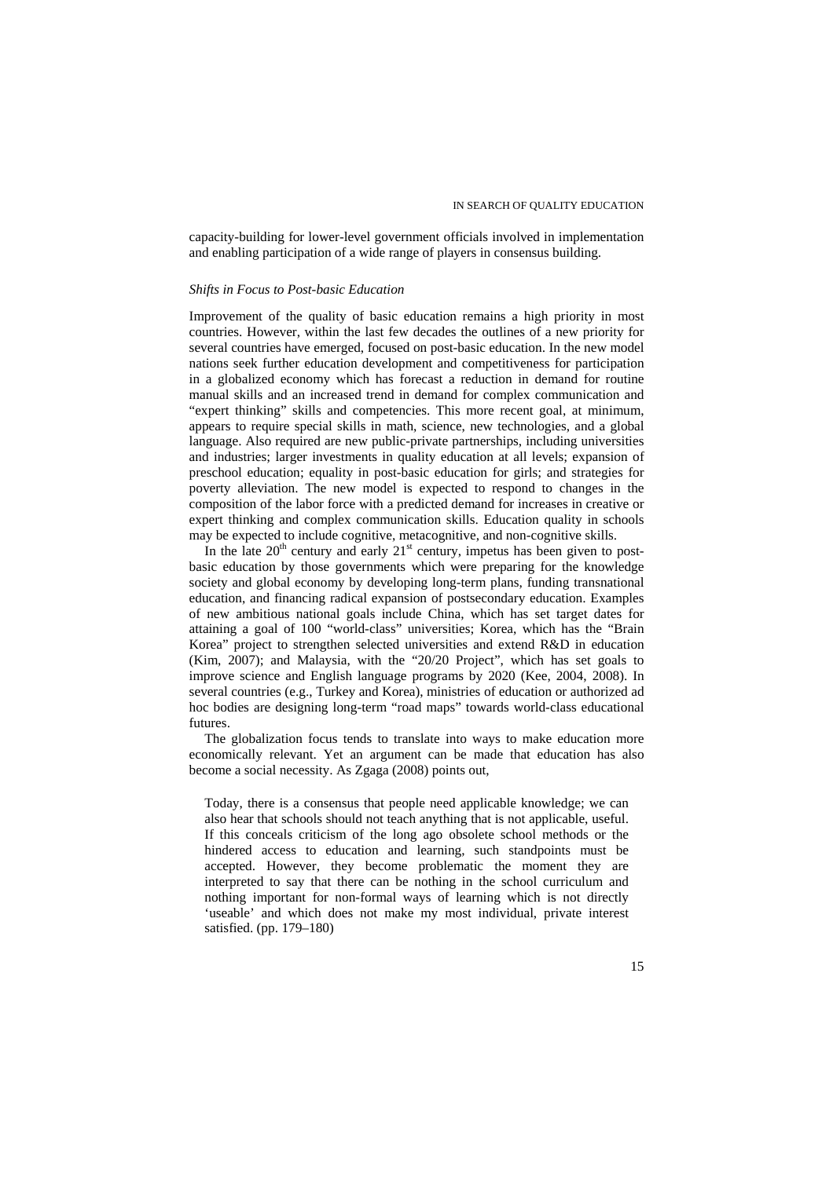capacity-building for lower-level government officials involved in implementation and enabling participation of a wide range of players in consensus building.

### *Shifts in Focus to Post-basic Education*

Improvement of the quality of basic education remains a high priority in most countries. However, within the last few decades the outlines of a new priority for several countries have emerged, focused on post-basic education. In the new model nations seek further education development and competitiveness for participation in a globalized economy which has forecast a reduction in demand for routine manual skills and an increased trend in demand for complex communication and "expert thinking" skills and competencies. This more recent goal, at minimum, appears to require special skills in math, science, new technologies, and a global language. Also required are new public-private partnerships, including universities and industries; larger investments in quality education at all levels; expansion of preschool education; equality in post-basic education for girls; and strategies for poverty alleviation. The new model is expected to respond to changes in the composition of the labor force with a predicted demand for increases in creative or expert thinking and complex communication skills. Education quality in schools may be expected to include cognitive, metacognitive, and non-cognitive skills.

In the late 20th century and early 21st century, impetus has been given to post-basic education by those governments which were preparing for the knowledge society and global economy by developing long-term plans, funding transnational education, and financing radical expansion of postsecondary education. Examples of new ambitious national goals include China, which has set target dates for attaining a goal of 100 "world-class" universities; Korea, which has the "Brain Korea" project to strengthen selected universities and extend R&D in education (Kim, 2007); and Malaysia, with the "20/20 Project", which has set goals to improve science and English language programs by 2020 (Kee, 2004, 2008). In several countries (e.g., Turkey and Korea), ministries of education or authorized ad hoc bodies are designing long-term "road maps" towards world-class educational futures.

The globalization focus tends to translate into ways to make education more economically relevant. Yet an argument can be made that education has also become a social necessity. As Zgaga (2008) points out,

> Today, there is a consensus that people need applicable knowledge; we can also hear that schools should not teach anything that is not applicable, useful. If this conceals criticism of the long ago obsolete school methods or the hindered access to education and learning, such standpoints must be accepted. However, they become problematic the moment they are interpreted to say that there can be nothing in the school curriculum and nothing important for non-formal ways of learning which is not directly 'useable' and which does not make my most individual, private interest satisfied. (pp. 179–180)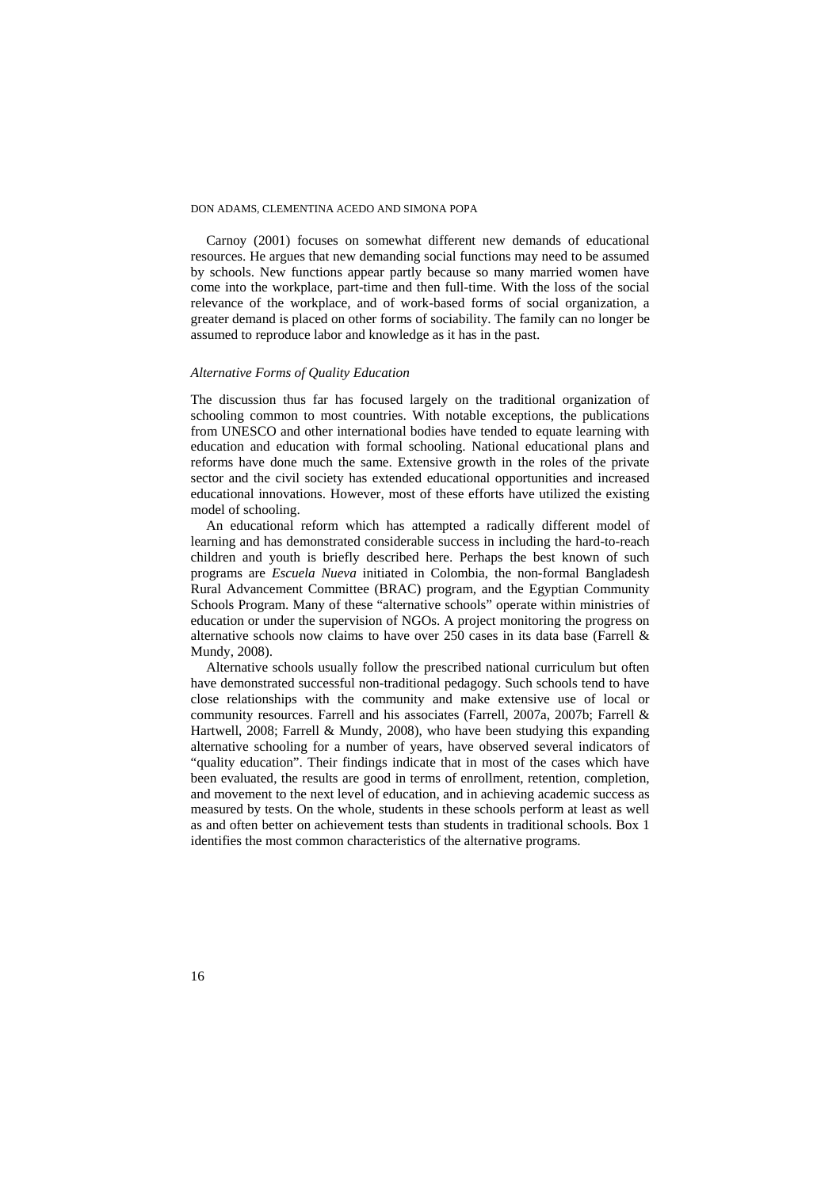Carnoy (2001) focuses on somewhat different new demands of educational resources. He argues that new demanding social functions may need to be assumed by schools. New functions appear partly because so many married women have come into the workplace, part-time and then full-time. With the loss of the social relevance of the workplace, and of work-based forms of social organization, a greater demand is placed on other forms of sociability. The family can no longer be assumed to reproduce labor and knowledge as it has in the past.

### *Alternative Forms of Quality Education*

The discussion thus far has focused largely on the traditional organization of schooling common to most countries. With notable exceptions, the publications from UNESCO and other international bodies have tended to equate learning with education and education with formal schooling. National educational plans and reforms have done much the same. Extensive growth in the roles of the private sector and the civil society has extended educational opportunities and increased educational innovations. However, most of these efforts have utilized the existing model of schooling.

An educational reform which has attempted a radically different model of learning and has demonstrated considerable success in including the hard-to-reach children and youth is briefly described here. Perhaps the best known of such programs are *Escuela Nueva* initiated in Colombia, the non-formal Bangladesh Rural Advancement Committee (BRAC) program, and the Egyptian Community Schools Program. Many of these "alternative schools" operate within ministries of education or under the supervision of NGOs. A project monitoring the progress on alternative schools now claims to have over 250 cases in its data base (Farrell & Mundy, 2008).

Alternative schools usually follow the prescribed national curriculum but often have demonstrated successful non-traditional pedagogy. Such schools tend to have close relationships with the community and make extensive use of local or community resources. Farrell and his associates (Farrell, 2007a, 2007b; Farrell & Hartwell, 2008; Farrell & Mundy, 2008), who have been studying this expanding alternative schooling for a number of years, have observed several indicators of "quality education". Their findings indicate that in most of the cases which have been evaluated, the results are good in terms of enrollment, retention, completion, and movement to the next level of education, and in achieving academic success as measured by tests. On the whole, students in these schools perform at least as well as and often better on achievement tests than students in traditional schools. Box 1 identifies the most common characteristics of the alternative programs.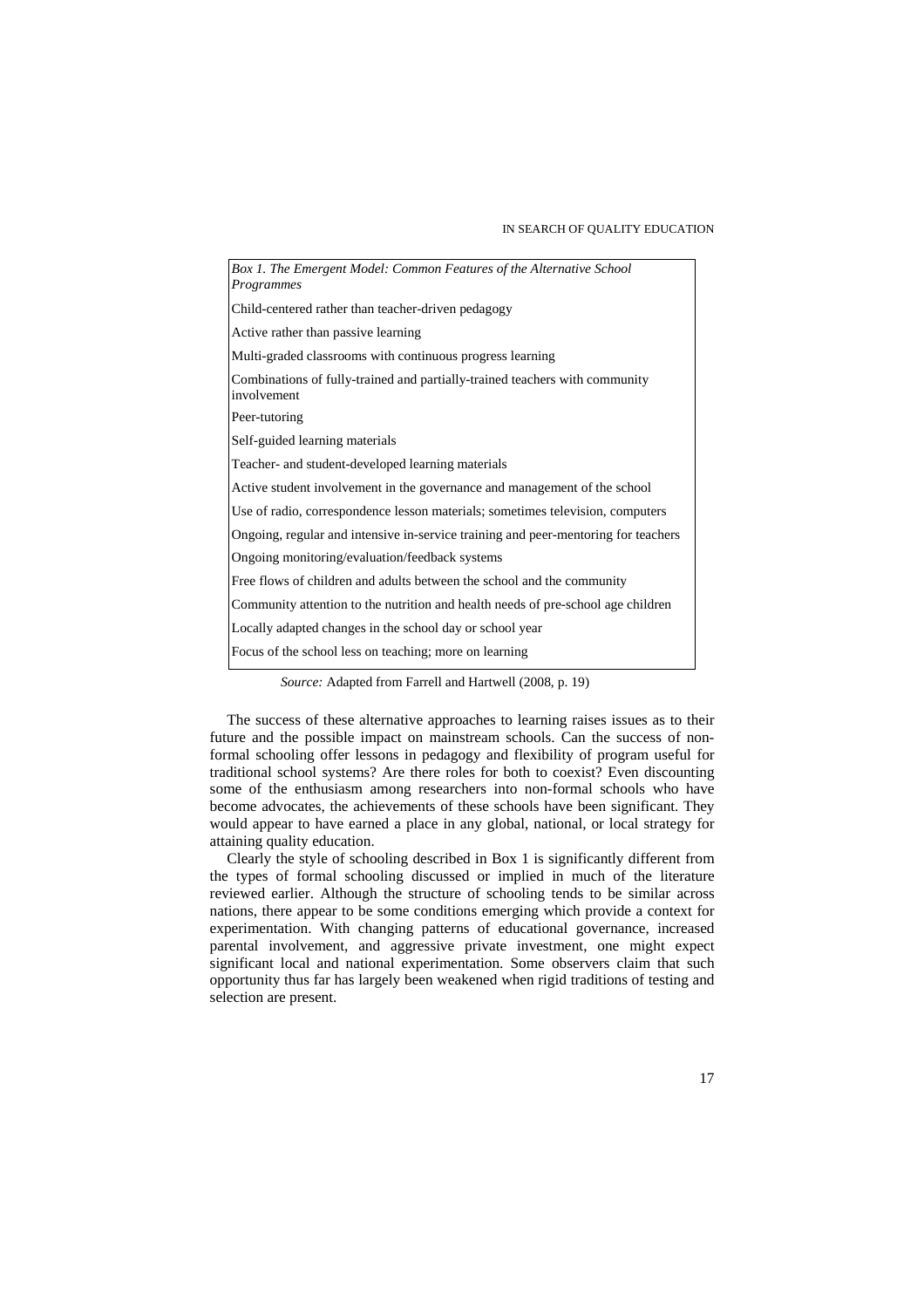*Box 1. The Emergent Model: Common Features of the Alternative School Programmes*

| |
|---|
| Child-centered rather than teacher-driven pedagogy |
| Active rather than passive learning |
| Multi-graded classrooms with continuous progress learning |
| Combinations of fully-trained and partially-trained teachers with community involvement |
| Peer-tutoring |
| Self-guided learning materials |
| Teacher- and student-developed learning materials |
| Active student involvement in the governance and management of the school |
| Use of radio, correspondence lesson materials; sometimes television, computers |
| Ongoing, regular and intensive in-service training and peer-mentoring for teachers |
| Ongoing monitoring/evaluation/feedback systems |
| Free flows of children and adults between the school and the community |
| Community attention to the nutrition and health needs of pre-school age children |
| Locally adapted changes in the school day or school year |
| Focus of the school less on teaching; more on learning |

*Source:* Adapted from Farrell and Hartwell (2008, p. 19)

The success of these alternative approaches to learning raises issues as to their future and the possible impact on mainstream schools. Can the success of non-formal schooling offer lessons in pedagogy and flexibility of program useful for traditional school systems? Are there roles for both to coexist? Even discounting some of the enthusiasm among researchers into non-formal schools who have become advocates, the achievements of these schools have been significant. They would appear to have earned a place in any global, national, or local strategy for attaining quality education.

Clearly the style of schooling described in Box 1 is significantly different from the types of formal schooling discussed or implied in much of the literature reviewed earlier. Although the structure of schooling tends to be similar across nations, there appear to be some conditions emerging which provide a context for experimentation. With changing patterns of educational governance, increased parental involvement, and aggressive private investment, one might expect significant local and national experimentation. Some observers claim that such opportunity thus far has largely been weakened when rigid traditions of testing and selection are present.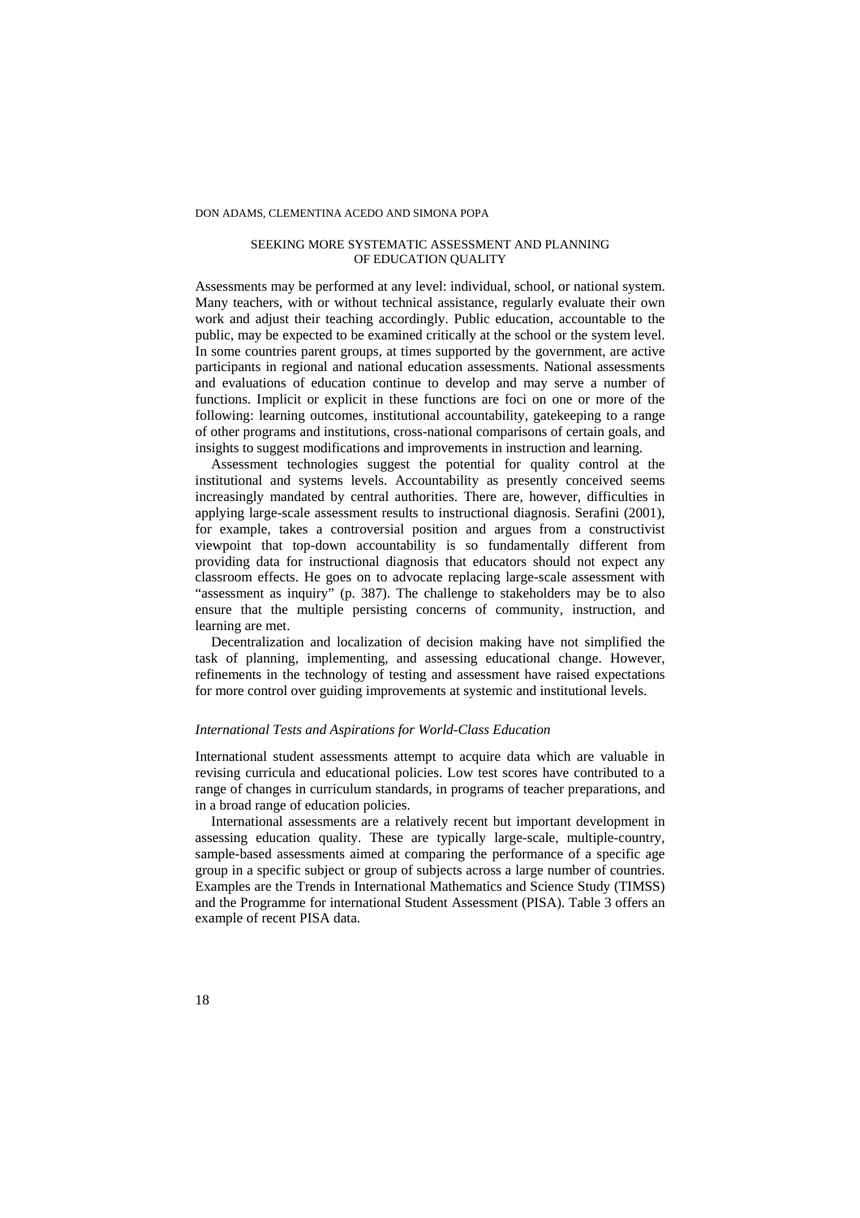Assessments may be performed at any level: individual, school, or national system. Many teachers, with or without technical assistance, regularly evaluate their own work and adjust their teaching accordingly. Public education, accountable to the public, may be expected to be examined critically at the school or the system level. In some countries parent groups, at times supported by the government, are active participants in regional and national education assessments. National assessments and evaluations of education continue to develop and may serve a number of functions. Implicit or explicit in these functions are foci on one or more of the following: learning outcomes, institutional accountability, gatekeeping to a range of other programs and institutions, cross-national comparisons of certain goals, and insights to suggest modifications and improvements in instruction and learning.

Assessment technologies suggest the potential for quality control at the institutional and systems levels. Accountability as presently conceived seems increasingly mandated by central authorities. There are, however, difficulties in applying large-scale assessment results to instructional diagnosis. Serafini (2001), for example, takes a controversial position and argues from a constructivist viewpoint that top-down accountability is so fundamentally different from providing data for instructional diagnosis that educators should not expect any classroom effects. He goes on to advocate replacing large-scale assessment with "assessment as inquiry" (p. 387). The challenge to stakeholders may be to also ensure that the multiple persisting concerns of community, instruction, and learning are met.

Decentralization and localization of decision making have not simplified the task of planning, implementing, and assessing educational change. However, refinements in the technology of testing and assessment have raised expectations for more control over guiding improvements at systemic and institutional levels.

### *International Tests and Aspirations for World-Class Education*

International student assessments attempt to acquire data which are valuable in revising curricula and educational policies. Low test scores have contributed to a range of changes in curriculum standards, in programs of teacher preparations, and in a broad range of education policies.

International assessments are a relatively recent but important development in assessing education quality. These are typically large-scale, multiple-country, sample-based assessments aimed at comparing the performance of a specific age group in a specific subject or group of subjects across a large number of countries. Examples are the Trends in International Mathematics and Science Study (TIMSS) and the Programme for international Student Assessment (PISA). Table 3 offers an example of recent PISA data.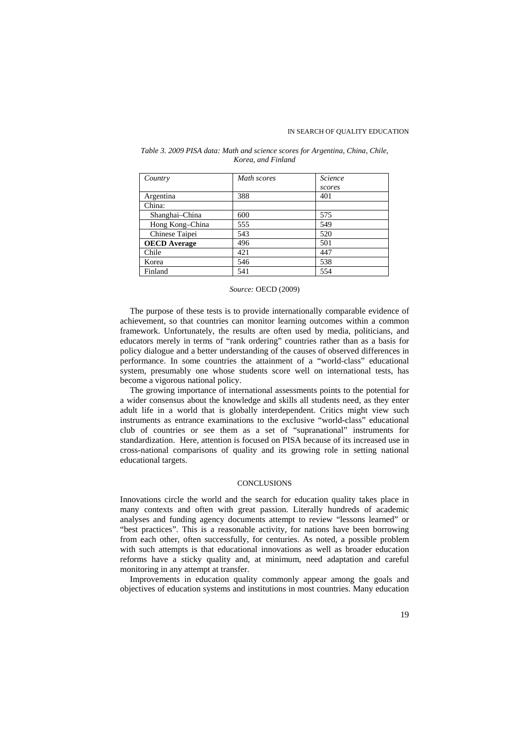*Table 3. 2009 PISA data: Math and science scores for Argentina, China, Chile, Korea, and Finland*

| *Country* | *Math scores* | *Science scores* |
|---|---|---|
| Argentina | 388 | 401 |
| China: | | |
| Shanghai–China | 600 | 575 |
| Hong Kong–China | 555 | 549 |
| Chinese Taipei | 543 | 520 |
| **OECD Average** | 496 | 501 |
| Chile | 421 | 447 |
| Korea | 546 | 538 |
| Finland | 541 | 554 |

*Source:* OECD (2009)

The purpose of these tests is to provide internationally comparable evidence of achievement, so that countries can monitor learning outcomes within a common framework. Unfortunately, the results are often used by media, politicians, and educators merely in terms of "rank ordering" countries rather than as a basis for policy dialogue and a better understanding of the causes of observed differences in performance. In some countries the attainment of a "world-class" educational system, presumably one whose students score well on international tests, has become a vigorous national policy.

The growing importance of international assessments points to the potential for a wider consensus about the knowledge and skills all students need, as they enter adult life in a world that is globally interdependent. Critics might view such instruments as entrance examinations to the exclusive "world-class" educational club of countries or see them as a set of "supranational" instruments for standardization. Here, attention is focused on PISA because of its increased use in cross-national comparisons of quality and its growing role in setting national educational targets.

## CONCLUSIONS

Innovations circle the world and the search for education quality takes place in many contexts and often with great passion. Literally hundreds of academic analyses and funding agency documents attempt to review "lessons learned" or "best practices". This is a reasonable activity, for nations have been borrowing from each other, often successfully, for centuries. As noted, a possible problem with such attempts is that educational innovations as well as broader education reforms have a sticky quality and, at minimum, need adaptation and careful monitoring in any attempt at transfer.

Improvements in education quality commonly appear among the goals and objectives of education systems and institutions in most countries. Many education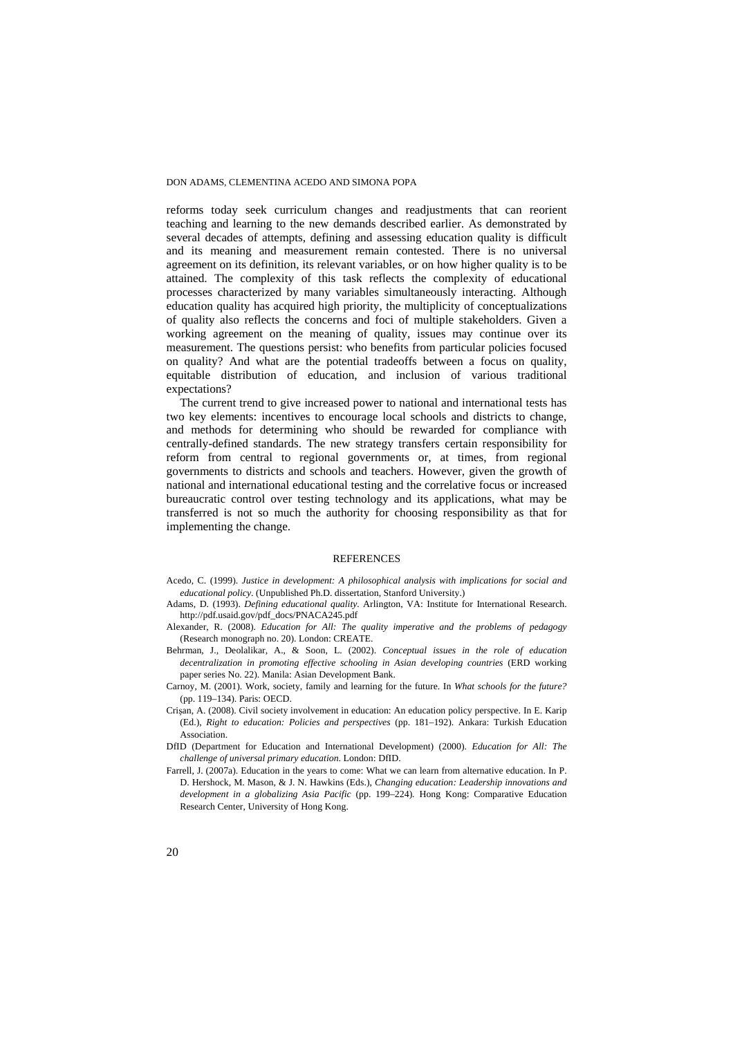reforms today seek curriculum changes and readjustments that can reorient teaching and learning to the new demands described earlier. As demonstrated by several decades of attempts, defining and assessing education quality is difficult and its meaning and measurement remain contested. There is no universal agreement on its definition, its relevant variables, or on how higher quality is to be attained. The complexity of this task reflects the complexity of educational processes characterized by many variables simultaneously interacting. Although education quality has acquired high priority, the multiplicity of conceptualizations of quality also reflects the concerns and foci of multiple stakeholders. Given a working agreement on the meaning of quality, issues may continue over its measurement. The questions persist: who benefits from particular policies focused on quality? And what are the potential tradeoffs between a focus on quality, equitable distribution of education, and inclusion of various traditional expectations?

The current trend to give increased power to national and international tests has two key elements: incentives to encourage local schools and districts to change, and methods for determining who should be rewarded for compliance with centrally-defined standards. The new strategy transfers certain responsibility for reform from central to regional governments or, at times, from regional governments to districts and schools and teachers. However, given the growth of national and international educational testing and the correlative focus or increased bureaucratic control over testing technology and its applications, what may be transferred is not so much the authority for choosing responsibility as that for implementing the change.

## REFERENCES

Acedo, C. (1999). *Justice in development: A philosophical analysis with implications for social and educational policy*. (Unpublished Ph.D. dissertation, Stanford University.)

Adams, D. (1993). *Defining educational quality*. Arlington, VA: Institute for International Research. http://pdf.usaid.gov/pdf_docs/PNACA245.pdf

Alexander, R. (2008). *Education for All: The quality imperative and the problems of pedagogy* (Research monograph no. 20). London: CREATE.

Behrman, J., Deolalikar, A., & Soon, L. (2002). *Conceptual issues in the role of education decentralization in promoting effective schooling in Asian developing countries* (ERD working paper series No. 22). Manila: Asian Development Bank.

Carnoy, M. (2001). Work, society, family and learning for the future. In *What schools for the future?* (pp. 119–134). Paris: OECD.

Crişan, A. (2008). Civil society involvement in education: An education policy perspective. In E. Karip (Ed.), *Right to education: Policies and perspectives* (pp. 181–192). Ankara: Turkish Education Association.

DfID (Department for Education and International Development) (2000). *Education for All: The challenge of universal primary education*. London: DfID.

Farrell, J. (2007a). Education in the years to come: What we can learn from alternative education. In P. D. Hershock, M. Mason, & J. N. Hawkins (Eds.), *Changing education: Leadership innovations and development in a globalizing Asia Pacific* (pp. 199–224). Hong Kong: Comparative Education Research Center, University of Hong Kong.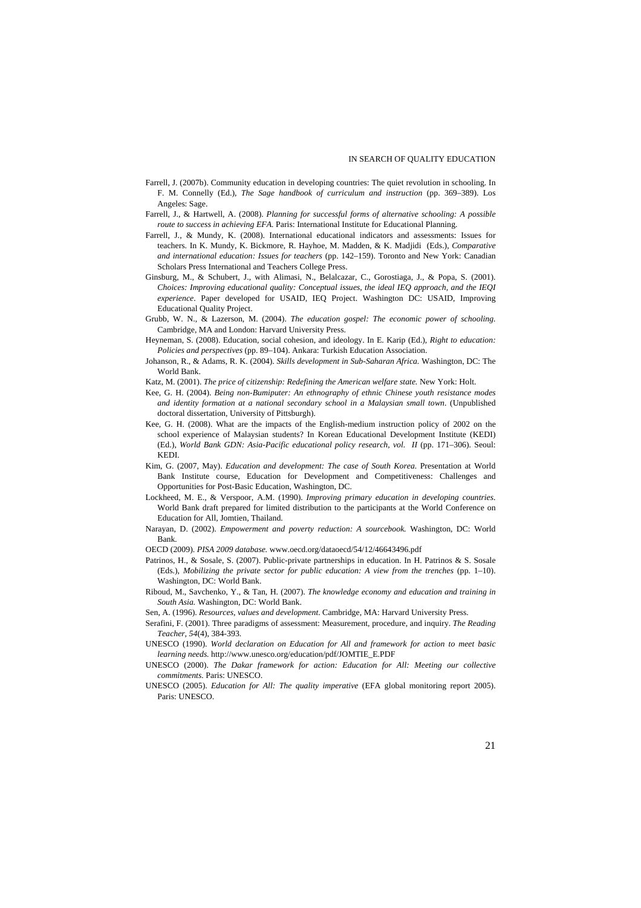Farrell, J. (2007b). Community education in developing countries: The quiet revolution in schooling. In F. M. Connelly (Ed.), *The Sage handbook of curriculum and instruction* (pp. 369–389). Los Angeles: Sage.

Farrell, J., & Hartwell, A. (2008). *Planning for successful forms of alternative schooling: A possible route to success in achieving EFA.* Paris: International Institute for Educational Planning.

Farrell, J., & Mundy, K. (2008). International educational indicators and assessments: Issues for teachers. In K. Mundy, K. Bickmore, R. Hayhoe, M. Madden, & K. Madjidi (Eds.), *Comparative and international education: Issues for teachers* (pp. 142–159). Toronto and New York: Canadian Scholars Press International and Teachers College Press.

Ginsburg, M., & Schubert, J., with Alimasi, N., Belalcazar, C., Gorostiaga, J., & Popa, S. (2001). *Choices: Improving educational quality: Conceptual issues, the ideal IEQ approach, and the IEQI experience*. Paper developed for USAID, IEQ Project. Washington DC: USAID, Improving Educational Quality Project.

Grubb, W. N., & Lazerson, M. (2004). *The education gospel: The economic power of schooling.* Cambridge, MA and London: Harvard University Press.

Heyneman, S. (2008). Education, social cohesion, and ideology. In E. Karip (Ed.), *Right to education: Policies and perspectives* (pp. 89–104). Ankara: Turkish Education Association.

Johanson, R., & Adams, R. K. (2004). *Skills development in Sub-Saharan Africa.* Washington, DC: The World Bank.

Katz, M. (2001). *The price of citizenship: Redefining the American welfare state.* New York: Holt.

Kee, G. H. (2004). *Being non-Bumiputer: An ethnography of ethnic Chinese youth resistance modes and identity formation at a national secondary school in a Malaysian small town*. (Unpublished doctoral dissertation, University of Pittsburgh).

Kee, G. H. (2008). What are the impacts of the English-medium instruction policy of 2002 on the school experience of Malaysian students? In Korean Educational Development Institute (KEDI) (Ed.), *World Bank GDN: Asia-Pacific educational policy research, vol. II* (pp. 171–306). Seoul: KEDI.

Kim, G. (2007, May). *Education and development: The case of South Korea.* Presentation at World Bank Institute course, Education for Development and Competitiveness: Challenges and Opportunities for Post-Basic Education, Washington, DC.

Lockheed, M. E., & Verspoor, A.M. (1990). *Improving primary education in developing countries.* World Bank draft prepared for limited distribution to the participants at the World Conference on Education for All, Jomtien, Thailand.

Narayan, D. (2002). *Empowerment and poverty reduction: A sourcebook.* Washington, DC: World Bank.

OECD (2009). *PISA 2009 database.* www.oecd.org/dataoecd/54/12/46643496.pdf

Patrinos, H., & Sosale, S. (2007). Public-private partnerships in education. In H. Patrinos & S. Sosale (Eds.), *Mobilizing the private sector for public education: A view from the trenches* (pp. 1–10). Washington, DC: World Bank.

Riboud, M., Savchenko, Y., & Tan, H. (2007). *The knowledge economy and education and training in South Asia.* Washington, DC: World Bank.

Sen, A. (1996). *Resources, values and development*. Cambridge, MA: Harvard University Press.

Serafini, F. (2001). Three paradigms of assessment: Measurement, procedure, and inquiry. *The Reading Teacher, 54*(4), 384-393.

UNESCO (1990). *World declaration on Education for All and framework for action to meet basic learning needs.* http://www.unesco.org/education/pdf/JOMTIE_E.PDF

UNESCO (2000). *The Dakar framework for action: Education for All: Meeting our collective commitments.* Paris: UNESCO.

UNESCO (2005). *Education for All: The quality imperative* (EFA global monitoring report 2005). Paris: UNESCO.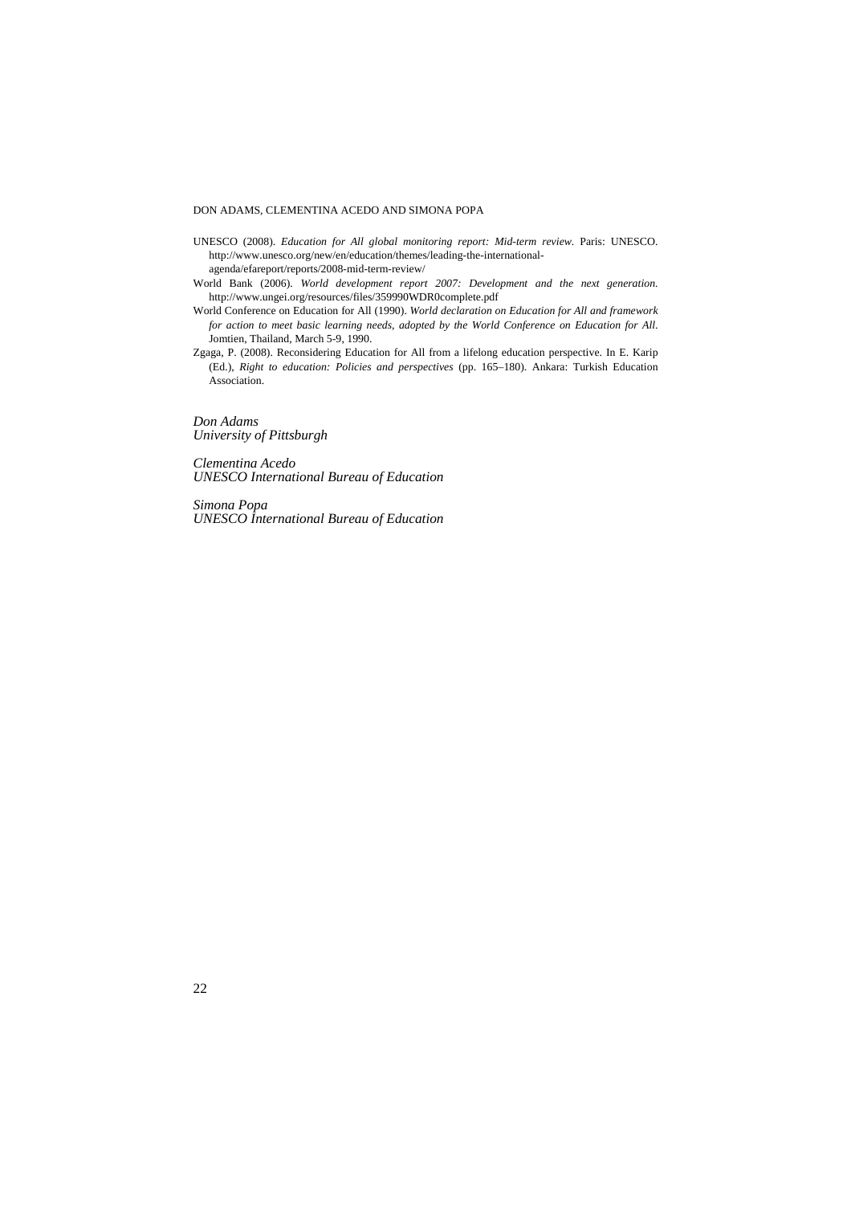UNESCO (2008). *Education for All global monitoring report: Mid-term review.* Paris: UNESCO. http://www.unesco.org/new/en/education/themes/leading-the-international-agenda/efareport/reports/2008-mid-term-review/

World Bank (2006). *World development report 2007: Development and the next generation.* http://www.ungei.org/resources/files/359990WDR0complete.pdf

World Conference on Education for All (1990). *World declaration on Education for All and framework for action to meet basic learning needs, adopted by the World Conference on Education for All.* Jomtien, Thailand, March 5-9, 1990.

Zgaga, P. (2008). Reconsidering Education for All from a lifelong education perspective. In E. Karip (Ed.), *Right to education: Policies and perspectives* (pp. 165–180). Ankara: Turkish Education Association.

*Don Adams*
*University of Pittsburgh*

*Clementina Acedo*
*UNESCO International Bureau of Education*

*Simona Popa*
*UNESCO International Bureau of Education*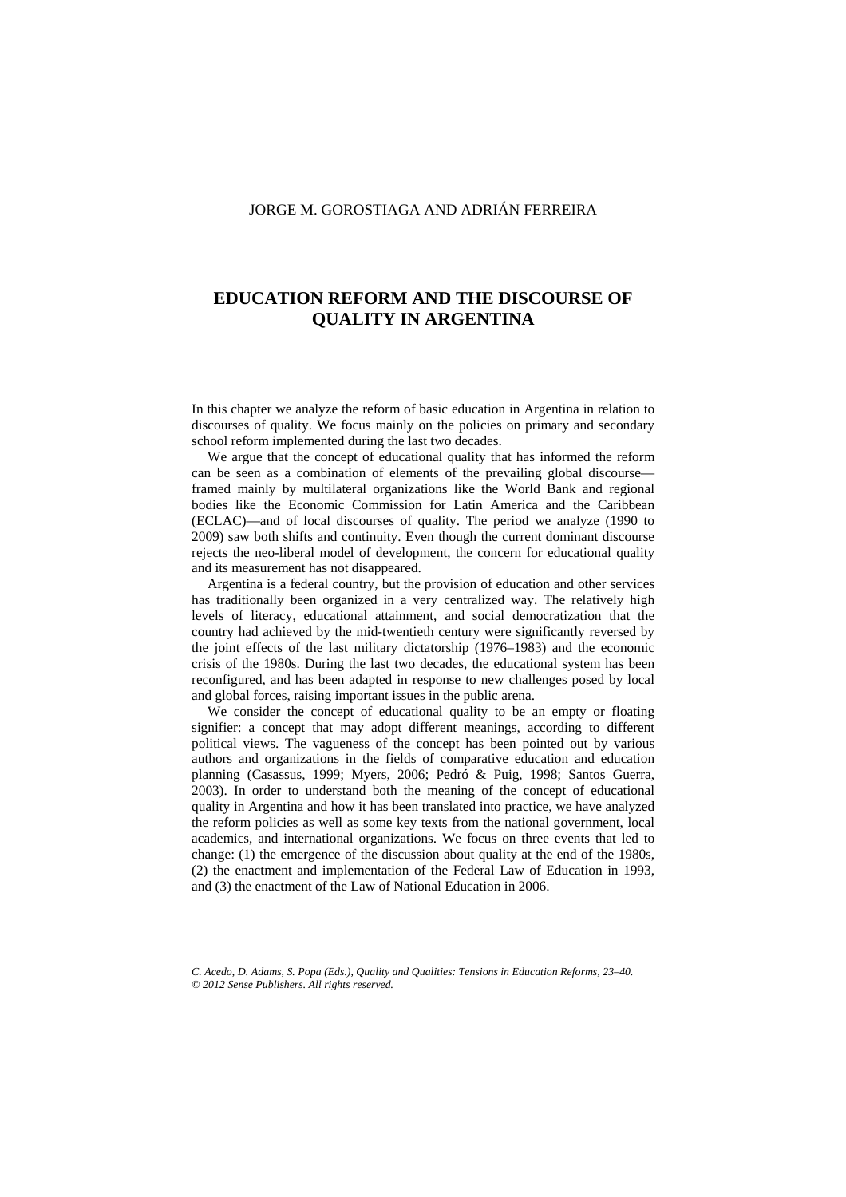JORGE M. GOROSTIAGA AND ADRIÁN FERREIRA

# EDUCATION REFORM AND THE DISCOURSE OF QUALITY IN ARGENTINA

In this chapter we analyze the reform of basic education in Argentina in relation to discourses of quality. We focus mainly on the policies on primary and secondary school reform implemented during the last two decades.

We argue that the concept of educational quality that has informed the reform can be seen as a combination of elements of the prevailing global discourse—framed mainly by multilateral organizations like the World Bank and regional bodies like the Economic Commission for Latin America and the Caribbean (ECLAC)—and of local discourses of quality. The period we analyze (1990 to 2009) saw both shifts and continuity. Even though the current dominant discourse rejects the neo-liberal model of development, the concern for educational quality and its measurement has not disappeared.

Argentina is a federal country, but the provision of education and other services has traditionally been organized in a very centralized way. The relatively high levels of literacy, educational attainment, and social democratization that the country had achieved by the mid-twentieth century were significantly reversed by the joint effects of the last military dictatorship (1976–1983) and the economic crisis of the 1980s. During the last two decades, the educational system has been reconfigured, and has been adapted in response to new challenges posed by local and global forces, raising important issues in the public arena.

We consider the concept of educational quality to be an empty or floating signifier: a concept that may adopt different meanings, according to different political views. The vagueness of the concept has been pointed out by various authors and organizations in the fields of comparative education and education planning (Casassus, 1999; Myers, 2006; Pedró & Puig, 1998; Santos Guerra, 2003). In order to understand both the meaning of the concept of educational quality in Argentina and how it has been translated into practice, we have analyzed the reform policies as well as some key texts from the national government, local academics, and international organizations. We focus on three events that led to change: (1) the emergence of the discussion about quality at the end of the 1980s, (2) the enactment and implementation of the Federal Law of Education in 1993, and (3) the enactment of the Law of National Education in 2006.

*C. Acedo, D. Adams, S. Popa (Eds.), Quality and Qualities: Tensions in Education Reforms, 23–40.*
*© 2012 Sense Publishers. All rights reserved.*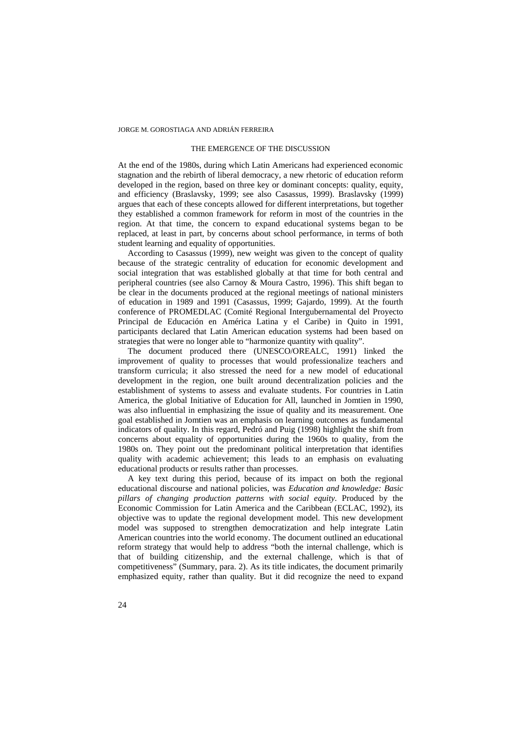## THE EMERGENCE OF THE DISCUSSION

At the end of the 1980s, during which Latin Americans had experienced economic stagnation and the rebirth of liberal democracy, a new rhetoric of education reform developed in the region, based on three key or dominant concepts: quality, equity, and efficiency (Braslavsky, 1999; see also Casassus, 1999). Braslavsky (1999) argues that each of these concepts allowed for different interpretations, but together they established a common framework for reform in most of the countries in the region. At that time, the concern to expand educational systems began to be replaced, at least in part, by concerns about school performance, in terms of both student learning and equality of opportunities.

According to Casassus (1999), new weight was given to the concept of quality because of the strategic centrality of education for economic development and social integration that was established globally at that time for both central and peripheral countries (see also Carnoy & Moura Castro, 1996). This shift began to be clear in the documents produced at the regional meetings of national ministers of education in 1989 and 1991 (Casassus, 1999; Gajardo, 1999). At the fourth conference of PROMEDLAC (Comité Regional Intergubernamental del Proyecto Principal de Educación en América Latina y el Caribe) in Quito in 1991, participants declared that Latin American education systems had been based on strategies that were no longer able to "harmonize quantity with quality".

The document produced there (UNESCO/OREALC, 1991) linked the improvement of quality to processes that would professionalize teachers and transform curricula; it also stressed the need for a new model of educational development in the region, one built around decentralization policies and the establishment of systems to assess and evaluate students. For countries in Latin America, the global Initiative of Education for All, launched in Jomtien in 1990, was also influential in emphasizing the issue of quality and its measurement. One goal established in Jomtien was an emphasis on learning outcomes as fundamental indicators of quality. In this regard, Pedró and Puig (1998) highlight the shift from concerns about equality of opportunities during the 1960s to quality, from the 1980s on. They point out the predominant political interpretation that identifies quality with academic achievement; this leads to an emphasis on evaluating educational products or results rather than processes.

A key text during this period, because of its impact on both the regional educational discourse and national policies, was *Education and knowledge: Basic pillars of changing production patterns with social equity*. Produced by the Economic Commission for Latin America and the Caribbean (ECLAC, 1992), its objective was to update the regional development model. This new development model was supposed to strengthen democratization and help integrate Latin American countries into the world economy. The document outlined an educational reform strategy that would help to address "both the internal challenge, which is that of building citizenship, and the external challenge, which is that of competitiveness" (Summary, para. 2). As its title indicates, the document primarily emphasized equity, rather than quality. But it did recognize the need to expand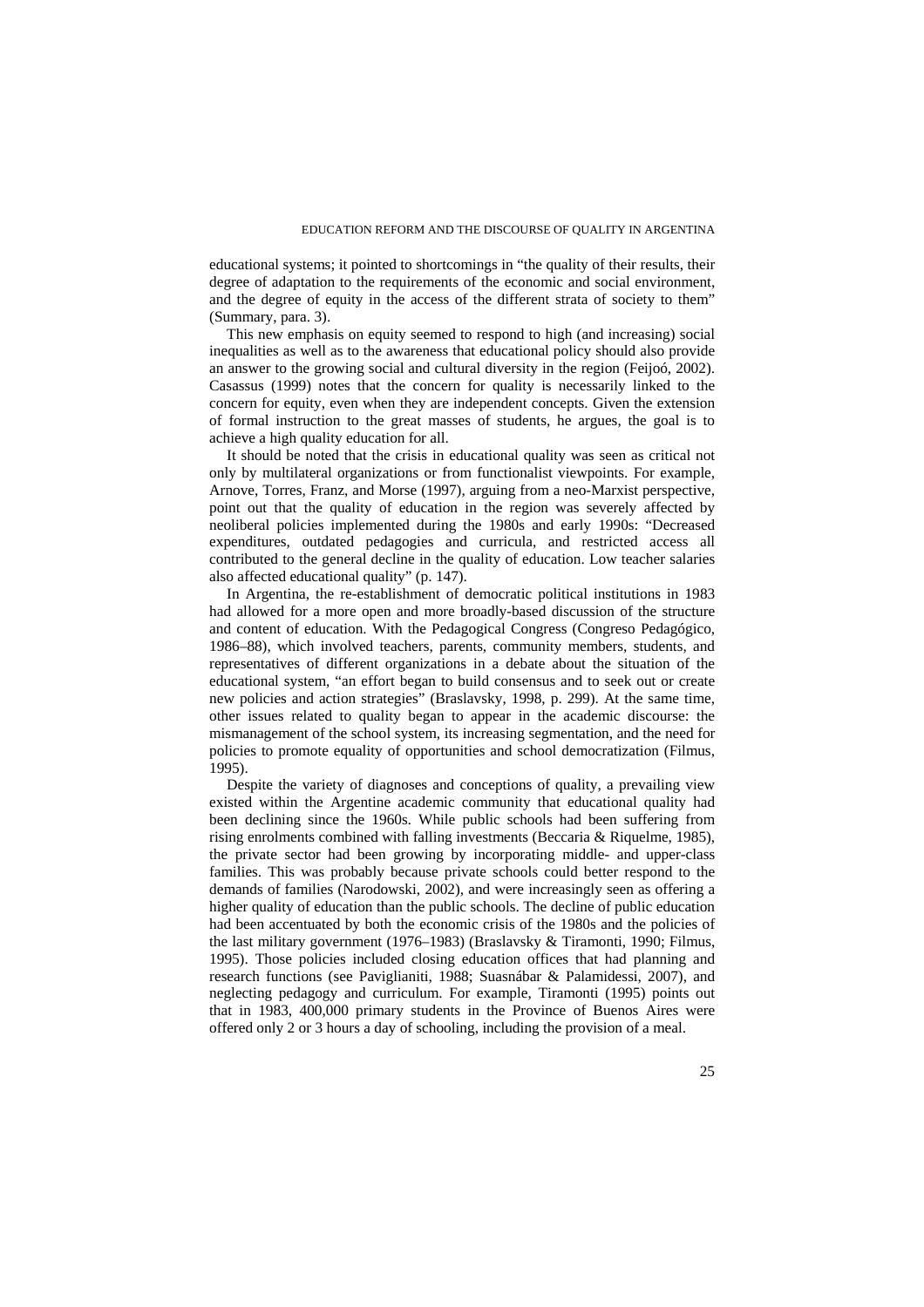educational systems; it pointed to shortcomings in "the quality of their results, their degree of adaptation to the requirements of the economic and social environment, and the degree of equity in the access of the different strata of society to them" (Summary, para. 3).

This new emphasis on equity seemed to respond to high (and increasing) social inequalities as well as to the awareness that educational policy should also provide an answer to the growing social and cultural diversity in the region (Feijoó, 2002). Casassus (1999) notes that the concern for quality is necessarily linked to the concern for equity, even when they are independent concepts. Given the extension of formal instruction to the great masses of students, he argues, the goal is to achieve a high quality education for all.

It should be noted that the crisis in educational quality was seen as critical not only by multilateral organizations or from functionalist viewpoints. For example, Arnove, Torres, Franz, and Morse (1997), arguing from a neo-Marxist perspective, point out that the quality of education in the region was severely affected by neoliberal policies implemented during the 1980s and early 1990s: "Decreased expenditures, outdated pedagogies and curricula, and restricted access all contributed to the general decline in the quality of education. Low teacher salaries also affected educational quality" (p. 147).

In Argentina, the re-establishment of democratic political institutions in 1983 had allowed for a more open and more broadly-based discussion of the structure and content of education. With the Pedagogical Congress (Congreso Pedagógico, 1986–88), which involved teachers, parents, community members, students, and representatives of different organizations in a debate about the situation of the educational system, "an effort began to build consensus and to seek out or create new policies and action strategies" (Braslavsky, 1998, p. 299). At the same time, other issues related to quality began to appear in the academic discourse: the mismanagement of the school system, its increasing segmentation, and the need for policies to promote equality of opportunities and school democratization (Filmus, 1995).

Despite the variety of diagnoses and conceptions of quality, a prevailing view existed within the Argentine academic community that educational quality had been declining since the 1960s. While public schools had been suffering from rising enrolments combined with falling investments (Beccaria & Riquelme, 1985), the private sector had been growing by incorporating middle- and upper-class families. This was probably because private schools could better respond to the demands of families (Narodowski, 2002), and were increasingly seen as offering a higher quality of education than the public schools. The decline of public education had been accentuated by both the economic crisis of the 1980s and the policies of the last military government (1976–1983) (Braslavsky & Tiramonti, 1990; Filmus, 1995). Those policies included closing education offices that had planning and research functions (see Paviglianiti, 1988; Suasnábar & Palamidessi, 2007), and neglecting pedagogy and curriculum. For example, Tiramonti (1995) points out that in 1983, 400,000 primary students in the Province of Buenos Aires were offered only 2 or 3 hours a day of schooling, including the provision of a meal.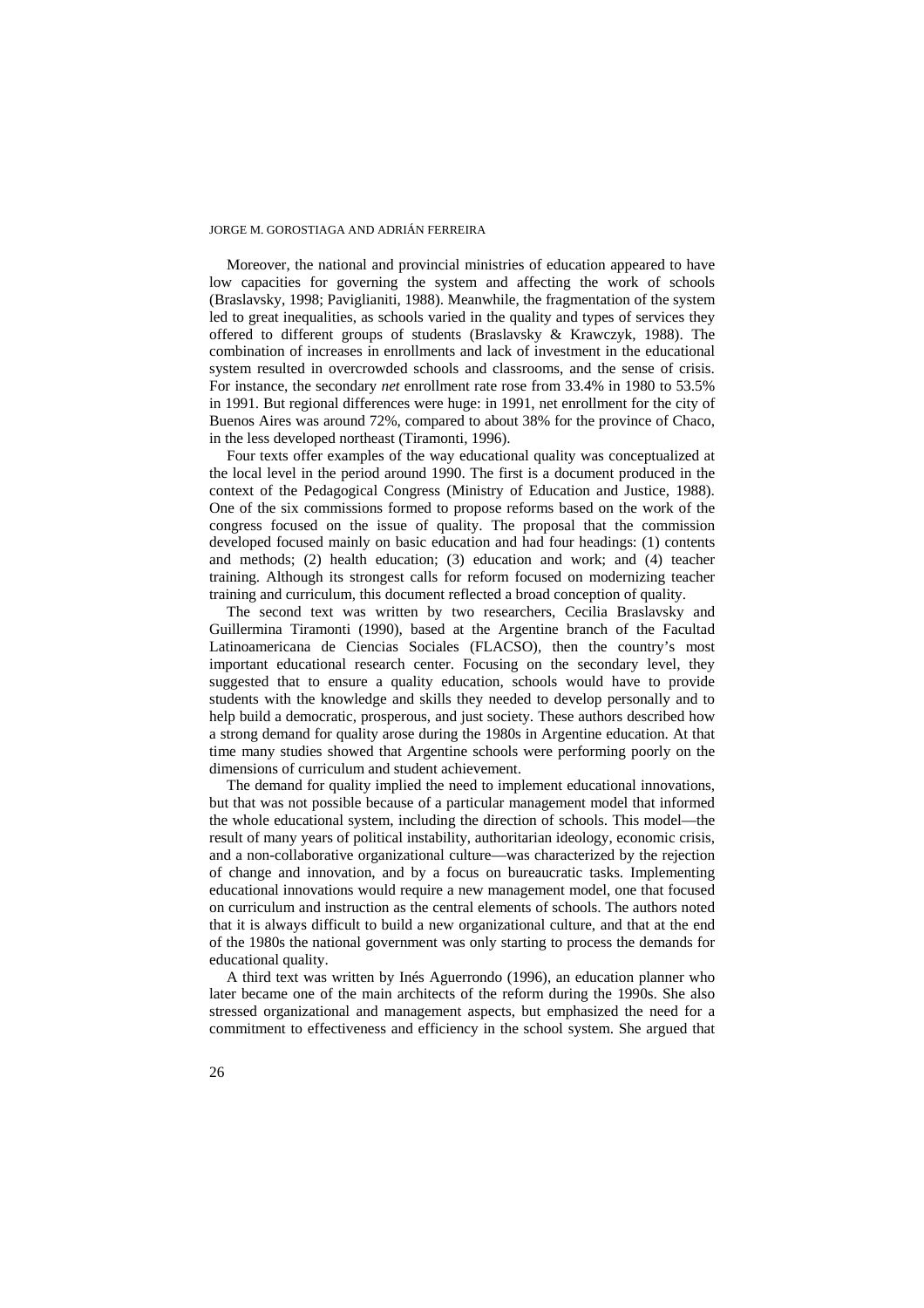Moreover, the national and provincial ministries of education appeared to have low capacities for governing the system and affecting the work of schools (Braslavsky, 1998; Paviglianiti, 1988). Meanwhile, the fragmentation of the system led to great inequalities, as schools varied in the quality and types of services they offered to different groups of students (Braslavsky & Krawczyk, 1988). The combination of increases in enrollments and lack of investment in the educational system resulted in overcrowded schools and classrooms, and the sense of crisis. For instance, the secondary *net* enrollment rate rose from 33.4% in 1980 to 53.5% in 1991. But regional differences were huge: in 1991, net enrollment for the city of Buenos Aires was around 72%, compared to about 38% for the province of Chaco, in the less developed northeast (Tiramonti, 1996).

Four texts offer examples of the way educational quality was conceptualized at the local level in the period around 1990. The first is a document produced in the context of the Pedagogical Congress (Ministry of Education and Justice, 1988). One of the six commissions formed to propose reforms based on the work of the congress focused on the issue of quality. The proposal that the commission developed focused mainly on basic education and had four headings: (1) contents and methods; (2) health education; (3) education and work; and (4) teacher training. Although its strongest calls for reform focused on modernizing teacher training and curriculum, this document reflected a broad conception of quality.

The second text was written by two researchers, Cecilia Braslavsky and Guillermina Tiramonti (1990), based at the Argentine branch of the Facultad Latinoamericana de Ciencias Sociales (FLACSO), then the country's most important educational research center. Focusing on the secondary level, they suggested that to ensure a quality education, schools would have to provide students with the knowledge and skills they needed to develop personally and to help build a democratic, prosperous, and just society. These authors described how a strong demand for quality arose during the 1980s in Argentine education. At that time many studies showed that Argentine schools were performing poorly on the dimensions of curriculum and student achievement.

The demand for quality implied the need to implement educational innovations, but that was not possible because of a particular management model that informed the whole educational system, including the direction of schools. This model—the result of many years of political instability, authoritarian ideology, economic crisis, and a non-collaborative organizational culture—was characterized by the rejection of change and innovation, and by a focus on bureaucratic tasks. Implementing educational innovations would require a new management model, one that focused on curriculum and instruction as the central elements of schools. The authors noted that it is always difficult to build a new organizational culture, and that at the end of the 1980s the national government was only starting to process the demands for educational quality.

A third text was written by Inés Aguerrondo (1996), an education planner who later became one of the main architects of the reform during the 1990s. She also stressed organizational and management aspects, but emphasized the need for a commitment to effectiveness and efficiency in the school system. She argued that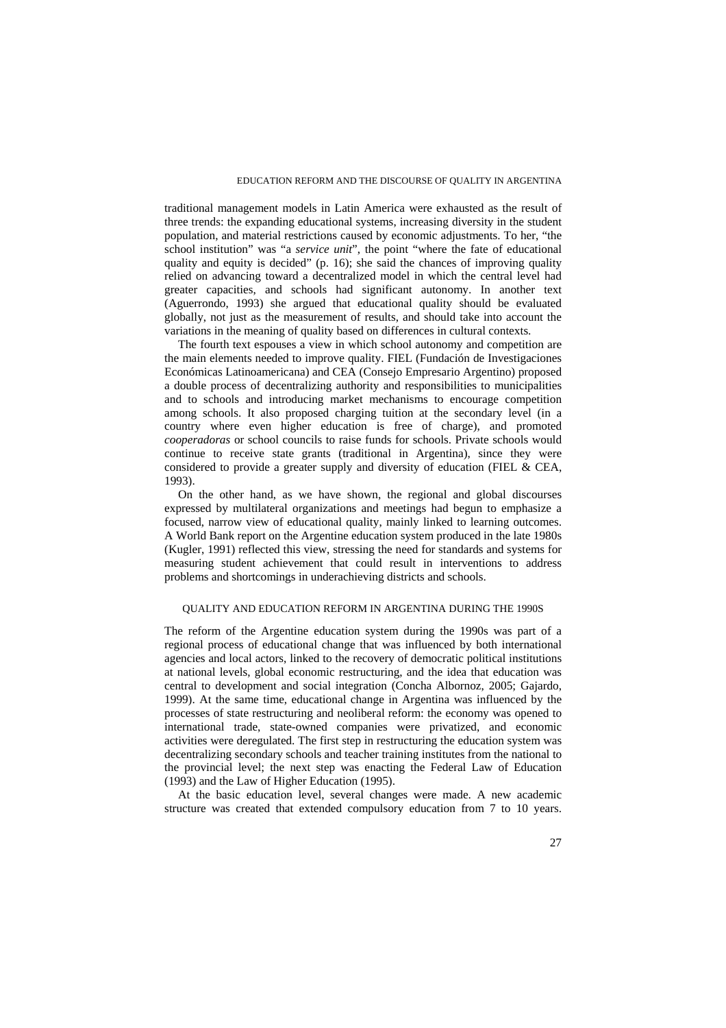traditional management models in Latin America were exhausted as the result of three trends: the expanding educational systems, increasing diversity in the student population, and material restrictions caused by economic adjustments. To her, "the school institution" was "a *service unit*", the point "where the fate of educational quality and equity is decided" (p. 16); she said the chances of improving quality relied on advancing toward a decentralized model in which the central level had greater capacities, and schools had significant autonomy. In another text (Aguerrondo, 1993) she argued that educational quality should be evaluated globally, not just as the measurement of results, and should take into account the variations in the meaning of quality based on differences in cultural contexts.

The fourth text espouses a view in which school autonomy and competition are the main elements needed to improve quality. FIEL (Fundación de Investigaciones Económicas Latinoamericana) and CEA (Consejo Empresario Argentino) proposed a double process of decentralizing authority and responsibilities to municipalities and to schools and introducing market mechanisms to encourage competition among schools. It also proposed charging tuition at the secondary level (in a country where even higher education is free of charge), and promoted *cooperadoras* or school councils to raise funds for schools. Private schools would continue to receive state grants (traditional in Argentina), since they were considered to provide a greater supply and diversity of education (FIEL & CEA, 1993).

On the other hand, as we have shown, the regional and global discourses expressed by multilateral organizations and meetings had begun to emphasize a focused, narrow view of educational quality, mainly linked to learning outcomes. A World Bank report on the Argentine education system produced in the late 1980s (Kugler, 1991) reflected this view, stressing the need for standards and systems for measuring student achievement that could result in interventions to address problems and shortcomings in underachieving districts and schools.

## QUALITY AND EDUCATION REFORM IN ARGENTINA DURING THE 1990S

The reform of the Argentine education system during the 1990s was part of a regional process of educational change that was influenced by both international agencies and local actors, linked to the recovery of democratic political institutions at national levels, global economic restructuring, and the idea that education was central to development and social integration (Concha Albornoz, 2005; Gajardo, 1999). At the same time, educational change in Argentina was influenced by the processes of state restructuring and neoliberal reform: the economy was opened to international trade, state-owned companies were privatized, and economic activities were deregulated. The first step in restructuring the education system was decentralizing secondary schools and teacher training institutes from the national to the provincial level; the next step was enacting the Federal Law of Education (1993) and the Law of Higher Education (1995).

At the basic education level, several changes were made. A new academic structure was created that extended compulsory education from 7 to 10 years.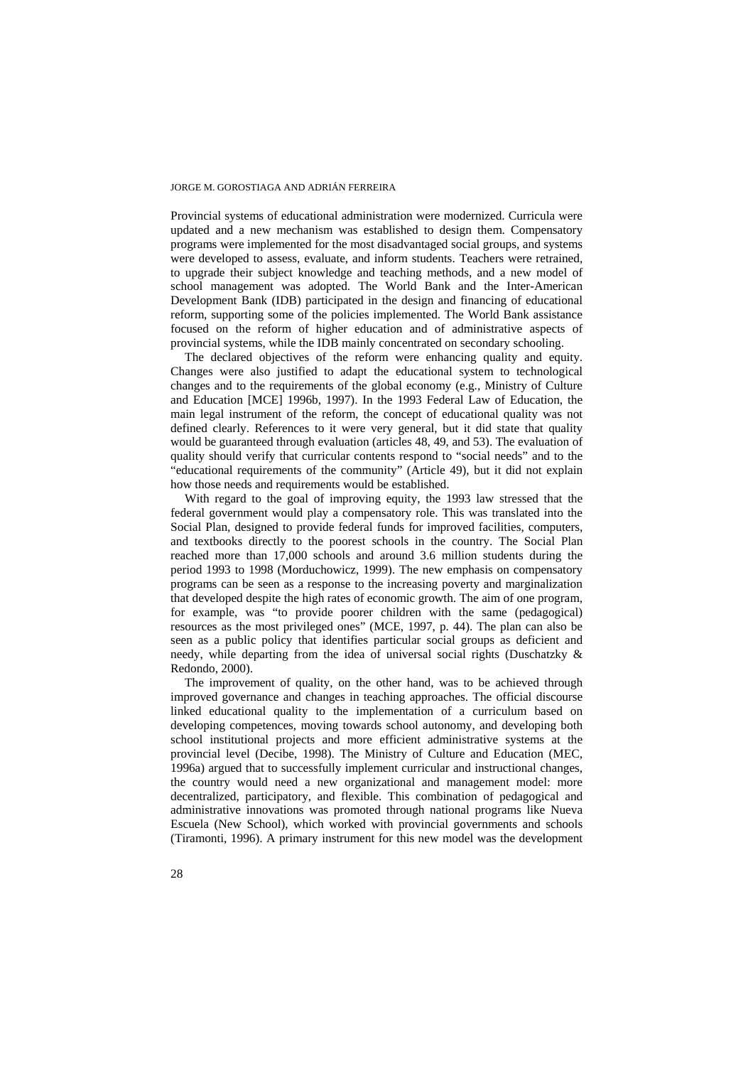Provincial systems of educational administration were modernized. Curricula were updated and a new mechanism was established to design them. Compensatory programs were implemented for the most disadvantaged social groups, and systems were developed to assess, evaluate, and inform students. Teachers were retrained, to upgrade their subject knowledge and teaching methods, and a new model of school management was adopted. The World Bank and the Inter-American Development Bank (IDB) participated in the design and financing of educational reform, supporting some of the policies implemented. The World Bank assistance focused on the reform of higher education and of administrative aspects of provincial systems, while the IDB mainly concentrated on secondary schooling.

The declared objectives of the reform were enhancing quality and equity. Changes were also justified to adapt the educational system to technological changes and to the requirements of the global economy (e.g., Ministry of Culture and Education [MCE] 1996b, 1997). In the 1993 Federal Law of Education, the main legal instrument of the reform, the concept of educational quality was not defined clearly. References to it were very general, but it did state that quality would be guaranteed through evaluation (articles 48, 49, and 53). The evaluation of quality should verify that curricular contents respond to "social needs" and to the "educational requirements of the community" (Article 49), but it did not explain how those needs and requirements would be established.

With regard to the goal of improving equity, the 1993 law stressed that the federal government would play a compensatory role. This was translated into the Social Plan, designed to provide federal funds for improved facilities, computers, and textbooks directly to the poorest schools in the country. The Social Plan reached more than 17,000 schools and around 3.6 million students during the period 1993 to 1998 (Morduchowicz, 1999). The new emphasis on compensatory programs can be seen as a response to the increasing poverty and marginalization that developed despite the high rates of economic growth. The aim of one program, for example, was "to provide poorer children with the same (pedagogical) resources as the most privileged ones" (MCE, 1997, p. 44). The plan can also be seen as a public policy that identifies particular social groups as deficient and needy, while departing from the idea of universal social rights (Duschatzky & Redondo, 2000).

The improvement of quality, on the other hand, was to be achieved through improved governance and changes in teaching approaches. The official discourse linked educational quality to the implementation of a curriculum based on developing competences, moving towards school autonomy, and developing both school institutional projects and more efficient administrative systems at the provincial level (Decibe, 1998). The Ministry of Culture and Education (MEC, 1996a) argued that to successfully implement curricular and instructional changes, the country would need a new organizational and management model: more decentralized, participatory, and flexible. This combination of pedagogical and administrative innovations was promoted through national programs like Nueva Escuela (New School), which worked with provincial governments and schools (Tiramonti, 1996). A primary instrument for this new model was the development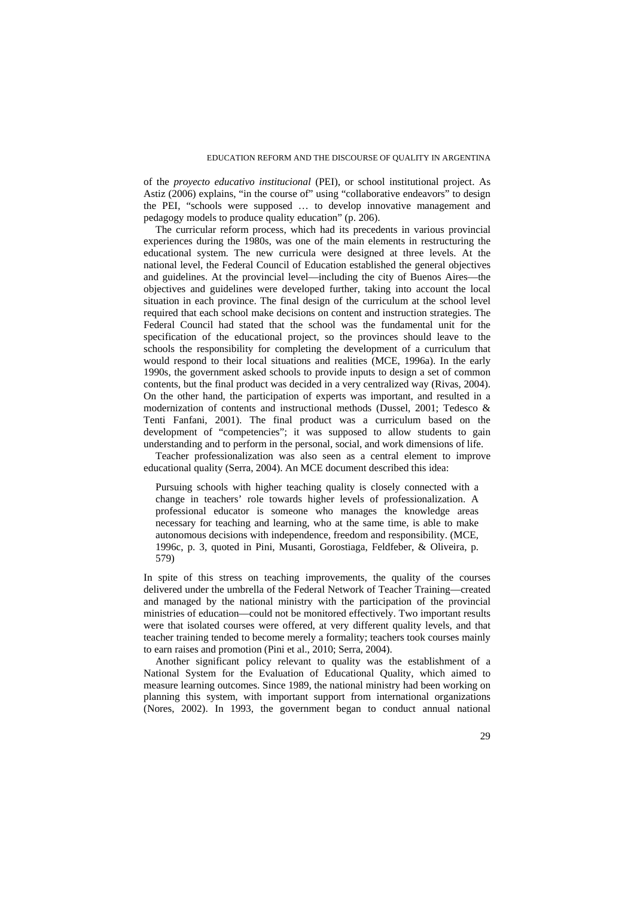of the *proyecto educativo institucional* (PEI), or school institutional project. As Astiz (2006) explains, "in the course of" using "collaborative endeavors" to design the PEI, "schools were supposed … to develop innovative management and pedagogy models to produce quality education" (p. 206).

The curricular reform process, which had its precedents in various provincial experiences during the 1980s, was one of the main elements in restructuring the educational system. The new curricula were designed at three levels. At the national level, the Federal Council of Education established the general objectives and guidelines. At the provincial level—including the city of Buenos Aires—the objectives and guidelines were developed further, taking into account the local situation in each province. The final design of the curriculum at the school level required that each school make decisions on content and instruction strategies. The Federal Council had stated that the school was the fundamental unit for the specification of the educational project, so the provinces should leave to the schools the responsibility for completing the development of a curriculum that would respond to their local situations and realities (MCE, 1996a). In the early 1990s, the government asked schools to provide inputs to design a set of common contents, but the final product was decided in a very centralized way (Rivas, 2004). On the other hand, the participation of experts was important, and resulted in a modernization of contents and instructional methods (Dussel, 2001; Tedesco & Tenti Fanfani, 2001). The final product was a curriculum based on the development of "competencies"; it was supposed to allow students to gain understanding and to perform in the personal, social, and work dimensions of life.

Teacher professionalization was also seen as a central element to improve educational quality (Serra, 2004). An MCE document described this idea:

> Pursuing schools with higher teaching quality is closely connected with a change in teachers' role towards higher levels of professionalization. A professional educator is someone who manages the knowledge areas necessary for teaching and learning, who at the same time, is able to make autonomous decisions with independence, freedom and responsibility. (MCE, 1996c, p. 3, quoted in Pini, Musanti, Gorostiaga, Feldfeber, & Oliveira, p. 579)

In spite of this stress on teaching improvements, the quality of the courses delivered under the umbrella of the Federal Network of Teacher Training—created and managed by the national ministry with the participation of the provincial ministries of education—could not be monitored effectively. Two important results were that isolated courses were offered, at very different quality levels, and that teacher training tended to become merely a formality; teachers took courses mainly to earn raises and promotion (Pini et al., 2010; Serra, 2004).

Another significant policy relevant to quality was the establishment of a National System for the Evaluation of Educational Quality, which aimed to measure learning outcomes. Since 1989, the national ministry had been working on planning this system, with important support from international organizations (Nores, 2002). In 1993, the government began to conduct annual national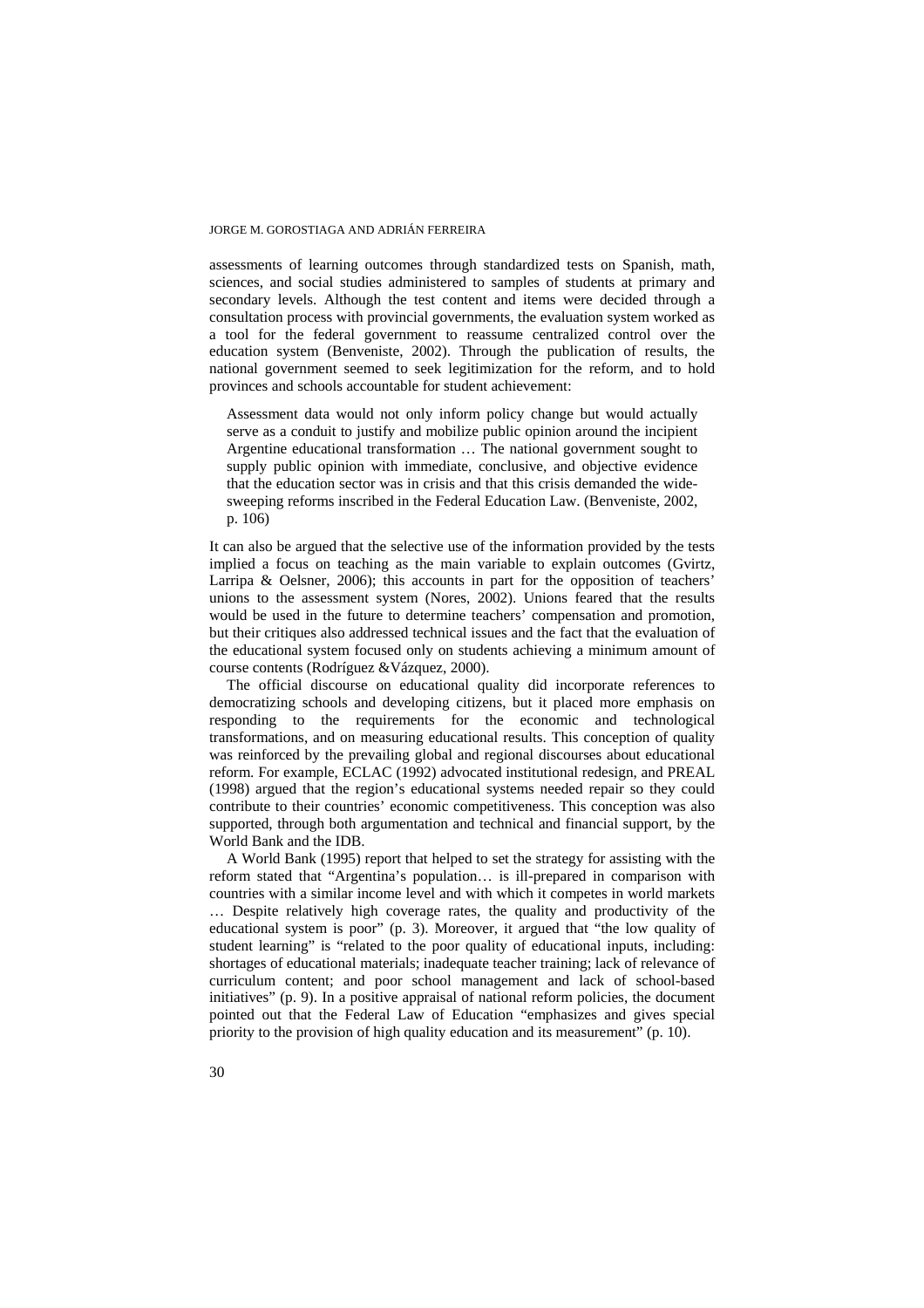assessments of learning outcomes through standardized tests on Spanish, math, sciences, and social studies administered to samples of students at primary and secondary levels. Although the test content and items were decided through a consultation process with provincial governments, the evaluation system worked as a tool for the federal government to reassume centralized control over the education system (Benveniste, 2002). Through the publication of results, the national government seemed to seek legitimization for the reform, and to hold provinces and schools accountable for student achievement:

> Assessment data would not only inform policy change but would actually serve as a conduit to justify and mobilize public opinion around the incipient Argentine educational transformation … The national government sought to supply public opinion with immediate, conclusive, and objective evidence that the education sector was in crisis and that this crisis demanded the wide-sweeping reforms inscribed in the Federal Education Law. (Benveniste, 2002, p. 106)

It can also be argued that the selective use of the information provided by the tests implied a focus on teaching as the main variable to explain outcomes (Gvirtz, Larripa & Oelsner, 2006); this accounts in part for the opposition of teachers' unions to the assessment system (Nores, 2002). Unions feared that the results would be used in the future to determine teachers' compensation and promotion, but their critiques also addressed technical issues and the fact that the evaluation of the educational system focused only on students achieving a minimum amount of course contents (Rodríguez &Vázquez, 2000).

The official discourse on educational quality did incorporate references to democratizing schools and developing citizens, but it placed more emphasis on responding to the requirements for the economic and technological transformations, and on measuring educational results. This conception of quality was reinforced by the prevailing global and regional discourses about educational reform. For example, ECLAC (1992) advocated institutional redesign, and PREAL (1998) argued that the region's educational systems needed repair so they could contribute to their countries' economic competitiveness. This conception was also supported, through both argumentation and technical and financial support, by the World Bank and the IDB.

A World Bank (1995) report that helped to set the strategy for assisting with the reform stated that "Argentina's population… is ill-prepared in comparison with countries with a similar income level and with which it competes in world markets … Despite relatively high coverage rates, the quality and productivity of the educational system is poor" (p. 3). Moreover, it argued that "the low quality of student learning" is "related to the poor quality of educational inputs, including: shortages of educational materials; inadequate teacher training; lack of relevance of curriculum content; and poor school management and lack of school-based initiatives" (p. 9). In a positive appraisal of national reform policies, the document pointed out that the Federal Law of Education "emphasizes and gives special priority to the provision of high quality education and its measurement" (p. 10).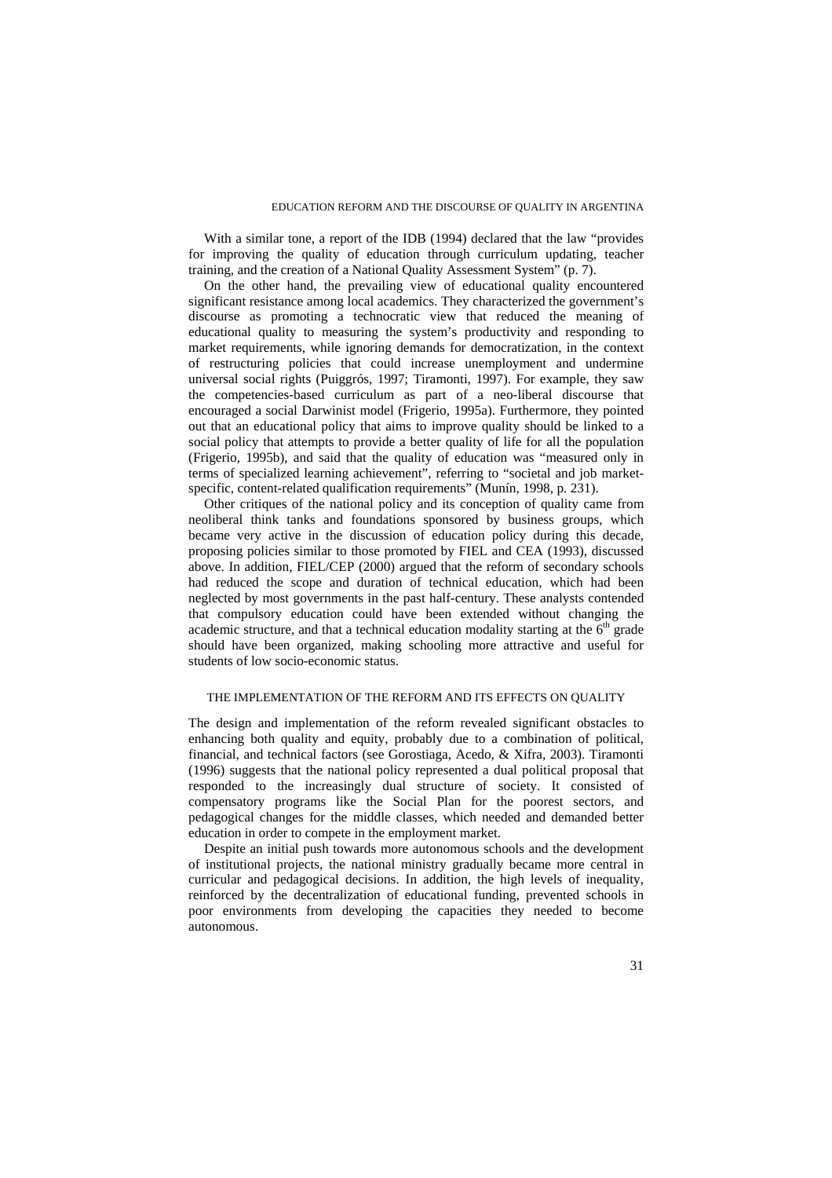With a similar tone, a report of the IDB (1994) declared that the law "provides for improving the quality of education through curriculum updating, teacher training, and the creation of a National Quality Assessment System" (p. 7).

On the other hand, the prevailing view of educational quality encountered significant resistance among local academics. They characterized the government's discourse as promoting a technocratic view that reduced the meaning of educational quality to measuring the system's productivity and responding to market requirements, while ignoring demands for democratization, in the context of restructuring policies that could increase unemployment and undermine universal social rights (Puiggrós, 1997; Tiramonti, 1997). For example, they saw the competencies-based curriculum as part of a neo-liberal discourse that encouraged a social Darwinist model (Frigerio, 1995a). Furthermore, they pointed out that an educational policy that aims to improve quality should be linked to a social policy that attempts to provide a better quality of life for all the population (Frigerio, 1995b), and said that the quality of education was "measured only in terms of specialized learning achievement", referring to "societal and job market-specific, content-related qualification requirements" (Munín, 1998, p. 231).

Other critiques of the national policy and its conception of quality came from neoliberal think tanks and foundations sponsored by business groups, which became very active in the discussion of education policy during this decade, proposing policies similar to those promoted by FIEL and CEA (1993), discussed above. In addition, FIEL/CEP (2000) argued that the reform of secondary schools had reduced the scope and duration of technical education, which had been neglected by most governments in the past half-century. These analysts contended that compulsory education could have been extended without changing the academic structure, and that a technical education modality starting at the 6th grade should have been organized, making schooling more attractive and useful for students of low socio-economic status.

## THE IMPLEMENTATION OF THE REFORM AND ITS EFFECTS ON QUALITY

The design and implementation of the reform revealed significant obstacles to enhancing both quality and equity, probably due to a combination of political, financial, and technical factors (see Gorostiaga, Acedo, & Xifra, 2003). Tiramonti (1996) suggests that the national policy represented a dual political proposal that responded to the increasingly dual structure of society. It consisted of compensatory programs like the Social Plan for the poorest sectors, and pedagogical changes for the middle classes, which needed and demanded better education in order to compete in the employment market.

Despite an initial push towards more autonomous schools and the development of institutional projects, the national ministry gradually became more central in curricular and pedagogical decisions. In addition, the high levels of inequality, reinforced by the decentralization of educational funding, prevented schools in poor environments from developing the capacities they needed to become autonomous.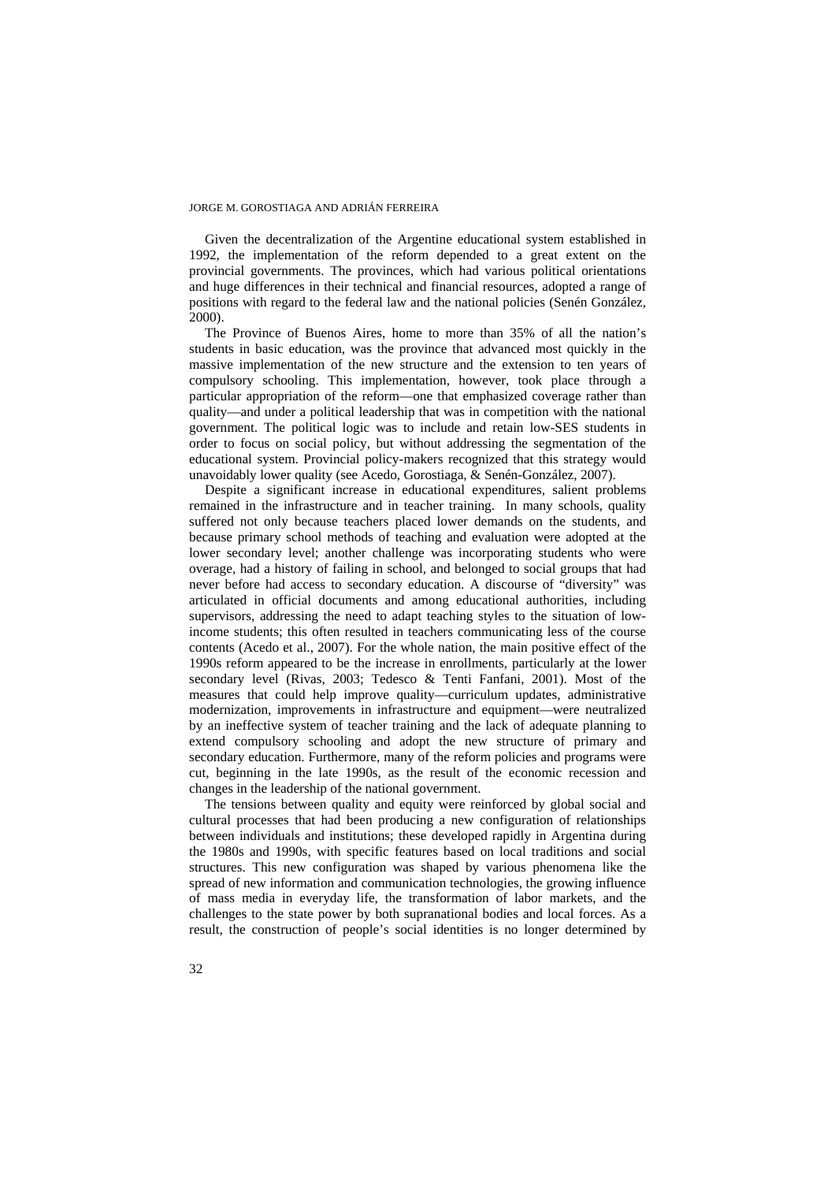Given the decentralization of the Argentine educational system established in 1992, the implementation of the reform depended to a great extent on the provincial governments. The provinces, which had various political orientations and huge differences in their technical and financial resources, adopted a range of positions with regard to the federal law and the national policies (Senén González, 2000).

The Province of Buenos Aires, home to more than 35% of all the nation's students in basic education, was the province that advanced most quickly in the massive implementation of the new structure and the extension to ten years of compulsory schooling. This implementation, however, took place through a particular appropriation of the reform—one that emphasized coverage rather than quality—and under a political leadership that was in competition with the national government. The political logic was to include and retain low-SES students in order to focus on social policy, but without addressing the segmentation of the educational system. Provincial policy-makers recognized that this strategy would unavoidably lower quality (see Acedo, Gorostiaga, & Senén-González, 2007).

Despite a significant increase in educational expenditures, salient problems remained in the infrastructure and in teacher training. In many schools, quality suffered not only because teachers placed lower demands on the students, and because primary school methods of teaching and evaluation were adopted at the lower secondary level; another challenge was incorporating students who were overage, had a history of failing in school, and belonged to social groups that had never before had access to secondary education. A discourse of "diversity" was articulated in official documents and among educational authorities, including supervisors, addressing the need to adapt teaching styles to the situation of low-income students; this often resulted in teachers communicating less of the course contents (Acedo et al., 2007). For the whole nation, the main positive effect of the 1990s reform appeared to be the increase in enrollments, particularly at the lower secondary level (Rivas, 2003; Tedesco & Tenti Fanfani, 2001). Most of the measures that could help improve quality—curriculum updates, administrative modernization, improvements in infrastructure and equipment—were neutralized by an ineffective system of teacher training and the lack of adequate planning to extend compulsory schooling and adopt the new structure of primary and secondary education. Furthermore, many of the reform policies and programs were cut, beginning in the late 1990s, as the result of the economic recession and changes in the leadership of the national government.

The tensions between quality and equity were reinforced by global social and cultural processes that had been producing a new configuration of relationships between individuals and institutions; these developed rapidly in Argentina during the 1980s and 1990s, with specific features based on local traditions and social structures. This new configuration was shaped by various phenomena like the spread of new information and communication technologies, the growing influence of mass media in everyday life, the transformation of labor markets, and the challenges to the state power by both supranational bodies and local forces. As a result, the construction of people's social identities is no longer determined by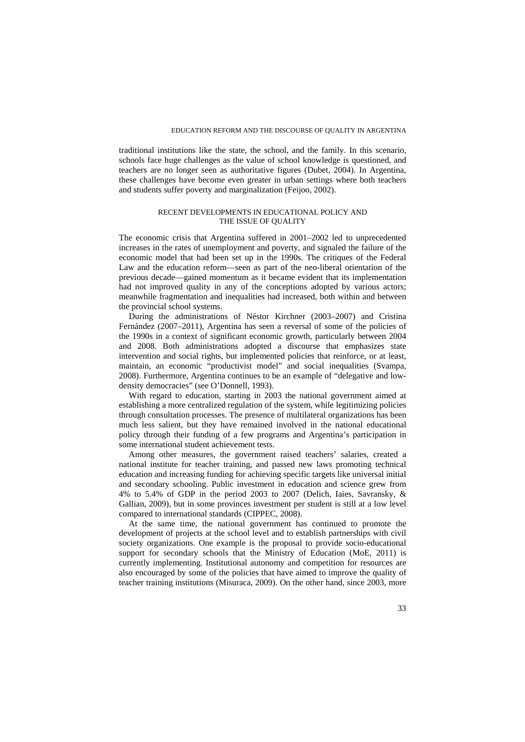traditional institutions like the state, the school, and the family. In this scenario, schools face huge challenges as the value of school knowledge is questioned, and teachers are no longer seen as authoritative figures (Dubet, 2004). In Argentina, these challenges have become even greater in urban settings where both teachers and students suffer poverty and marginalization (Feijoo, 2002).

## RECENT DEVELOPMENTS IN EDUCATIONAL POLICY AND THE ISSUE OF QUALITY

The economic crisis that Argentina suffered in 2001–2002 led to unprecedented increases in the rates of unemployment and poverty, and signaled the failure of the economic model that had been set up in the 1990s. The critiques of the Federal Law and the education reform—seen as part of the neo-liberal orientation of the previous decade—gained momentum as it became evident that its implementation had not improved quality in any of the conceptions adopted by various actors; meanwhile fragmentation and inequalities had increased, both within and between the provincial school systems.

During the administrations of Néstor Kirchner (2003–2007) and Cristina Fernández (2007–2011), Argentina has seen a reversal of some of the policies of the 1990s in a context of significant economic growth, particularly between 2004 and 2008. Both administrations adopted a discourse that emphasizes state intervention and social rights, but implemented policies that reinforce, or at least, maintain, an economic "productivist model" and social inequalities (Svampa, 2008). Furthermore, Argentina continues to be an example of "delegative and low-density democracies" (see O'Donnell, 1993).

With regard to education, starting in 2003 the national government aimed at establishing a more centralized regulation of the system, while legitimizing policies through consultation processes. The presence of multilateral organizations has been much less salient, but they have remained involved in the national educational policy through their funding of a few programs and Argentina's participation in some international student achievement tests.

Among other measures, the government raised teachers' salaries, created a national institute for teacher training, and passed new laws promoting technical education and increasing funding for achieving specific targets like universal initial and secondary schooling. Public investment in education and science grew from 4% to 5.4% of GDP in the period 2003 to 2007 (Delich, Iaies, Savransky, & Gallian, 2009), but in some provinces investment per student is still at a low level compared to international standards (CIPPEC, 2008).

At the same time, the national government has continued to promote the development of projects at the school level and to establish partnerships with civil society organizations. One example is the proposal to provide socio-educational support for secondary schools that the Ministry of Education (MoE, 2011) is currently implementing. Institutional autonomy and competition for resources are also encouraged by some of the policies that have aimed to improve the quality of teacher training institutions (Misuraca, 2009). On the other hand, since 2003, more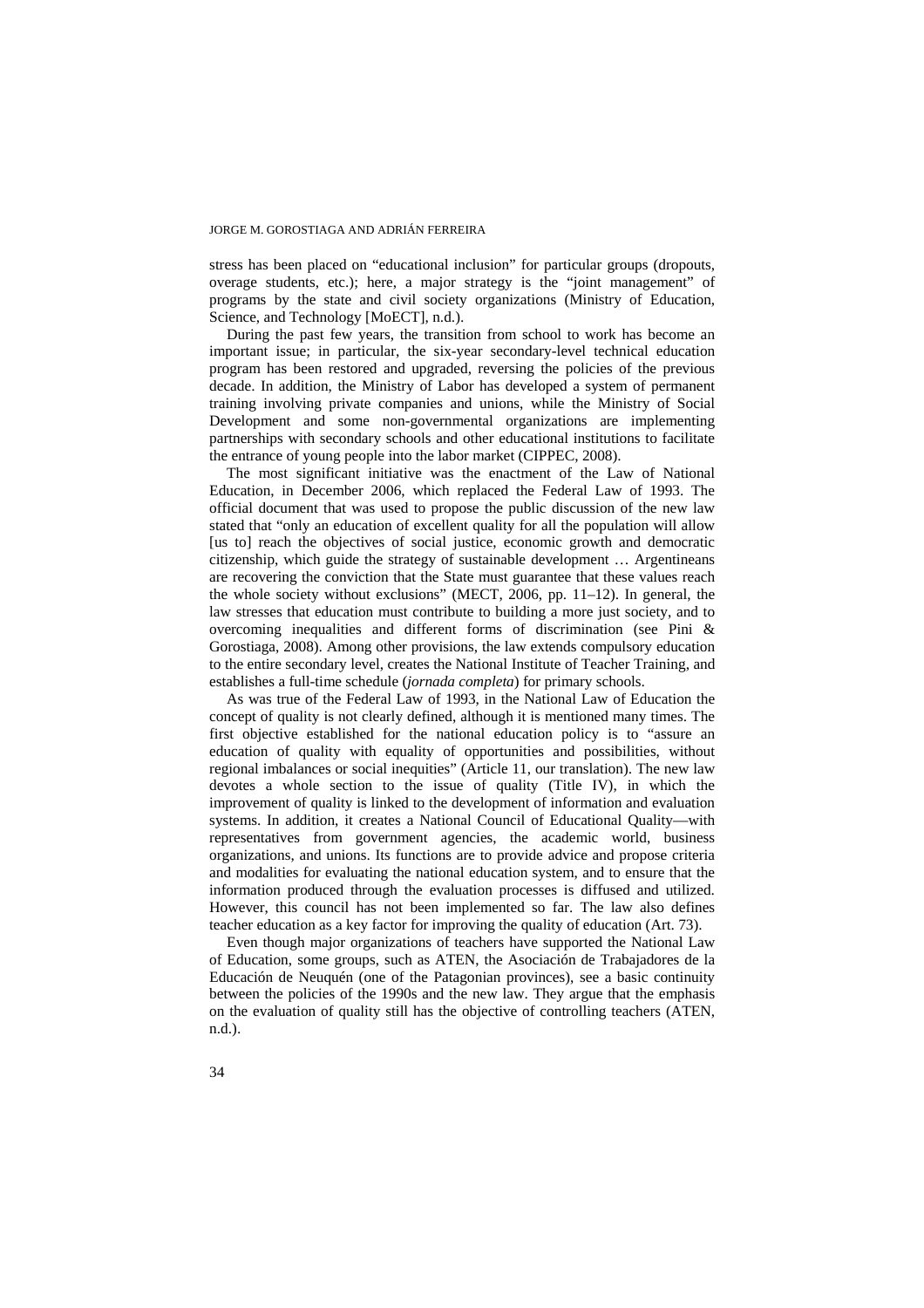stress has been placed on "educational inclusion" for particular groups (dropouts, overage students, etc.); here, a major strategy is the "joint management" of programs by the state and civil society organizations (Ministry of Education, Science, and Technology [MoECT], n.d.).

During the past few years, the transition from school to work has become an important issue; in particular, the six-year secondary-level technical education program has been restored and upgraded, reversing the policies of the previous decade. In addition, the Ministry of Labor has developed a system of permanent training involving private companies and unions, while the Ministry of Social Development and some non-governmental organizations are implementing partnerships with secondary schools and other educational institutions to facilitate the entrance of young people into the labor market (CIPPEC, 2008).

The most significant initiative was the enactment of the Law of National Education, in December 2006, which replaced the Federal Law of 1993. The official document that was used to propose the public discussion of the new law stated that "only an education of excellent quality for all the population will allow [us to] reach the objectives of social justice, economic growth and democratic citizenship, which guide the strategy of sustainable development … Argentineans are recovering the conviction that the State must guarantee that these values reach the whole society without exclusions" (MECT, 2006, pp. 11–12). In general, the law stresses that education must contribute to building a more just society, and to overcoming inequalities and different forms of discrimination (see Pini & Gorostiaga, 2008). Among other provisions, the law extends compulsory education to the entire secondary level, creates the National Institute of Teacher Training, and establishes a full-time schedule (*jornada completa*) for primary schools.

As was true of the Federal Law of 1993, in the National Law of Education the concept of quality is not clearly defined, although it is mentioned many times. The first objective established for the national education policy is to "assure an education of quality with equality of opportunities and possibilities, without regional imbalances or social inequities" (Article 11, our translation). The new law devotes a whole section to the issue of quality (Title IV), in which the improvement of quality is linked to the development of information and evaluation systems. In addition, it creates a National Council of Educational Quality—with representatives from government agencies, the academic world, business organizations, and unions. Its functions are to provide advice and propose criteria and modalities for evaluating the national education system, and to ensure that the information produced through the evaluation processes is diffused and utilized. However, this council has not been implemented so far. The law also defines teacher education as a key factor for improving the quality of education (Art. 73).

Even though major organizations of teachers have supported the National Law of Education, some groups, such as ATEN, the Asociación de Trabajadores de la Educación de Neuquén (one of the Patagonian provinces), see a basic continuity between the policies of the 1990s and the new law. They argue that the emphasis on the evaluation of quality still has the objective of controlling teachers (ATEN, n.d.).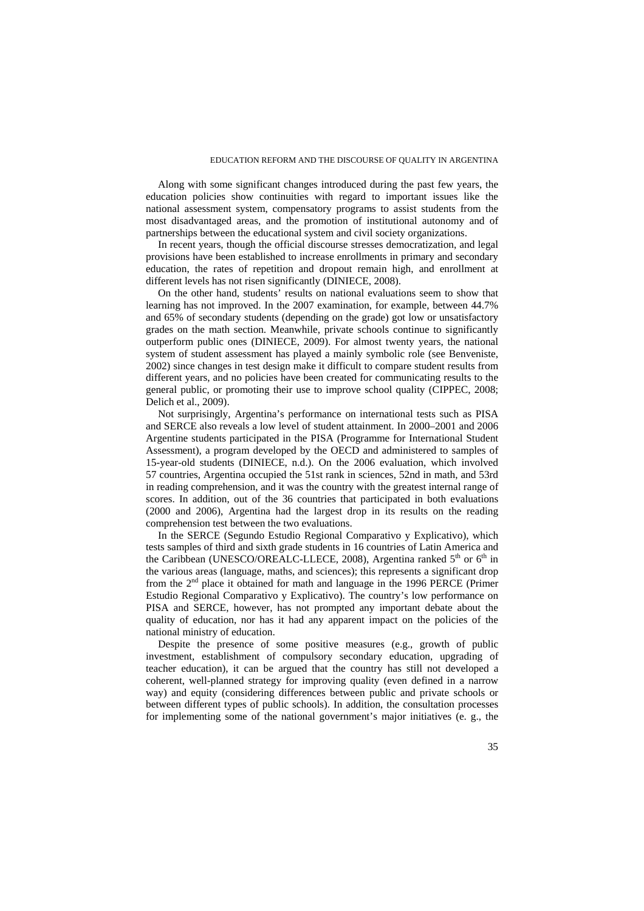Along with some significant changes introduced during the past few years, the education policies show continuities with regard to important issues like the national assessment system, compensatory programs to assist students from the most disadvantaged areas, and the promotion of institutional autonomy and of partnerships between the educational system and civil society organizations.

In recent years, though the official discourse stresses democratization, and legal provisions have been established to increase enrollments in primary and secondary education, the rates of repetition and dropout remain high, and enrollment at different levels has not risen significantly (DINIECE, 2008).

On the other hand, students' results on national evaluations seem to show that learning has not improved. In the 2007 examination, for example, between 44.7% and 65% of secondary students (depending on the grade) got low or unsatisfactory grades on the math section. Meanwhile, private schools continue to significantly outperform public ones (DINIECE, 2009). For almost twenty years, the national system of student assessment has played a mainly symbolic role (see Benveniste, 2002) since changes in test design make it difficult to compare student results from different years, and no policies have been created for communicating results to the general public, or promoting their use to improve school quality (CIPPEC, 2008; Delich et al., 2009).

Not surprisingly, Argentina's performance on international tests such as PISA and SERCE also reveals a low level of student attainment. In 2000–2001 and 2006 Argentine students participated in the PISA (Programme for International Student Assessment), a program developed by the OECD and administered to samples of 15-year-old students (DINIECE, n.d.). On the 2006 evaluation, which involved 57 countries, Argentina occupied the 51st rank in sciences, 52nd in math, and 53rd in reading comprehension, and it was the country with the greatest internal range of scores. In addition, out of the 36 countries that participated in both evaluations (2000 and 2006), Argentina had the largest drop in its results on the reading comprehension test between the two evaluations.

In the SERCE (Segundo Estudio Regional Comparativo y Explicativo), which tests samples of third and sixth grade students in 16 countries of Latin America and the Caribbean (UNESCO/OREALC-LLECE, 2008), Argentina ranked 5th or 6th in the various areas (language, maths, and sciences); this represents a significant drop from the 2nd place it obtained for math and language in the 1996 PERCE (Primer Estudio Regional Comparativo y Explicativo). The country's low performance on PISA and SERCE, however, has not prompted any important debate about the quality of education, nor has it had any apparent impact on the policies of the national ministry of education.

Despite the presence of some positive measures (e.g., growth of public investment, establishment of compulsory secondary education, upgrading of teacher education), it can be argued that the country has still not developed a coherent, well-planned strategy for improving quality (even defined in a narrow way) and equity (considering differences between public and private schools or between different types of public schools). In addition, the consultation processes for implementing some of the national government's major initiatives (e. g., the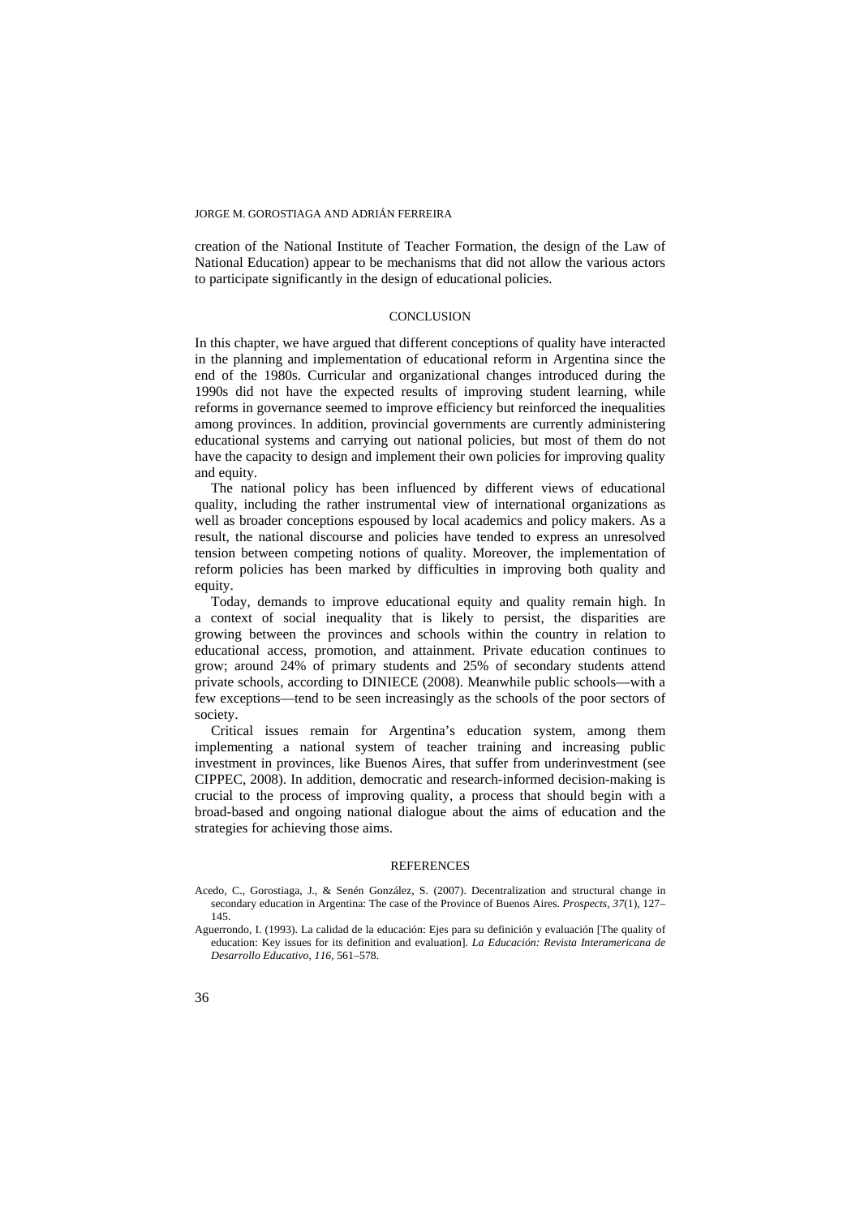creation of the National Institute of Teacher Formation, the design of the Law of National Education) appear to be mechanisms that did not allow the various actors to participate significantly in the design of educational policies.

## CONCLUSION

In this chapter, we have argued that different conceptions of quality have interacted in the planning and implementation of educational reform in Argentina since the end of the 1980s. Curricular and organizational changes introduced during the 1990s did not have the expected results of improving student learning, while reforms in governance seemed to improve efficiency but reinforced the inequalities among provinces. In addition, provincial governments are currently administering educational systems and carrying out national policies, but most of them do not have the capacity to design and implement their own policies for improving quality and equity.

The national policy has been influenced by different views of educational quality, including the rather instrumental view of international organizations as well as broader conceptions espoused by local academics and policy makers. As a result, the national discourse and policies have tended to express an unresolved tension between competing notions of quality. Moreover, the implementation of reform policies has been marked by difficulties in improving both quality and equity.

Today, demands to improve educational equity and quality remain high. In a context of social inequality that is likely to persist, the disparities are growing between the provinces and schools within the country in relation to educational access, promotion, and attainment. Private education continues to grow; around 24% of primary students and 25% of secondary students attend private schools, according to DINIECE (2008). Meanwhile public schools—with a few exceptions—tend to be seen increasingly as the schools of the poor sectors of society.

Critical issues remain for Argentina's education system, among them implementing a national system of teacher training and increasing public investment in provinces, like Buenos Aires, that suffer from underinvestment (see CIPPEC, 2008). In addition, democratic and research-informed decision-making is crucial to the process of improving quality, a process that should begin with a broad-based and ongoing national dialogue about the aims of education and the strategies for achieving those aims.

## REFERENCES

Acedo, C., Gorostiaga, J., & Senén González, S. (2007). Decentralization and structural change in secondary education in Argentina: The case of the Province of Buenos Aires. *Prospects*, *37*(1), 127–145.

Aguerrondo, I. (1993). La calidad de la educación: Ejes para su definición y evaluación [The quality of education: Key issues for its definition and evaluation]. *La Educación: Revista Interamericana de Desarrollo Educativo*, *116*, 561–578.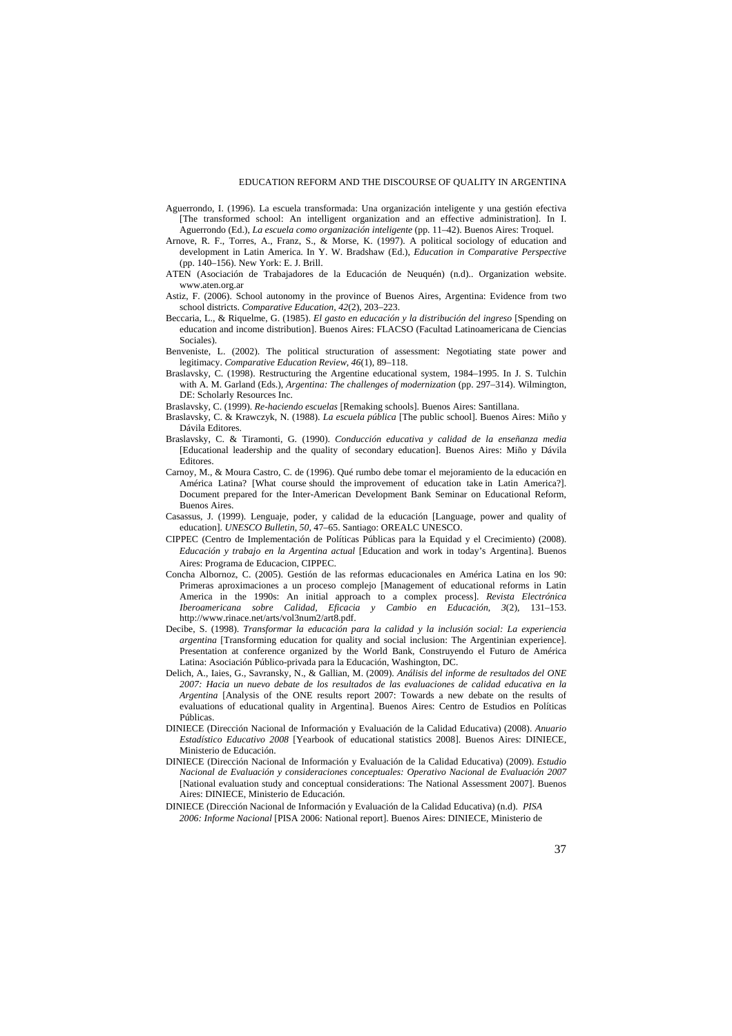Aguerrondo, I. (1996). La escuela transformada: Una organización inteligente y una gestión efectiva [The transformed school: An intelligent organization and an effective administration]. In I. Aguerrondo (Ed.), *La escuela como organización inteligente* (pp. 11–42). Buenos Aires: Troquel.

Arnove, R. F., Torres, A., Franz, S., & Morse, K. (1997). A political sociology of education and development in Latin America. In Y. W. Bradshaw (Ed.), *Education in Comparative Perspective* (pp. 140–156). New York: E. J. Brill.

ATEN (Asociación de Trabajadores de la Educación de Neuquén) (n.d).. Organization website. www.aten.org.ar

Astiz, F. (2006). School autonomy in the province of Buenos Aires, Argentina: Evidence from two school districts. *Comparative Education, 42*(2), 203–223.

Beccaria, L., & Riquelme, G. (1985). *El gasto en educación y la distribución del ingreso* [Spending on education and income distribution]. Buenos Aires: FLACSO (Facultad Latinoamericana de Ciencias Sociales).

Benveniste, L. (2002). The political structuration of assessment: Negotiating state power and legitimacy. *Comparative Education Review, 46*(1), 89–118.

Braslavsky, C. (1998). Restructuring the Argentine educational system, 1984–1995. In J. S. Tulchin with A. M. Garland (Eds.), *Argentina: The challenges of modernization* (pp. 297–314). Wilmington, DE: Scholarly Resources Inc.

Braslavsky, C. (1999). *Re-haciendo escuelas* [Remaking schools]. Buenos Aires: Santillana.

Braslavsky, C. & Krawczyk, N. (1988). *La escuela pública* [The public school]. Buenos Aires: Miño y Dávila Editores.

Braslavsky, C. & Tiramonti, G. (1990). *Conducción educativa y calidad de la enseñanza media* [Educational leadership and the quality of secondary education]. Buenos Aires: Miño y Dávila Editores.

Carnoy, M., & Moura Castro, C. de (1996). Qué rumbo debe tomar el mejoramiento de la educación en América Latina? [What course should the improvement of education take in Latin America?]. Document prepared for the Inter-American Development Bank Seminar on Educational Reform, Buenos Aires.

Casassus, J. (1999). Lenguaje, poder, y calidad de la educación [Language, power and quality of education]. *UNESCO Bulletin, 50*, 47–65. Santiago: OREALC UNESCO.

CIPPEC (Centro de Implementación de Políticas Públicas para la Equidad y el Crecimiento) (2008). *Educación y trabajo en la Argentina actual* [Education and work in today's Argentina]. Buenos Aires: Programa de Educacion, CIPPEC.

Concha Albornoz, C. (2005). Gestión de las reformas educacionales en América Latina en los 90: Primeras aproximaciones a un proceso complejo [Management of educational reforms in Latin America in the 1990s: An initial approach to a complex process]. *Revista Electrónica Iberoamericana sobre Calidad, Eficacia y Cambio en Educación, 3*(2), 131–153. http://www.rinace.net/arts/vol3num2/art8.pdf.

Decibe, S. (1998). *Transformar la educación para la calidad y la inclusión social: La experiencia argentina* [Transforming education for quality and social inclusion: The Argentinian experience]. Presentation at conference organized by the World Bank, Construyendo el Futuro de América Latina: Asociación Público-privada para la Educación, Washington, DC.

Delich, A., Iaies, G., Savransky, N., & Gallian, M. (2009). *Análisis del informe de resultados del ONE 2007: Hacia un nuevo debate de los resultados de las evaluaciones de calidad educativa en la Argentina* [Analysis of the ONE results report 2007: Towards a new debate on the results of evaluations of educational quality in Argentina]. Buenos Aires: Centro de Estudios en Políticas Públicas.

DINIECE (Dirección Nacional de Información y Evaluación de la Calidad Educativa) (2008). *Anuario Estadístico Educativo 2008* [Yearbook of educational statistics 2008]. Buenos Aires: DINIECE, Ministerio de Educación.

DINIECE (Dirección Nacional de Información y Evaluación de la Calidad Educativa) (2009). *Estudio Nacional de Evaluación y consideraciones conceptuales: Operativo Nacional de Evaluación 2007* [National evaluation study and conceptual considerations: The National Assessment 2007]. Buenos Aires: DINIECE, Ministerio de Educación.

DINIECE (Dirección Nacional de Información y Evaluación de la Calidad Educativa) (n.d). *PISA 2006: Informe Nacional* [PISA 2006: National report]. Buenos Aires: DINIECE, Ministerio de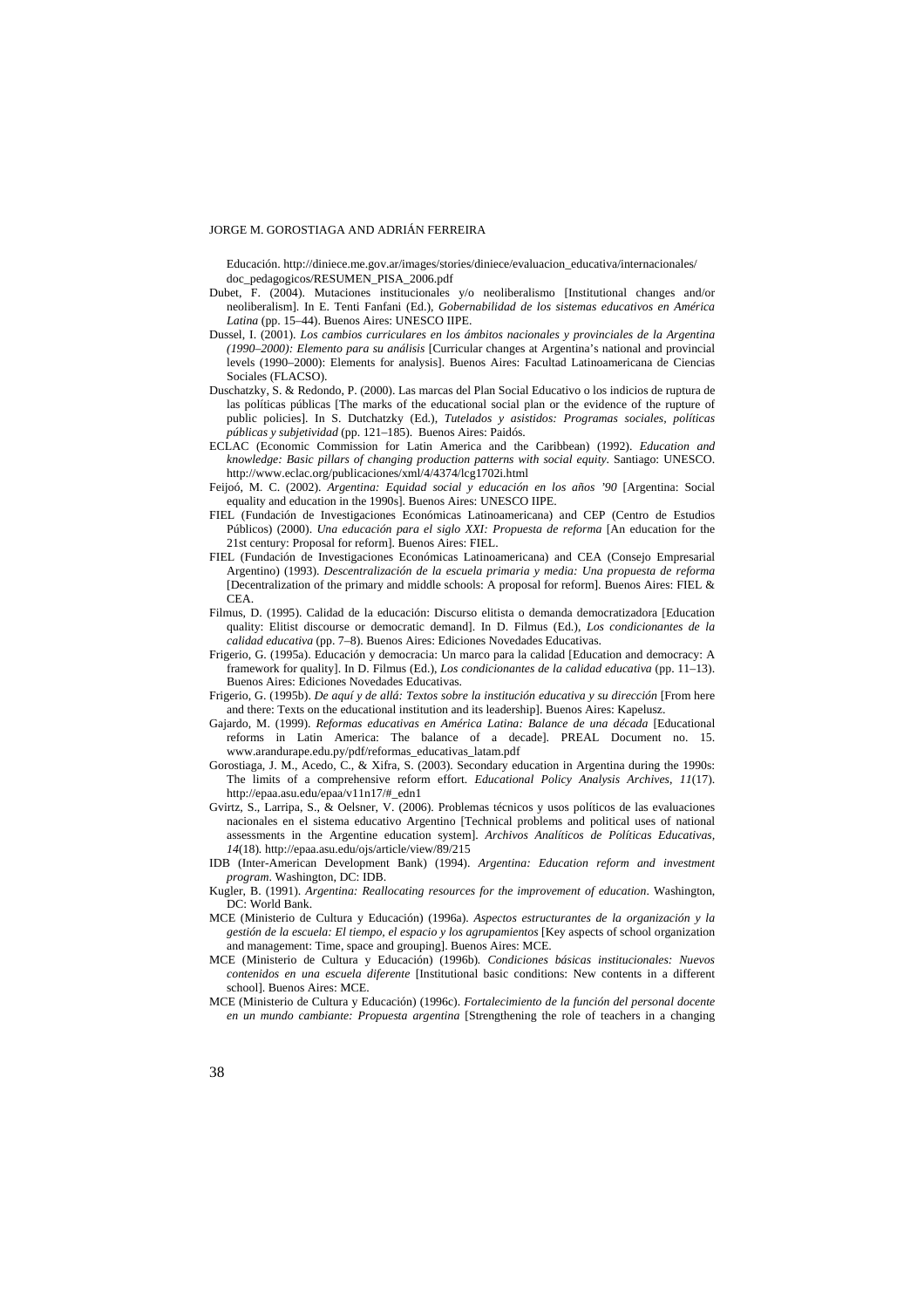Educación. http://diniece.me.gov.ar/images/stories/diniece/evaluacion_educativa/internacionales/doc_pedagogicos/RESUMEN_PISA_2006.pdf

Dubet, F. (2004). Mutaciones institucionales y/o neoliberalismo [Institutional changes and/or neoliberalism]. In E. Tenti Fanfani (Ed.), *Gobernabilidad de los sistemas educativos en América Latina* (pp. 15–44). Buenos Aires: UNESCO IIPE.

Dussel, I. (2001). *Los cambios curriculares en los ámbitos nacionales y provinciales de la Argentina (1990–2000): Elemento para su análisis* [Curricular changes at Argentina's national and provincial levels (1990–2000): Elements for analysis]. Buenos Aires: Facultad Latinoamericana de Ciencias Sociales (FLACSO).

Duschatzky, S. & Redondo, P. (2000). Las marcas del Plan Social Educativo o los indicios de ruptura de las políticas públicas [The marks of the educational social plan or the evidence of the rupture of public policies]. In S. Dutchatzky (Ed.), *Tutelados y asistidos: Programas sociales, políticas públicas y subjetividad* (pp. 121–185). Buenos Aires: Paidós.

ECLAC (Economic Commission for Latin America and the Caribbean) (1992). *Education and knowledge: Basic pillars of changing production patterns with social equity*. Santiago: UNESCO. http://www.eclac.org/publicaciones/xml/4/4374/lcg1702i.html

Feijoó, M. C. (2002). *Argentina: Equidad social y educación en los años '90* [Argentina: Social equality and education in the 1990s]. Buenos Aires: UNESCO IIPE.

FIEL (Fundación de Investigaciones Económicas Latinoamericana) and CEP (Centro de Estudios Públicos) (2000). *Una educación para el siglo XXI: Propuesta de reforma* [An education for the 21st century: Proposal for reform]. Buenos Aires: FIEL.

FIEL (Fundación de Investigaciones Económicas Latinoamericana) and CEA (Consejo Empresarial Argentino) (1993). *Descentralización de la escuela primaria y media: Una propuesta de reforma* [Decentralization of the primary and middle schools: A proposal for reform]. Buenos Aires: FIEL & CEA.

Filmus, D. (1995). Calidad de la educación: Discurso elitista o demanda democratizadora [Education quality: Elitist discourse or democratic demand]. In D. Filmus (Ed.), *Los condicionantes de la calidad educativa* (pp. 7–8). Buenos Aires: Ediciones Novedades Educativas.

Frigerio, G. (1995a). Educación y democracia: Un marco para la calidad [Education and democracy: A framework for quality]. In D. Filmus (Ed.), *Los condicionantes de la calidad educativa* (pp. 11–13). Buenos Aires: Ediciones Novedades Educativas.

Frigerio, G. (1995b). *De aquí y de allá: Textos sobre la institución educativa y su dirección* [From here and there: Texts on the educational institution and its leadership]. Buenos Aires: Kapelusz.

Gajardo, M. (1999). *Reformas educativas en América Latina: Balance de una década* [Educational reforms in Latin America: The balance of a decade]. PREAL Document no. 15. www.arandurape.edu.py/pdf/reformas_educativas_latam.pdf

Gorostiaga, J. M., Acedo, C., & Xifra, S. (2003). Secondary education in Argentina during the 1990s: The limits of a comprehensive reform effort. *Educational Policy Analysis Archives, 11*(17). http://epaa.asu.edu/epaa/v11n17/#_edn1

Gvirtz, S., Larripa, S., & Oelsner, V. (2006). Problemas técnicos y usos políticos de las evaluaciones nacionales en el sistema educativo Argentino [Technical problems and political uses of national assessments in the Argentine education system]. *Archivos Analíticos de Políticas Educativas, 14*(18). http://epaa.asu.edu/ojs/article/view/89/215

IDB (Inter-American Development Bank) (1994). *Argentina: Education reform and investment program*. Washington, DC: IDB.

Kugler, B. (1991). *Argentina: Reallocating resources for the improvement of education*. Washington, DC: World Bank.

MCE (Ministerio de Cultura y Educación) (1996a). *Aspectos estructurantes de la organización y la gestión de la escuela: El tiempo, el espacio y los agrupamientos* [Key aspects of school organization and management: Time, space and grouping]. Buenos Aires: MCE.

MCE (Ministerio de Cultura y Educación) (1996b). *Condiciones básicas institucionales: Nuevos contenidos en una escuela diferente* [Institutional basic conditions: New contents in a different school]. Buenos Aires: MCE.

MCE (Ministerio de Cultura y Educación) (1996c). *Fortalecimiento de la función del personal docente en un mundo cambiante: Propuesta argentina* [Strengthening the role of teachers in a changing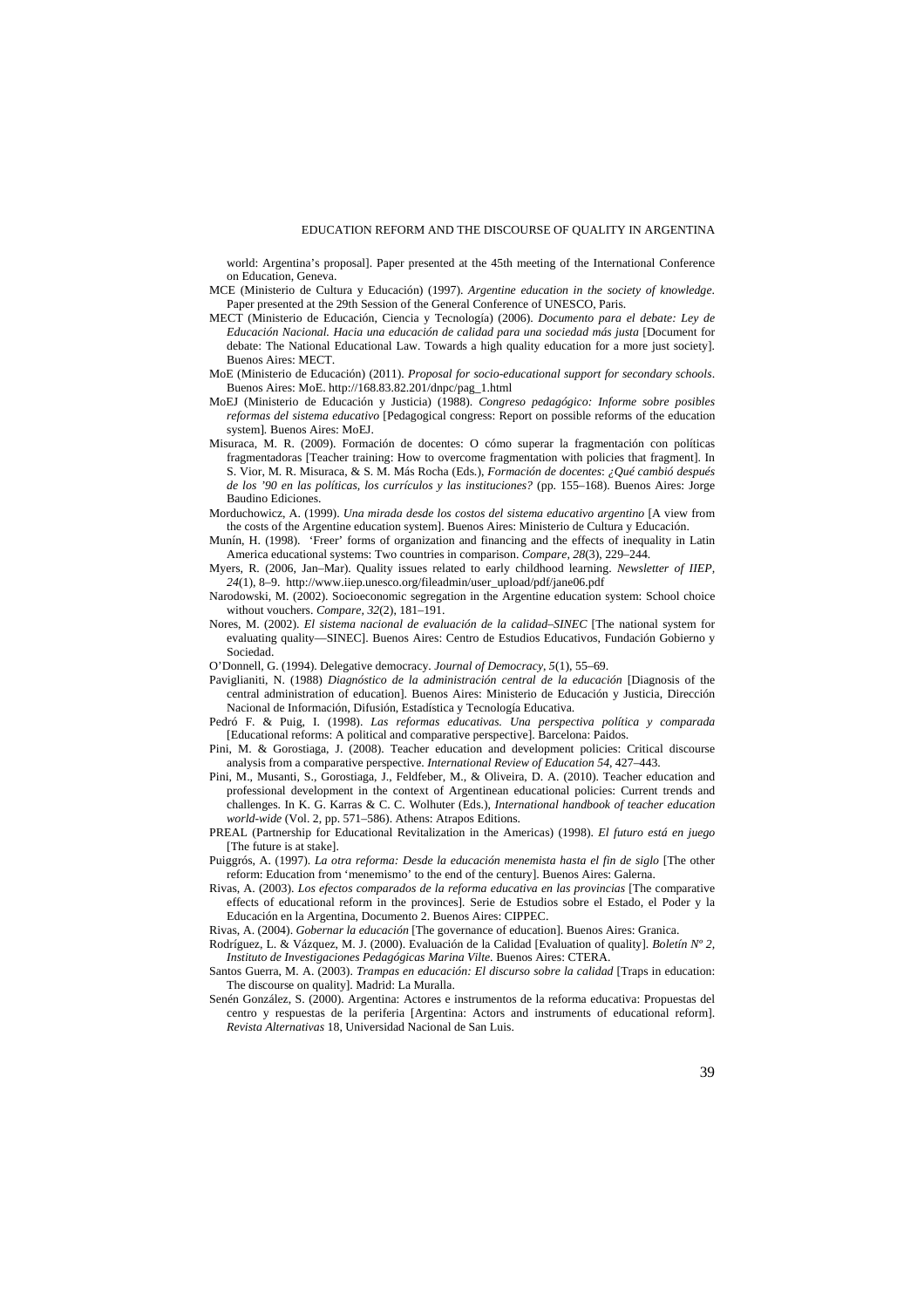world: Argentina's proposal]. Paper presented at the 45th meeting of the International Conference on Education, Geneva.

MCE (Ministerio de Cultura y Educación) (1997). *Argentine education in the society of knowledge*. Paper presented at the 29th Session of the General Conference of UNESCO, Paris.

MECT (Ministerio de Educación, Ciencia y Tecnología) (2006). *Documento para el debate: Ley de Educación Nacional. Hacia una educación de calidad para una sociedad más justa* [Document for debate: The National Educational Law. Towards a high quality education for a more just society]. Buenos Aires: MECT.

MoE (Ministerio de Educación) (2011). *Proposal for socio-educational support for secondary schools*. Buenos Aires: MoE. http://168.83.82.201/dnpc/pag_1.html

MoEJ (Ministerio de Educación y Justicia) (1988). *Congreso pedagógico: Informe sobre posibles reformas del sistema educativo* [Pedagogical congress: Report on possible reforms of the education system]. Buenos Aires: MoEJ.

Misuraca, M. R. (2009). Formación de docentes: O cómo superar la fragmentación con políticas fragmentadoras [Teacher training: How to overcome fragmentation with policies that fragment]. In S. Vior, M. R. Misuraca, & S. M. Más Rocha (Eds.), *Formación de docentes*: *¿Qué cambió después de los '90 en las políticas, los currículos y las instituciones?* (pp. 155–168). Buenos Aires: Jorge Baudino Ediciones.

Morduchowicz, A. (1999). *Una mirada desde los costos del sistema educativo argentino* [A view from the costs of the Argentine education system]. Buenos Aires: Ministerio de Cultura y Educación.

Munín, H. (1998). 'Freer' forms of organization and financing and the effects of inequality in Latin America educational systems: Two countries in comparison. *Compare*, *28*(3), 229–244.

Myers, R. (2006, Jan–Mar). Quality issues related to early childhood learning. *Newsletter of IIEP, 24*(1), 8–9. http://www.iiep.unesco.org/fileadmin/user_upload/pdf/jane06.pdf

Narodowski, M. (2002). Socioeconomic segregation in the Argentine education system: School choice without vouchers. *Compare*, *32*(2), 181–191.

Nores, M. (2002). *El sistema nacional de evaluación de la calidad–SINEC* [The national system for evaluating quality—SINEC]. Buenos Aires: Centro de Estudios Educativos, Fundación Gobierno y Sociedad.

O'Donnell, G. (1994). Delegative democracy. *Journal of Democracy*, *5*(1), 55–69.

Paviglianiti, N. (1988) *Diagnóstico de la administración central de la educación* [Diagnosis of the central administration of education]. Buenos Aires: Ministerio de Educación y Justicia, Dirección Nacional de Información, Difusión, Estadística y Tecnología Educativa.

Pedró F. & Puig, I. (1998). *Las reformas educativas. Una perspectiva política y comparada* [Educational reforms: A political and comparative perspective]. Barcelona: Paidos.

Pini, M. & Gorostiaga, J. (2008). Teacher education and development policies: Critical discourse analysis from a comparative perspective. *International Review of Education 54*, 427–443.

Pini, M., Musanti, S., Gorostiaga, J., Feldfeber, M., & Oliveira, D. A. (2010). Teacher education and professional development in the context of Argentinean educational policies: Current trends and challenges. In K. G. Karras & C. C. Wolhuter (Eds.), *International handbook of teacher education world-wide* (Vol. 2, pp. 571–586). Athens: Atrapos Editions.

PREAL (Partnership for Educational Revitalization in the Americas) (1998). *El futuro está en juego* [The future is at stake].

Puiggrós, A. (1997). *La otra reforma: Desde la educación menemista hasta el fin de siglo* [The other reform: Education from 'menemismo' to the end of the century]. Buenos Aires: Galerna.

Rivas, A. (2003). *Los efectos comparados de la reforma educativa en las provincias* [The comparative effects of educational reform in the provinces]. Serie de Estudios sobre el Estado, el Poder y la Educación en la Argentina, Documento 2. Buenos Aires: CIPPEC.

Rivas, A. (2004). *Gobernar la educación* [The governance of education]. Buenos Aires: Granica.

Rodríguez, L. & Vázquez, M. J. (2000). Evaluación de la Calidad [Evaluation of quality]. *Boletín Nº 2, Instituto de Investigaciones Pedagógicas Marina Vilte*. Buenos Aires: CTERA.

Santos Guerra, M. A. (2003). *Trampas en educación: El discurso sobre la calidad* [Traps in education: The discourse on quality]. Madrid: La Muralla.

Senén González, S. (2000). Argentina: Actores e instrumentos de la reforma educativa: Propuestas del centro y respuestas de la periferia [Argentina: Actors and instruments of educational reform]. *Revista Alternativas* 18, Universidad Nacional de San Luis.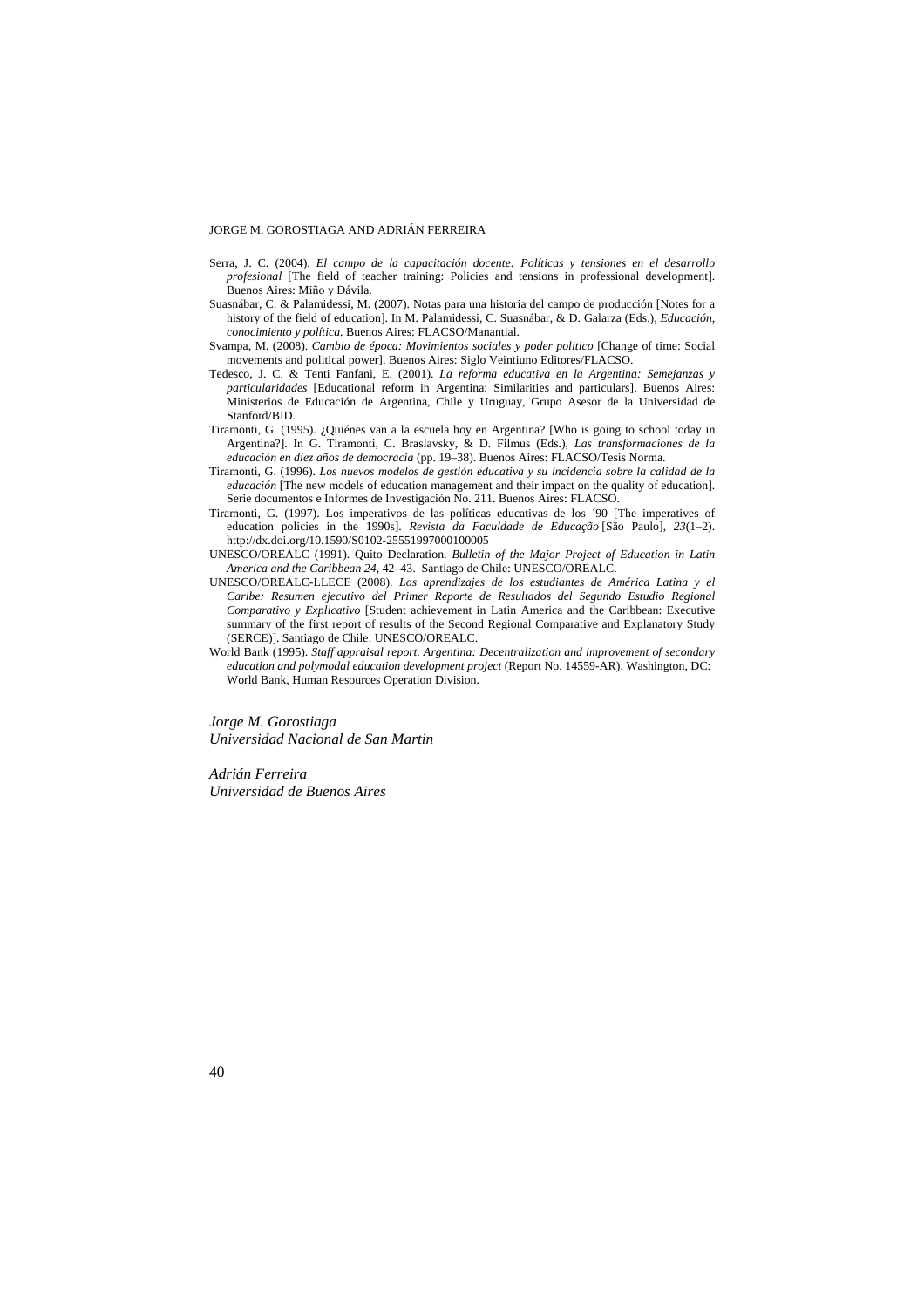Serra, J. C. (2004). *El campo de la capacitación docente: Políticas y tensiones en el desarrollo profesional* [The field of teacher training: Policies and tensions in professional development]. Buenos Aires: Miño y Dávila.

Suasnábar, C. & Palamidessi, M. (2007). Notas para una historia del campo de producción [Notes for a history of the field of education]. In M. Palamidessi, C. Suasnábar, & D. Galarza (Eds.), *Educación, conocimiento y política*. Buenos Aires: FLACSO/Manantial.

Svampa, M. (2008). *Cambio de época: Movimientos sociales y poder politico* [Change of time: Social movements and political power]. Buenos Aires: Siglo Veintiuno Editores/FLACSO.

Tedesco, J. C. & Tenti Fanfani, E. (2001). *La reforma educativa en la Argentina: Semejanzas y particularidades* [Educational reform in Argentina: Similarities and particulars]. Buenos Aires: Ministerios de Educación de Argentina, Chile y Uruguay, Grupo Asesor de la Universidad de Stanford/BID.

Tiramonti, G. (1995). ¿Quiénes van a la escuela hoy en Argentina? [Who is going to school today in Argentina?]. In G. Tiramonti, C. Braslavsky, & D. Filmus (Eds.), *Las transformaciones de la educación en diez años de democracia* (pp. 19–38). Buenos Aires: FLACSO/Tesis Norma.

Tiramonti, G. (1996). *Los nuevos modelos de gestión educativa y su incidencia sobre la calidad de la educación* [The new models of education management and their impact on the quality of education]. Serie documentos e Informes de Investigación No. 211. Buenos Aires: FLACSO.

Tiramonti, G. (1997). Los imperativos de las políticas educativas de los ´90 [The imperatives of education policies in the 1990s]. *Revista da Faculdade de Educação* [São Paulo], *23*(1–2). http://dx.doi.org/10.1590/S0102-25551997000100005

UNESCO/OREALC (1991). Quito Declaration. *Bulletin of the Major Project of Education in Latin America and the Caribbean 24*, 42–43. Santiago de Chile: UNESCO/OREALC.

UNESCO/OREALC-LLECE (2008). *Los aprendizajes de los estudiantes de América Latina y el Caribe: Resumen ejecutivo del Primer Reporte de Resultados del Segundo Estudio Regional Comparativo y Explicativo* [Student achievement in Latin America and the Caribbean: Executive summary of the first report of results of the Second Regional Comparative and Explanatory Study (SERCE)]. Santiago de Chile: UNESCO/OREALC.

World Bank (1995). *Staff appraisal report. Argentina: Decentralization and improvement of secondary education and polymodal education development project* (Report No. 14559-AR). Washington, DC: World Bank, Human Resources Operation Division.

*Jorge M. Gorostiaga*
*Universidad Nacional de San Martin*

*Adrián Ferreira*
*Universidad de Buenos Aires*